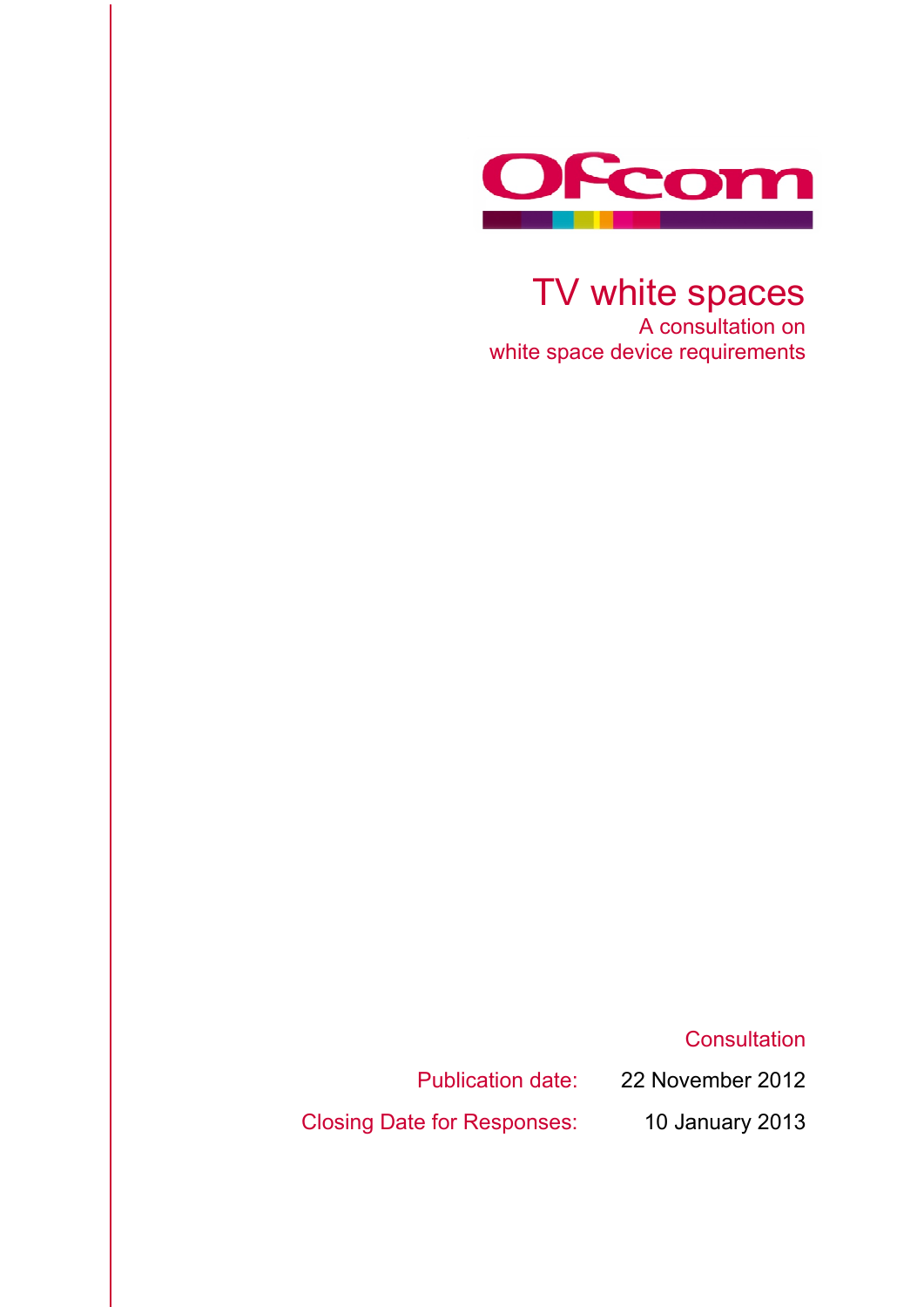Ofcom

# TV white spaces

A consultation on white space device requirements

Consultation

| | |
|---|---|
| Publication date: | 22 November 2012 |
| Closing Date for Responses: | 10 January 2013 |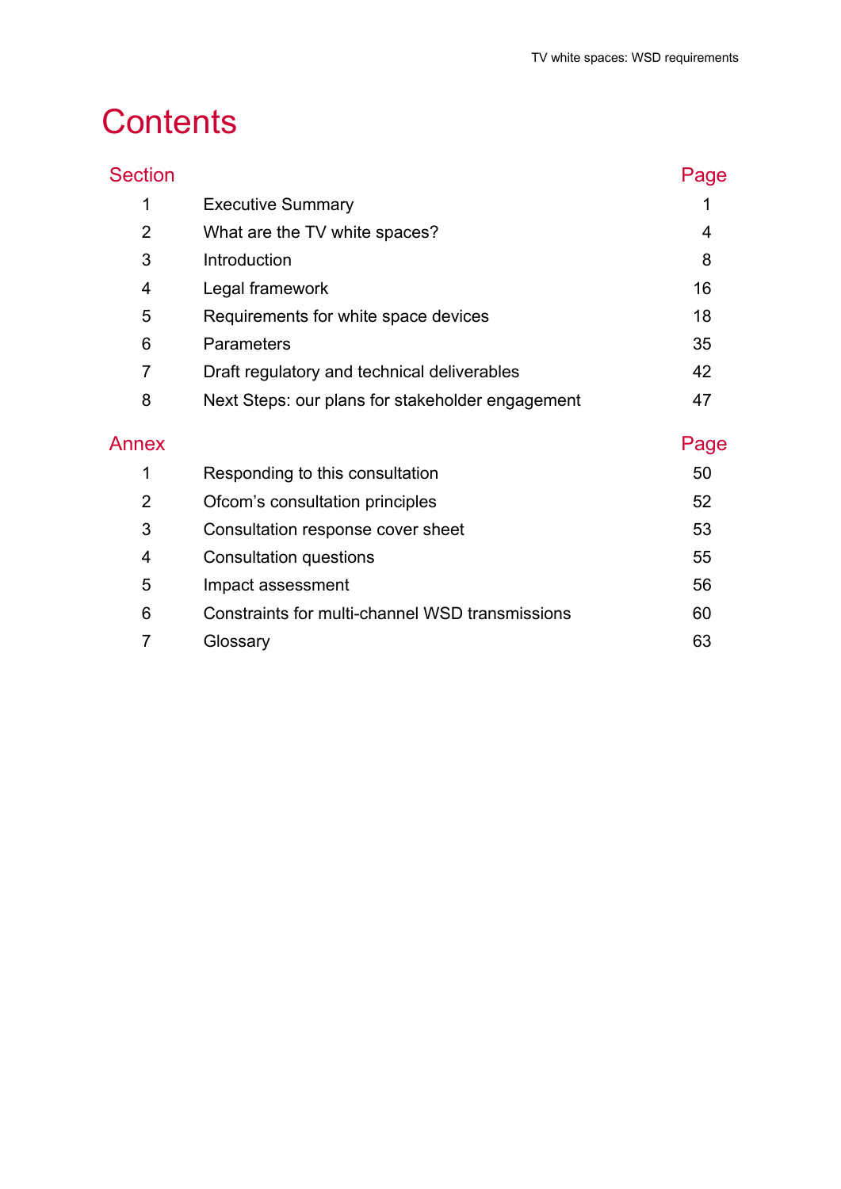# Contents

| Section | | Page |
|---|---|---|
| 1 | Executive Summary | 1 |
| 2 | What are the TV white spaces? | 4 |
| 3 | Introduction | 8 |
| 4 | Legal framework | 16 |
| 5 | Requirements for white space devices | 18 |
| 6 | Parameters | 35 |
| 7 | Draft regulatory and technical deliverables | 42 |
| 8 | Next Steps: our plans for stakeholder engagement | 47 |

| Annex | | Page |
|---|---|---|
| 1 | Responding to this consultation | 50 |
| 2 | Ofcom’s consultation principles | 52 |
| 3 | Consultation response cover sheet | 53 |
| 4 | Consultation questions | 55 |
| 5 | Impact assessment | 56 |
| 6 | Constraints for multi-channel WSD transmissions | 60 |
| 7 | Glossary | 63 |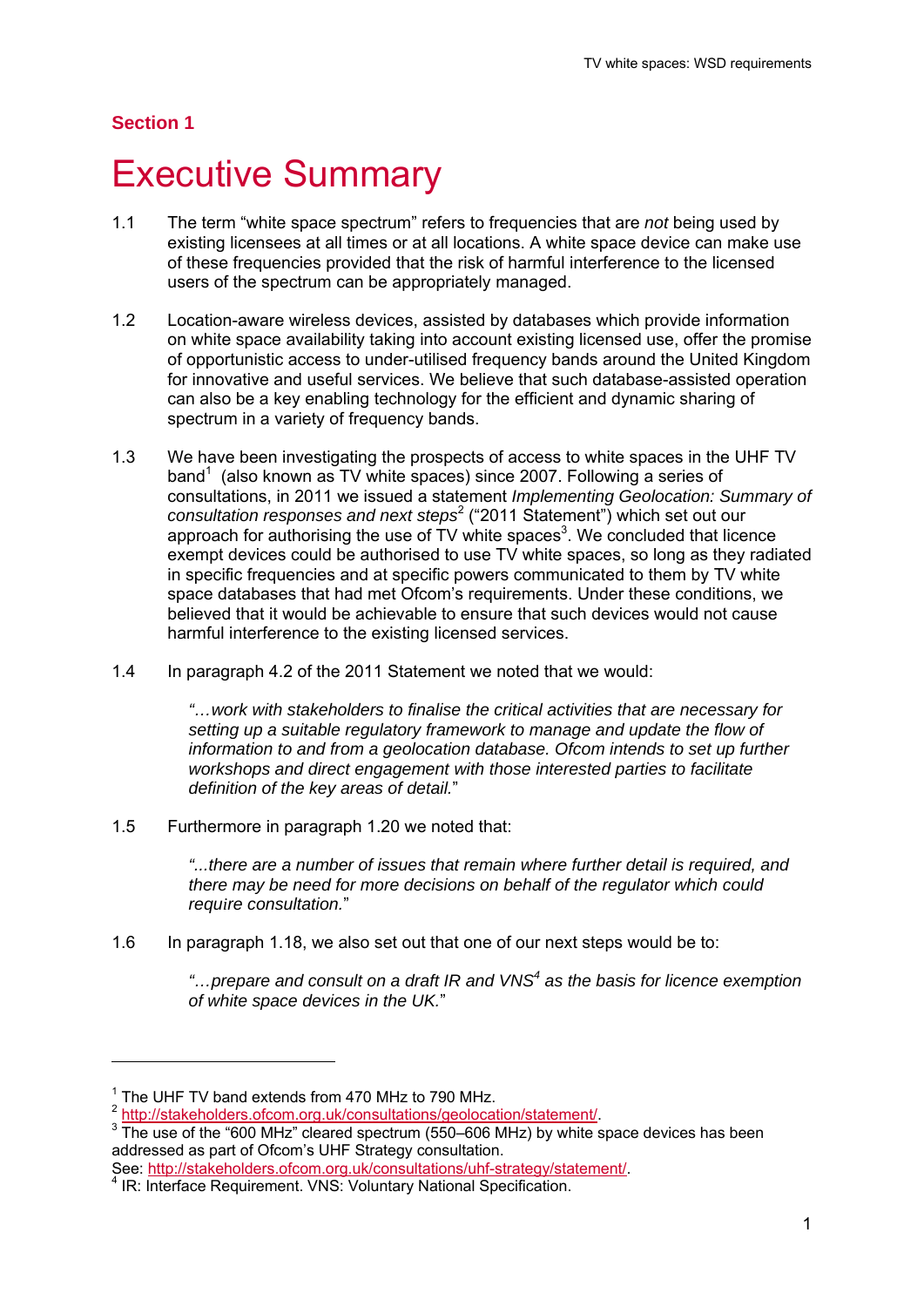## Section 1

# Executive Summary

1.1 The term "white space spectrum" refers to frequencies that are *not* being used by existing licensees at all times or at all locations. A white space device can make use of these frequencies provided that the risk of harmful interference to the licensed users of the spectrum can be appropriately managed.

1.2 Location-aware wireless devices, assisted by databases which provide information on white space availability taking into account existing licensed use, offer the promise of opportunistic access to under-utilised frequency bands around the United Kingdom for innovative and useful services. We believe that such database-assisted operation can also be a key enabling technology for the efficient and dynamic sharing of spectrum in a variety of frequency bands.

1.3 We have been investigating the prospects of access to white spaces in the UHF TV band[1] (also known as TV white spaces) since 2007. Following a series of consultations, in 2011 we issued a statement *Implementing Geolocation: Summary of consultation responses and next steps*[2] ("2011 Statement") which set out our approach for authorising the use of TV white spaces[3]. We concluded that licence exempt devices could be authorised to use TV white spaces, so long as they radiated in specific frequencies and at specific powers communicated to them by TV white space databases that had met Ofcom's requirements. Under these conditions, we believed that it would be achievable to ensure that such devices would not cause harmful interference to the existing licensed services.

1.4 In paragraph 4.2 of the 2011 Statement we noted that we would:

> *"…work with stakeholders to finalise the critical activities that are necessary for setting up a suitable regulatory framework to manage and update the flow of information to and from a geolocation database. Ofcom intends to set up further workshops and direct engagement with those interested parties to facilitate definition of the key areas of detail.*"

1.5 Furthermore in paragraph 1.20 we noted that:

> *"...there are a number of issues that remain where further detail is required, and there may be need for more decisions on behalf of the regulator which could require consultation.*"

1.6 In paragraph 1.18, we also set out that one of our next steps would be to:

> *"…prepare and consult on a draft IR and VNS[4] as the basis for licence exemption of white space devices in the UK.*"

---

[1] The UHF TV band extends from 470 MHz to 790 MHz.

[2] http://stakeholders.ofcom.org.uk/consultations/geolocation/statement/.

[3] The use of the "600 MHz" cleared spectrum (550–606 MHz) by white space devices has been addressed as part of Ofcom's UHF Strategy consultation.
See: http://stakeholders.ofcom.org.uk/consultations/uhf-strategy/statement/.

[4] IR: Interface Requirement. VNS: Voluntary National Specification.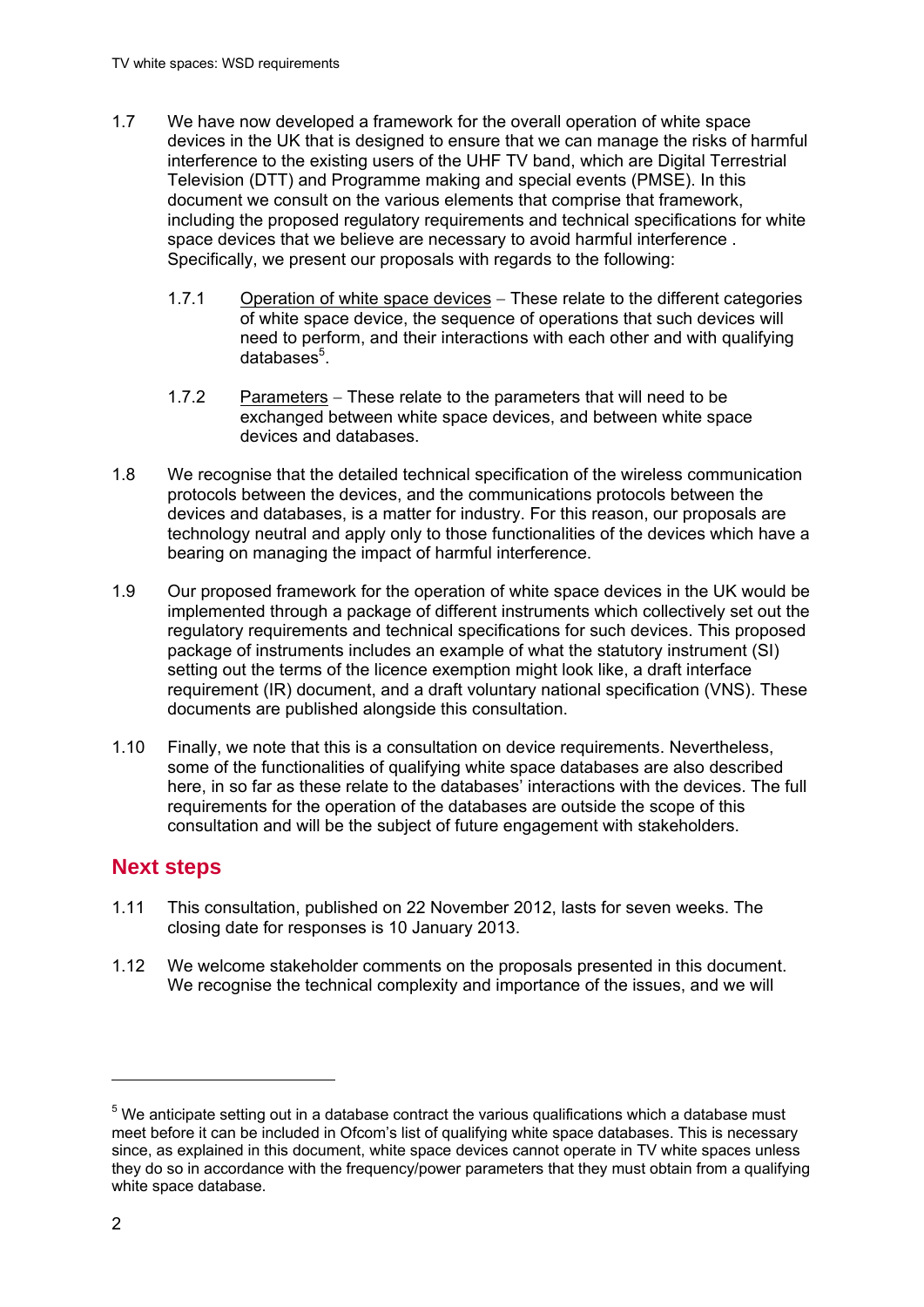1.7 We have now developed a framework for the overall operation of white space devices in the UK that is designed to ensure that we can manage the risks of harmful interference to the existing users of the UHF TV band, which are Digital Terrestrial Television (DTT) and Programme making and special events (PMSE). In this document we consult on the various elements that comprise that framework, including the proposed regulatory requirements and technical specifications for white space devices that we believe are necessary to avoid harmful interference . Specifically, we present our proposals with regards to the following:

1.7.1 Operation of white space devices – These relate to the different categories of white space device, the sequence of operations that such devices will need to perform, and their interactions with each other and with qualifying databases[5].

1.7.2 Parameters – These relate to the parameters that will need to be exchanged between white space devices, and between white space devices and databases.

1.8 We recognise that the detailed technical specification of the wireless communication protocols between the devices, and the communications protocols between the devices and databases, is a matter for industry. For this reason, our proposals are technology neutral and apply only to those functionalities of the devices which have a bearing on managing the impact of harmful interference.

1.9 Our proposed framework for the operation of white space devices in the UK would be implemented through a package of different instruments which collectively set out the regulatory requirements and technical specifications for such devices. This proposed package of instruments includes an example of what the statutory instrument (SI) setting out the terms of the licence exemption might look like, a draft interface requirement (IR) document, and a draft voluntary national specification (VNS). These documents are published alongside this consultation.

1.10 Finally, we note that this is a consultation on device requirements. Nevertheless, some of the functionalities of qualifying white space databases are also described here, in so far as these relate to the databases' interactions with the devices. The full requirements for the operation of the databases are outside the scope of this consultation and will be the subject of future engagement with stakeholders.

## Next steps

1.11 This consultation, published on 22 November 2012, lasts for seven weeks. The closing date for responses is 10 January 2013.

1.12 We welcome stakeholder comments on the proposals presented in this document. We recognise the technical complexity and importance of the issues, and we will

---

[5] We anticipate setting out in a database contract the various qualifications which a database must meet before it can be included in Ofcom's list of qualifying white space databases. This is necessary since, as explained in this document, white space devices cannot operate in TV white spaces unless they do so in accordance with the frequency/power parameters that they must obtain from a qualifying white space database.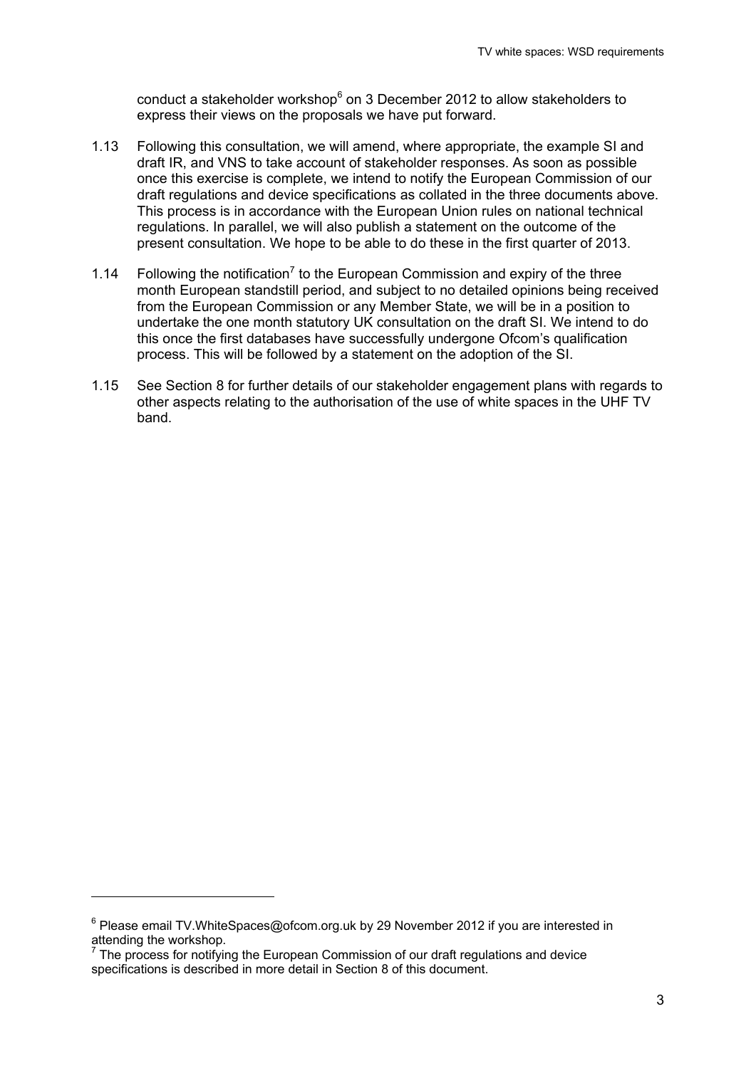conduct a stakeholder workshop[6] on 3 December 2012 to allow stakeholders to express their views on the proposals we have put forward.

1.13 Following this consultation, we will amend, where appropriate, the example SI and draft IR, and VNS to take account of stakeholder responses. As soon as possible once this exercise is complete, we intend to notify the European Commission of our draft regulations and device specifications as collated in the three documents above. This process is in accordance with the European Union rules on national technical regulations. In parallel, we will also publish a statement on the outcome of the present consultation. We hope to be able to do these in the first quarter of 2013.

1.14 Following the notification[7] to the European Commission and expiry of the three month European standstill period, and subject to no detailed opinions being received from the European Commission or any Member State, we will be in a position to undertake the one month statutory UK consultation on the draft SI. We intend to do this once the first databases have successfully undergone Ofcom's qualification process. This will be followed by a statement on the adoption of the SI.

1.15 See Section 8 for further details of our stakeholder engagement plans with regards to other aspects relating to the authorisation of the use of white spaces in the UHF TV band.

---

[6] Please email TV.WhiteSpaces@ofcom.org.uk by 29 November 2012 if you are interested in attending the workshop.

[7] The process for notifying the European Commission of our draft regulations and device specifications is described in more detail in Section 8 of this document.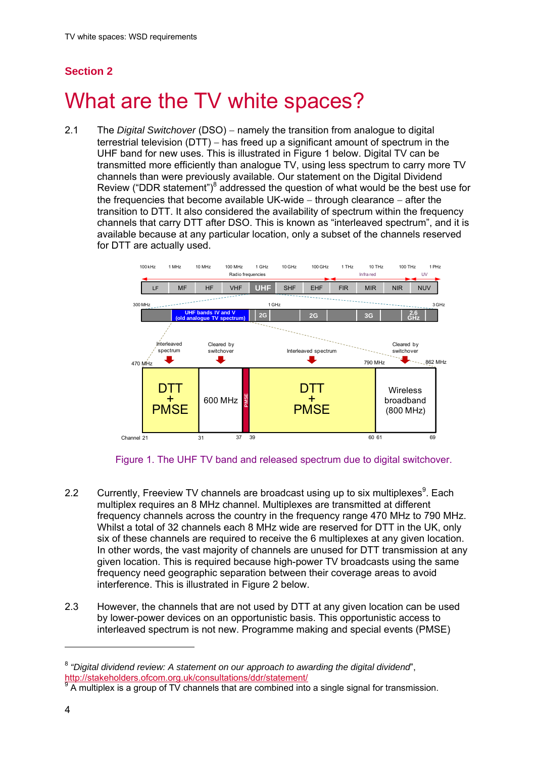## Section 2

# What are the TV white spaces?

2.1 The *Digital Switchover* (DSO) – namely the transition from analogue to digital terrestrial television (DTT) – has freed up a significant amount of spectrum in the UHF band for new uses. This is illustrated in Figure 1 below. Digital TV can be transmitted more efficiently than analogue TV, using less spectrum to carry more TV channels than were previously available. Our statement on the Digital Dividend Review ("DDR statement")[8] addressed the question of what would be the best use for the frequencies that become available UK-wide – through clearance – after the transition to DTT. It also considered the availability of spectrum within the frequency channels that carry DTT after DSO. This is known as "interleaved spectrum", and it is available because at any particular location, only a subset of the channels reserved for DTT are actually used.

Figure 1. The UHF TV band and released spectrum due to digital switchover.

2.2 Currently, Freeview TV channels are broadcast using up to six multiplexes[9]. Each multiplex requires an 8 MHz channel. Multiplexes are transmitted at different frequency channels across the country in the frequency range 470 MHz to 790 MHz. Whilst a total of 32 channels each 8 MHz wide are reserved for DTT in the UK, only six of these channels are required to receive the 6 multiplexes at any given location. In other words, the vast majority of channels are unused for DTT transmission at any given location. This is required because high-power TV broadcasts using the same frequency need geographic separation between their coverage areas to avoid interference. This is illustrated in Figure 2 below.

2.3 However, the channels that are not used by DTT at any given location can be used by lower-power devices on an opportunistic basis. This opportunistic access to interleaved spectrum is not new. Programme making and special events (PMSE)

---

[8] *"Digital dividend review: A statement on our approach to awarding the digital dividend"*, http://stakeholders.ofcom.org.uk/consultations/ddr/statement/

[9] A multiplex is a group of TV channels that are combined into a single signal for transmission.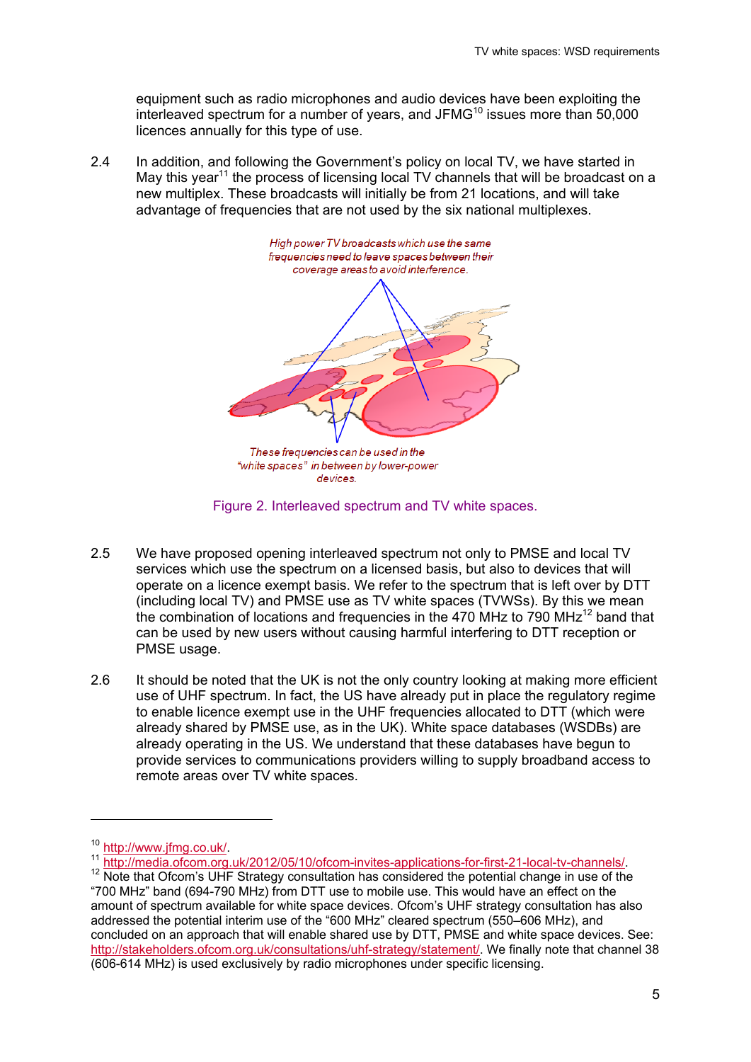equipment such as radio microphones and audio devices have been exploiting the interleaved spectrum for a number of years, and JFMG[10] issues more than 50,000 licences annually for this type of use.

2.4 In addition, and following the Government's policy on local TV, we have started in May this year[11] the process of licensing local TV channels that will be broadcast on a new multiplex. These broadcasts will initially be from 21 locations, and will take advantage of frequencies that are not used by the six national multiplexes.

*High power TV broadcasts which use the same frequencies need to leave spaces between their coverage areas to avoid interference.*

*These frequencies can be used in the "white spaces" in between by lower-power devices.*

Figure 2. Interleaved spectrum and TV white spaces.

2.5 We have proposed opening interleaved spectrum not only to PMSE and local TV services which use the spectrum on a licensed basis, but also to devices that will operate on a licence exempt basis. We refer to the spectrum that is left over by DTT (including local TV) and PMSE use as TV white spaces (TVWSs). By this we mean the combination of locations and frequencies in the 470 MHz to 790 MHz[12] band that can be used by new users without causing harmful interfering to DTT reception or PMSE usage.

2.6 It should be noted that the UK is not the only country looking at making more efficient use of UHF spectrum. In fact, the US have already put in place the regulatory regime to enable licence exempt use in the UHF frequencies allocated to DTT (which were already shared by PMSE use, as in the UK). White space databases (WSDBs) are already operating in the US. We understand that these databases have begun to provide services to communications providers willing to supply broadband access to remote areas over TV white spaces.

---

[10] http://www.jfmg.co.uk/.

[11] http://media.ofcom.org.uk/2012/05/10/ofcom-invites-applications-for-first-21-local-tv-channels/.

[12] Note that Ofcom's UHF Strategy consultation has considered the potential change in use of the "700 MHz" band (694-790 MHz) from DTT use to mobile use. This would have an effect on the amount of spectrum available for white space devices. Ofcom's UHF strategy consultation has also addressed the potential interim use of the "600 MHz" cleared spectrum (550–606 MHz), and concluded on an approach that will enable shared use by DTT, PMSE and white space devices. See: http://stakeholders.ofcom.org.uk/consultations/uhf-strategy/statement/. We finally note that channel 38 (606-614 MHz) is used exclusively by radio microphones under specific licensing.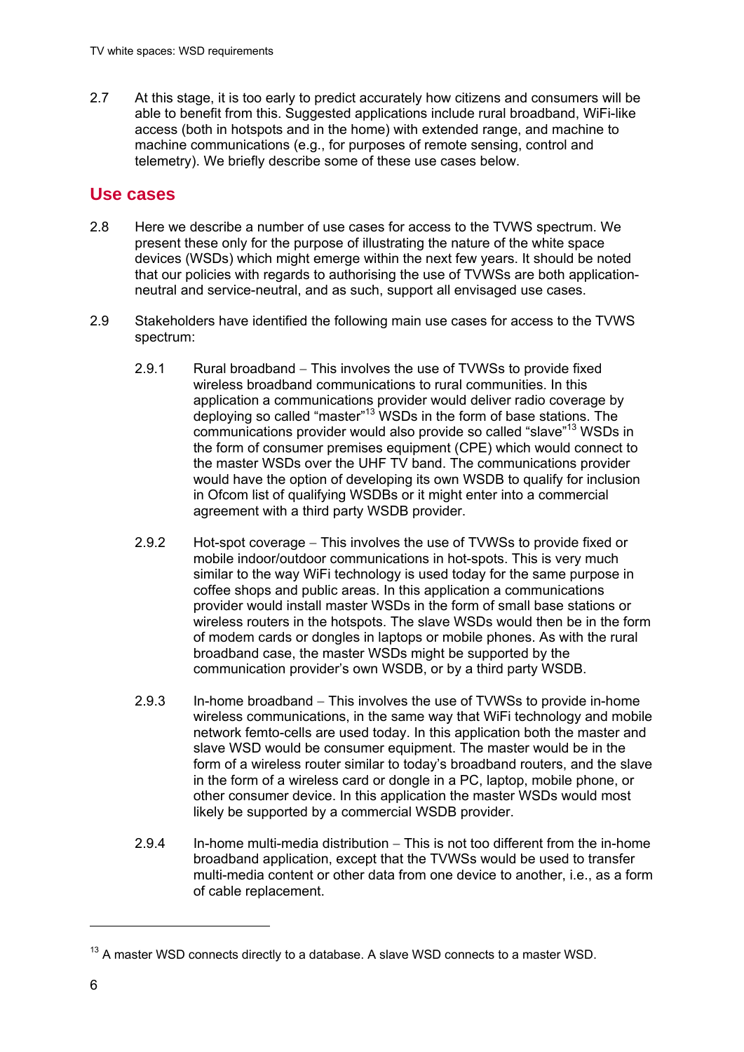2.7 At this stage, it is too early to predict accurately how citizens and consumers will be able to benefit from this. Suggested applications include rural broadband, WiFi-like access (both in hotspots and in the home) with extended range, and machine to machine communications (e.g., for purposes of remote sensing, control and telemetry). We briefly describe some of these use cases below.

## Use cases

2.8 Here we describe a number of use cases for access to the TVWS spectrum. We present these only for the purpose of illustrating the nature of the white space devices (WSDs) which might emerge within the next few years. It should be noted that our policies with regards to authorising the use of TVWSs are both application-neutral and service-neutral, and as such, support all envisaged use cases.

2.9 Stakeholders have identified the following main use cases for access to the TVWS spectrum:

2.9.1 Rural broadband – This involves the use of TVWSs to provide fixed wireless broadband communications to rural communities. In this application a communications provider would deliver radio coverage by deploying so called "master"[13] WSDs in the form of base stations. The communications provider would also provide so called "slave"[13] WSDs in the form of consumer premises equipment (CPE) which would connect to the master WSDs over the UHF TV band. The communications provider would have the option of developing its own WSDB to qualify for inclusion in Ofcom list of qualifying WSDBs or it might enter into a commercial agreement with a third party WSDB provider.

2.9.2 Hot-spot coverage – This involves the use of TVWSs to provide fixed or mobile indoor/outdoor communications in hot-spots. This is very much similar to the way WiFi technology is used today for the same purpose in coffee shops and public areas. In this application a communications provider would install master WSDs in the form of small base stations or wireless routers in the hotspots. The slave WSDs would then be in the form of modem cards or dongles in laptops or mobile phones. As with the rural broadband case, the master WSDs might be supported by the communication provider's own WSDB, or by a third party WSDB.

2.9.3 In-home broadband – This involves the use of TVWSs to provide in-home wireless communications, in the same way that WiFi technology and mobile network femto-cells are used today. In this application both the master and slave WSD would be consumer equipment. The master would be in the form of a wireless router similar to today's broadband routers, and the slave in the form of a wireless card or dongle in a PC, laptop, mobile phone, or other consumer device. In this application the master WSDs would most likely be supported by a commercial WSDB provider.

2.9.4 In-home multi-media distribution – This is not too different from the in-home broadband application, except that the TVWSs would be used to transfer multi-media content or other data from one device to another, i.e., as a form of cable replacement.

---

[13] A master WSD connects directly to a database. A slave WSD connects to a master WSD.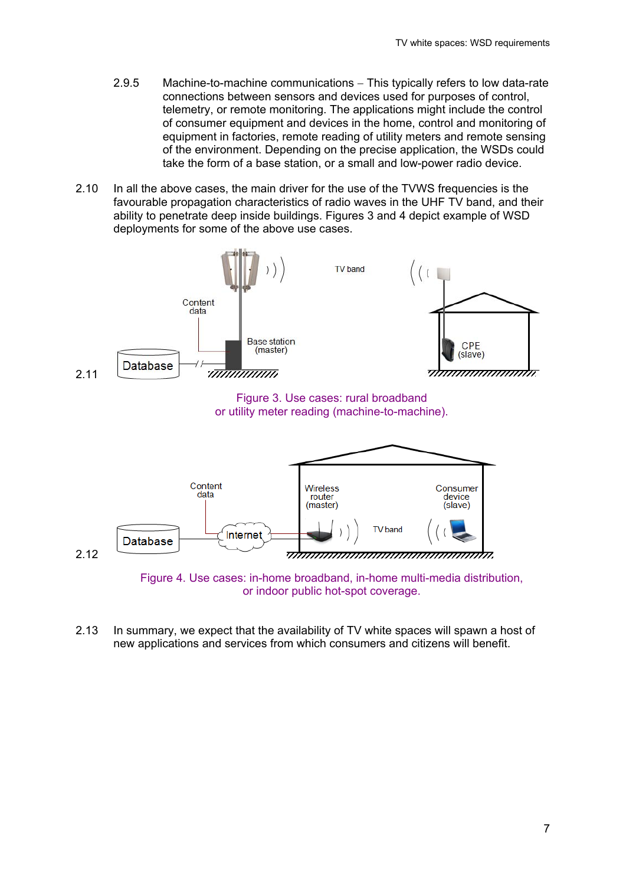2.9.5 Machine-to-machine communications – This typically refers to low data-rate connections between sensors and devices used for purposes of control, telemetry, or remote monitoring. The applications might include the control of consumer equipment and devices in the home, control and monitoring of equipment in factories, remote reading of utility meters and remote sensing of the environment. Depending on the precise application, the WSDs could take the form of a base station, or a small and low-power radio device.

2.10 In all the above cases, the main driver for the use of the TVWS frequencies is the favourable propagation characteristics of radio waves in the UHF TV band, and their ability to penetrate deep inside buildings. Figures 3 and 4 depict example of WSD deployments for some of the above use cases.

2.11

Figure 3. Use cases: rural broadband or utility meter reading (machine-to-machine).

2.12

Figure 4. Use cases: in-home broadband, in-home multi-media distribution, or indoor public hot-spot coverage.

2.13 In summary, we expect that the availability of TV white spaces will spawn a host of new applications and services from which consumers and citizens will benefit.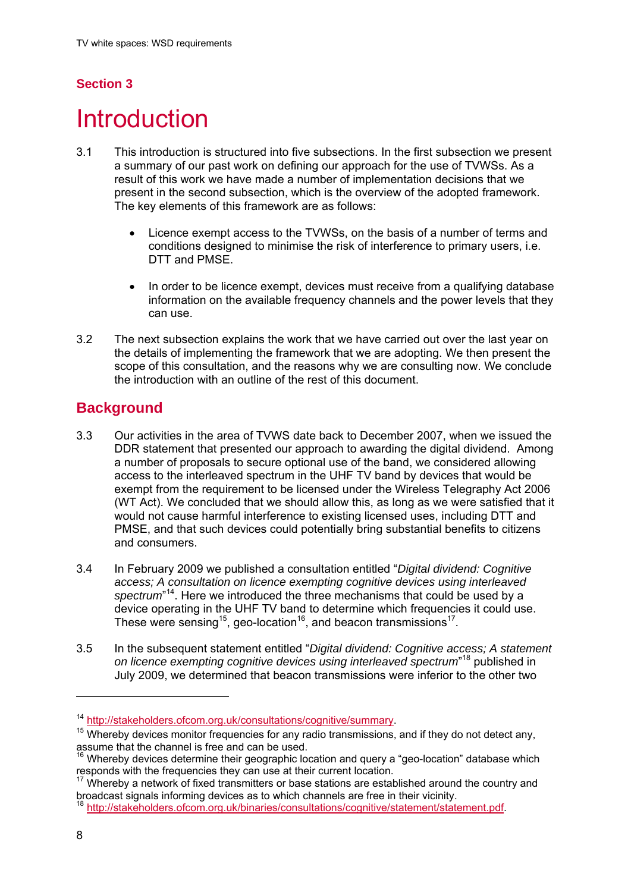## Section 3

# Introduction

3.1 This introduction is structured into five subsections. In the first subsection we present a summary of our past work on defining our approach for the use of TVWSs. As a result of this work we have made a number of implementation decisions that we present in the second subsection, which is the overview of the adopted framework. The key elements of this framework are as follows:

- Licence exempt access to the TVWSs, on the basis of a number of terms and conditions designed to minimise the risk of interference to primary users, i.e. DTT and PMSE.
- In order to be licence exempt, devices must receive from a qualifying database information on the available frequency channels and the power levels that they can use.

3.2 The next subsection explains the work that we have carried out over the last year on the details of implementing the framework that we are adopting. We then present the scope of this consultation, and the reasons why we are consulting now. We conclude the introduction with an outline of the rest of this document.

## Background

3.3 Our activities in the area of TVWS date back to December 2007, when we issued the DDR statement that presented our approach to awarding the digital dividend. Among a number of proposals to secure optional use of the band, we considered allowing access to the interleaved spectrum in the UHF TV band by devices that would be exempt from the requirement to be licensed under the Wireless Telegraphy Act 2006 (WT Act). We concluded that we should allow this, as long as we were satisfied that it would not cause harmful interference to existing licensed uses, including DTT and PMSE, and that such devices could potentially bring substantial benefits to citizens and consumers.

3.4 In February 2009 we published a consultation entitled "*Digital dividend: Cognitive access; A consultation on licence exempting cognitive devices using interleaved spectrum*"[14]. Here we introduced the three mechanisms that could be used by a device operating in the UHF TV band to determine which frequencies it could use. These were sensing[15], geo-location[16], and beacon transmissions[17].

3.5 In the subsequent statement entitled "*Digital dividend: Cognitive access; A statement on licence exempting cognitive devices using interleaved spectrum*"[18] published in July 2009, we determined that beacon transmissions were inferior to the other two

---

[14] http://stakeholders.ofcom.org.uk/consultations/cognitive/summary.

[15] Whereby devices monitor frequencies for any radio transmissions, and if they do not detect any, assume that the channel is free and can be used.

[16] Whereby devices determine their geographic location and query a "geo-location" database which responds with the frequencies they can use at their current location.

[17] Whereby a network of fixed transmitters or base stations are established around the country and broadcast signals informing devices as to which channels are free in their vicinity.

[18] http://stakeholders.ofcom.org.uk/binaries/consultations/cognitive/statement/statement.pdf.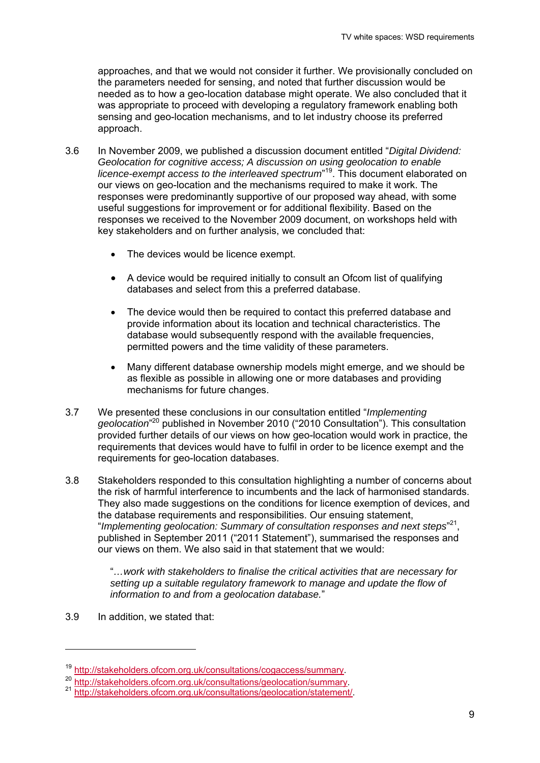approaches, and that we would not consider it further. We provisionally concluded on the parameters needed for sensing, and noted that further discussion would be needed as to how a geo-location database might operate. We also concluded that it was appropriate to proceed with developing a regulatory framework enabling both sensing and geo-location mechanisms, and to let industry choose its preferred approach.

3.6 In November 2009, we published a discussion document entitled "*Digital Dividend: Geolocation for cognitive access; A discussion on using geolocation to enable licence-exempt access to the interleaved spectrum*"[19]. This document elaborated on our views on geo-location and the mechanisms required to make it work. The responses were predominantly supportive of our proposed way ahead, with some useful suggestions for improvement or for additional flexibility. Based on the responses we received to the November 2009 document, on workshops held with key stakeholders and on further analysis, we concluded that:

- The devices would be licence exempt.
- A device would be required initially to consult an Ofcom list of qualifying databases and select from this a preferred database.
- The device would then be required to contact this preferred database and provide information about its location and technical characteristics. The database would subsequently respond with the available frequencies, permitted powers and the time validity of these parameters.
- Many different database ownership models might emerge, and we should be as flexible as possible in allowing one or more databases and providing mechanisms for future changes.

3.7 We presented these conclusions in our consultation entitled "*Implementing geolocation*"[20] published in November 2010 ("2010 Consultation"). This consultation provided further details of our views on how geo-location would work in practice, the requirements that devices would have to fulfil in order to be licence exempt and the requirements for geo-location databases.

3.8 Stakeholders responded to this consultation highlighting a number of concerns about the risk of harmful interference to incumbents and the lack of harmonised standards. They also made suggestions on the conditions for licence exemption of devices, and the database requirements and responsibilities. Our ensuing statement, "*Implementing geolocation: Summary of consultation responses and next steps*"[21], published in September 2011 ("2011 Statement"), summarised the responses and our views on them. We also said in that statement that we would:

> "*…work with stakeholders to finalise the critical activities that are necessary for setting up a suitable regulatory framework to manage and update the flow of information to and from a geolocation database.*"

3.9 In addition, we stated that:

---

[19] http://stakeholders.ofcom.org.uk/consultations/cogaccess/summary.

[20] http://stakeholders.ofcom.org.uk/consultations/geolocation/summary.

[21] http://stakeholders.ofcom.org.uk/consultations/geolocation/statement/.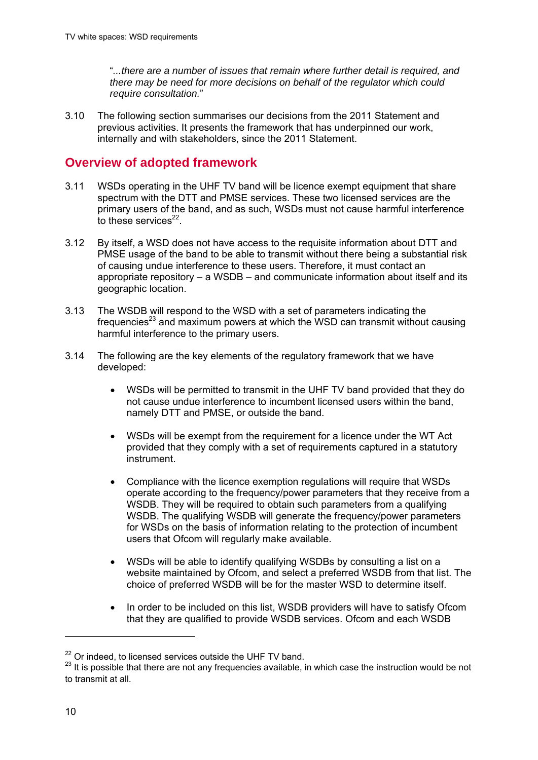"*...there are a number of issues that remain where further detail is required, and there may be need for more decisions on behalf of the regulator which could require consultation.*"

3.10 The following section summarises our decisions from the 2011 Statement and previous activities. It presents the framework that has underpinned our work, internally and with stakeholders, since the 2011 Statement.

## Overview of adopted framework

3.11 WSDs operating in the UHF TV band will be licence exempt equipment that share spectrum with the DTT and PMSE services. These two licensed services are the primary users of the band, and as such, WSDs must not cause harmful interference to these services[22].

3.12 By itself, a WSD does not have access to the requisite information about DTT and PMSE usage of the band to be able to transmit without there being a substantial risk of causing undue interference to these users. Therefore, it must contact an appropriate repository – a WSDB – and communicate information about itself and its geographic location.

3.13 The WSDB will respond to the WSD with a set of parameters indicating the frequencies[23] and maximum powers at which the WSD can transmit without causing harmful interference to the primary users.

3.14 The following are the key elements of the regulatory framework that we have developed:

- WSDs will be permitted to transmit in the UHF TV band provided that they do not cause undue interference to incumbent licensed users within the band, namely DTT and PMSE, or outside the band.

- WSDs will be exempt from the requirement for a licence under the WT Act provided that they comply with a set of requirements captured in a statutory instrument.

- Compliance with the licence exemption regulations will require that WSDs operate according to the frequency/power parameters that they receive from a WSDB. They will be required to obtain such parameters from a qualifying WSDB. The qualifying WSDB will generate the frequency/power parameters for WSDs on the basis of information relating to the protection of incumbent users that Ofcom will regularly make available.

- WSDs will be able to identify qualifying WSDBs by consulting a list on a website maintained by Ofcom, and select a preferred WSDB from that list. The choice of preferred WSDB will be for the master WSD to determine itself.

- In order to be included on this list, WSDB providers will have to satisfy Ofcom that they are qualified to provide WSDB services. Ofcom and each WSDB

---

[22] Or indeed, to licensed services outside the UHF TV band.

[23] It is possible that there are not any frequencies available, in which case the instruction would be not to transmit at all.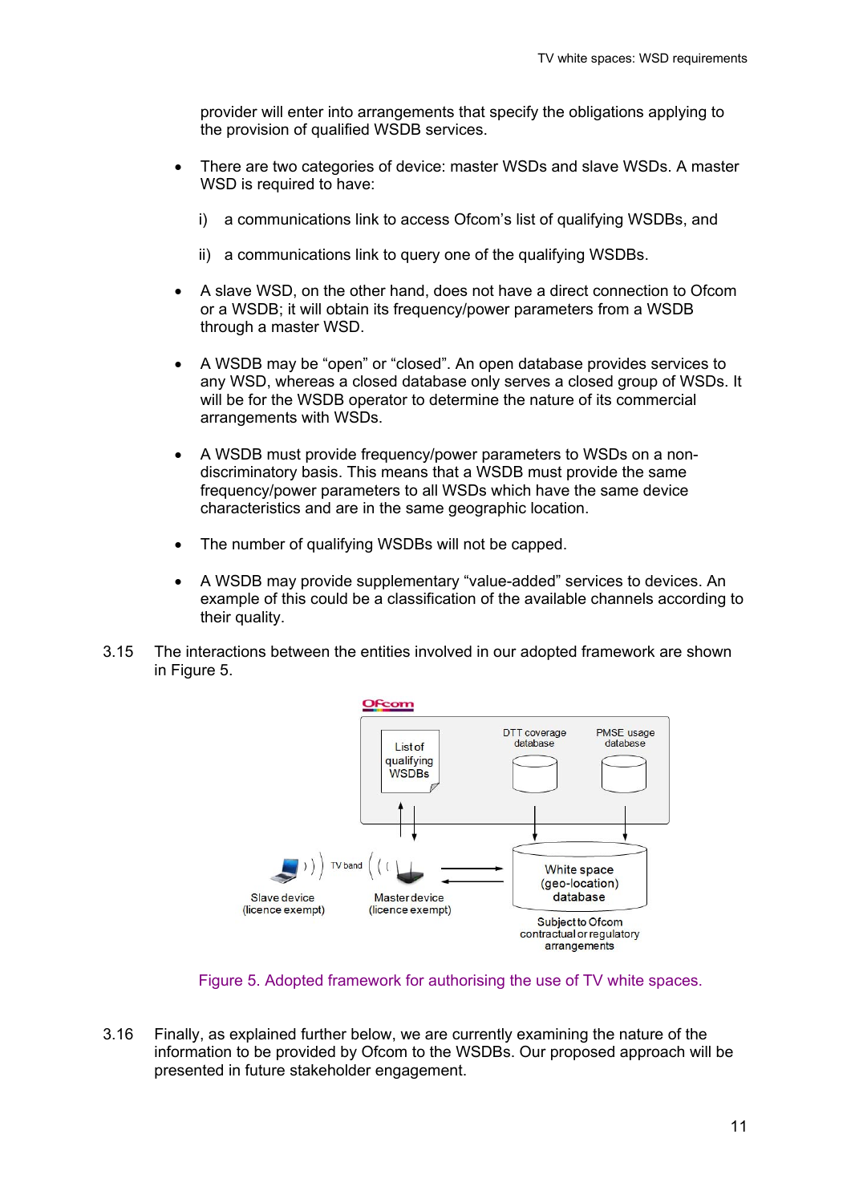provider will enter into arrangements that specify the obligations applying to the provision of qualified WSDB services.

- There are two categories of device: master WSDs and slave WSDs. A master WSD is required to have:

  i) a communications link to access Ofcom's list of qualifying WSDBs, and

  ii) a communications link to query one of the qualifying WSDBs.

- A slave WSD, on the other hand, does not have a direct connection to Ofcom or a WSDB; it will obtain its frequency/power parameters from a WSDB through a master WSD.

- A WSDB may be "open" or "closed". An open database provides services to any WSD, whereas a closed database only serves a closed group of WSDs. It will be for the WSDB operator to determine the nature of its commercial arrangements with WSDs.

- A WSDB must provide frequency/power parameters to WSDs on a non-discriminatory basis. This means that a WSDB must provide the same frequency/power parameters to all WSDs which have the same device characteristics and are in the same geographic location.

- The number of qualifying WSDBs will not be capped.

- A WSDB may provide supplementary "value-added" services to devices. An example of this could be a classification of the available channels according to their quality.

3.15 The interactions between the entities involved in our adopted framework are shown in Figure 5.

Figure 5. Adopted framework for authorising the use of TV white spaces.

3.16 Finally, as explained further below, we are currently examining the nature of the information to be provided by Ofcom to the WSDBs. Our proposed approach will be presented in future stakeholder engagement.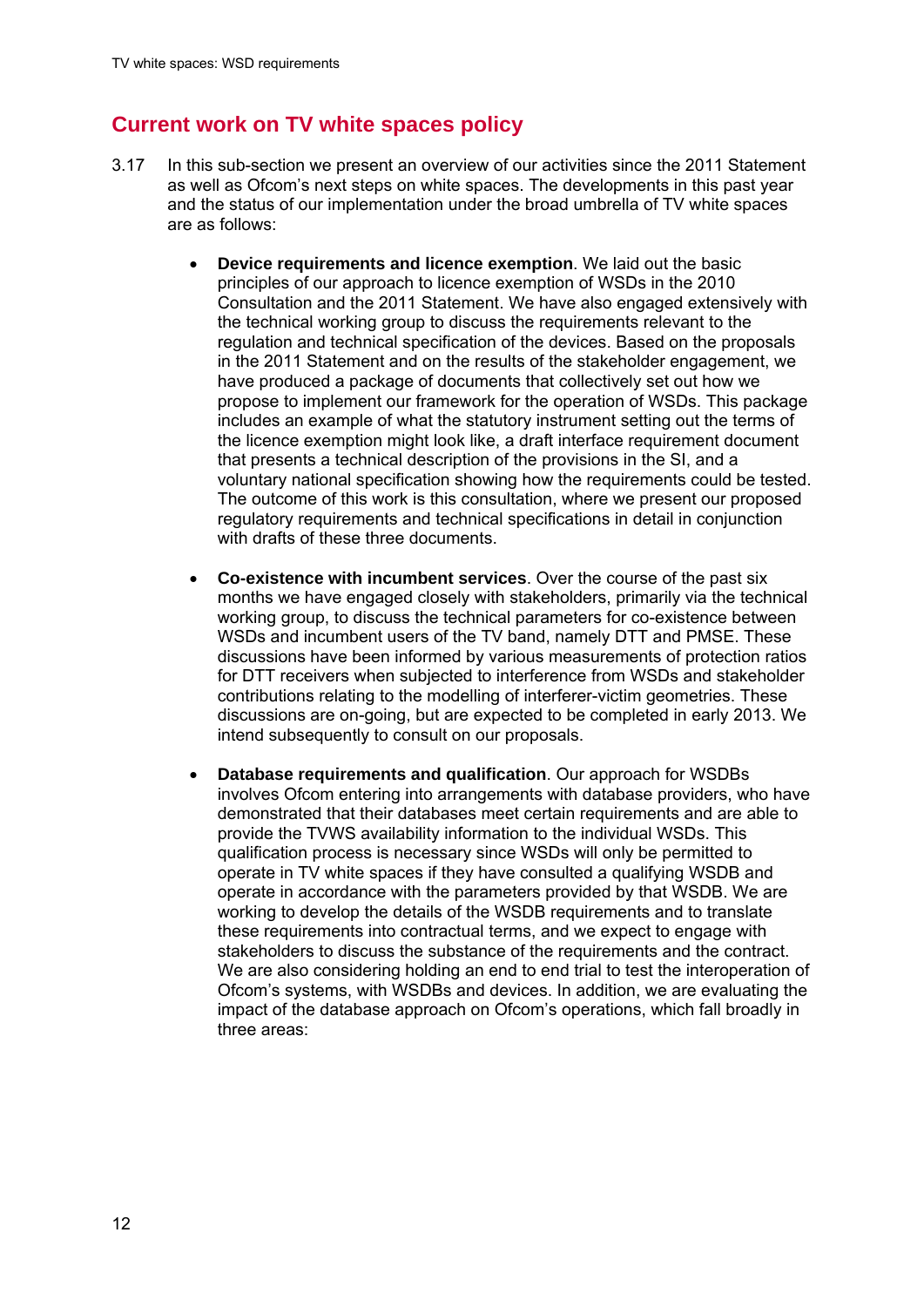## Current work on TV white spaces policy

3.17 In this sub-section we present an overview of our activities since the 2011 Statement as well as Ofcom's next steps on white spaces. The developments in this past year and the status of our implementation under the broad umbrella of TV white spaces are as follows:

- **Device requirements and licence exemption**. We laid out the basic principles of our approach to licence exemption of WSDs in the 2010 Consultation and the 2011 Statement. We have also engaged extensively with the technical working group to discuss the requirements relevant to the regulation and technical specification of the devices. Based on the proposals in the 2011 Statement and on the results of the stakeholder engagement, we have produced a package of documents that collectively set out how we propose to implement our framework for the operation of WSDs. This package includes an example of what the statutory instrument setting out the terms of the licence exemption might look like, a draft interface requirement document that presents a technical description of the provisions in the SI, and a voluntary national specification showing how the requirements could be tested. The outcome of this work is this consultation, where we present our proposed regulatory requirements and technical specifications in detail in conjunction with drafts of these three documents.

- **Co-existence with incumbent services**. Over the course of the past six months we have engaged closely with stakeholders, primarily via the technical working group, to discuss the technical parameters for co-existence between WSDs and incumbent users of the TV band, namely DTT and PMSE. These discussions have been informed by various measurements of protection ratios for DTT receivers when subjected to interference from WSDs and stakeholder contributions relating to the modelling of interferer-victim geometries. These discussions are on-going, but are expected to be completed in early 2013. We intend subsequently to consult on our proposals.

- **Database requirements and qualification**. Our approach for WSDBs involves Ofcom entering into arrangements with database providers, who have demonstrated that their databases meet certain requirements and are able to provide the TVWS availability information to the individual WSDs. This qualification process is necessary since WSDs will only be permitted to operate in TV white spaces if they have consulted a qualifying WSDB and operate in accordance with the parameters provided by that WSDB. We are working to develop the details of the WSDB requirements and to translate these requirements into contractual terms, and we expect to engage with stakeholders to discuss the substance of the requirements and the contract. We are also considering holding an end to end trial to test the interoperation of Ofcom's systems, with WSDBs and devices. In addition, we are evaluating the impact of the database approach on Ofcom's operations, which fall broadly in three areas: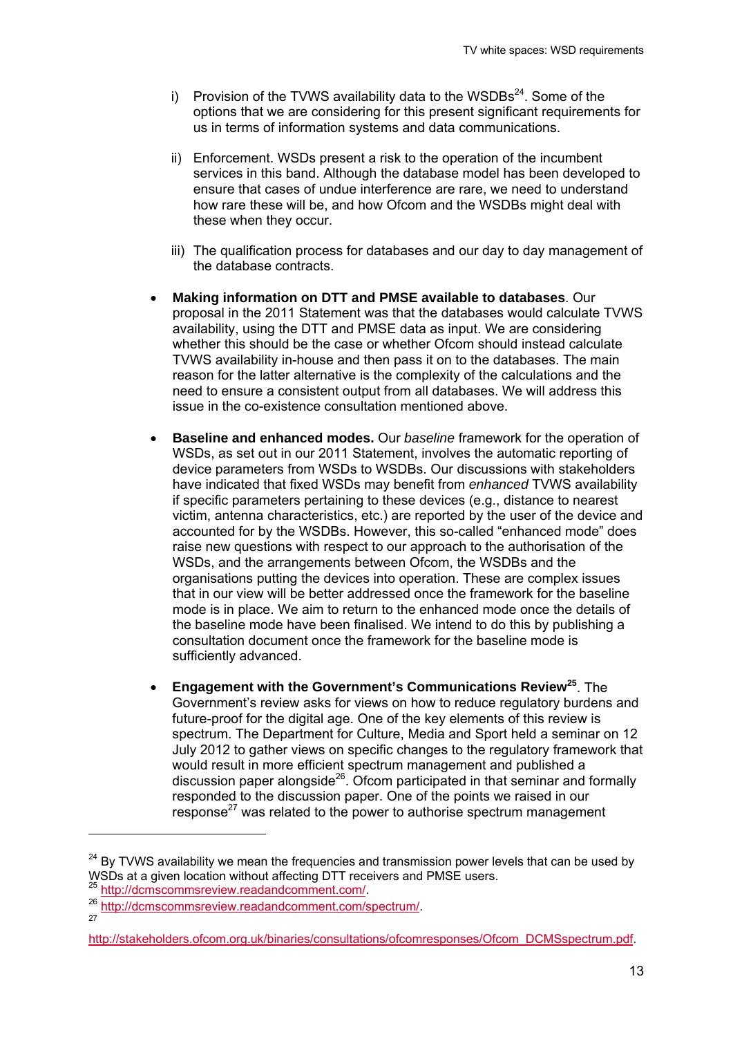i) Provision of the TVWS availability data to the WSDBs[24]. Some of the options that we are considering for this present significant requirements for us in terms of information systems and data communications.

ii) Enforcement. WSDs present a risk to the operation of the incumbent services in this band. Although the database model has been developed to ensure that cases of undue interference are rare, we need to understand how rare these will be, and how Ofcom and the WSDBs might deal with these when they occur.

iii) The qualification process for databases and our day to day management of the database contracts.

- **Making information on DTT and PMSE available to databases**. Our proposal in the 2011 Statement was that the databases would calculate TVWS availability, using the DTT and PMSE data as input. We are considering whether this should be the case or whether Ofcom should instead calculate TVWS availability in-house and then pass it on to the databases. The main reason for the latter alternative is the complexity of the calculations and the need to ensure a consistent output from all databases. We will address this issue in the co-existence consultation mentioned above.

- **Baseline and enhanced modes.** Our *baseline* framework for the operation of WSDs, as set out in our 2011 Statement, involves the automatic reporting of device parameters from WSDs to WSDBs. Our discussions with stakeholders have indicated that fixed WSDs may benefit from *enhanced* TVWS availability if specific parameters pertaining to these devices (e.g., distance to nearest victim, antenna characteristics, etc.) are reported by the user of the device and accounted for by the WSDBs. However, this so-called "enhanced mode" does raise new questions with respect to our approach to the authorisation of the WSDs, and the arrangements between Ofcom, the WSDBs and the organisations putting the devices into operation. These are complex issues that in our view will be better addressed once the framework for the baseline mode is in place. We aim to return to the enhanced mode once the details of the baseline mode have been finalised. We intend to do this by publishing a consultation document once the framework for the baseline mode is sufficiently advanced.

- **Engagement with the Government's Communications Review[25]**. The Government's review asks for views on how to reduce regulatory burdens and future-proof for the digital age. One of the key elements of this review is spectrum. The Department for Culture, Media and Sport held a seminar on 12 July 2012 to gather views on specific changes to the regulatory framework that would result in more efficient spectrum management and published a discussion paper alongside[26]. Ofcom participated in that seminar and formally responded to the discussion paper. One of the points we raised in our response[27] was related to the power to authorise spectrum management

---

[24] By TVWS availability we mean the frequencies and transmission power levels that can be used by WSDs at a given location without affecting DTT receivers and PMSE users.

[25] http://dcmscommsreview.readandcomment.com/.

[26] http://dcmscommsreview.readandcomment.com/spectrum/.

[27] http://stakeholders.ofcom.org.uk/binaries/consultations/ofcomresponses/Ofcom_DCMSspectrum.pdf.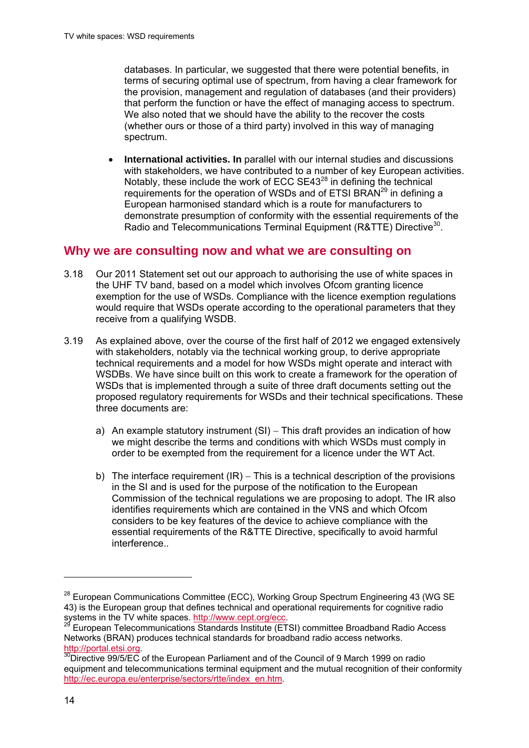databases. In particular, we suggested that there were potential benefits, in terms of securing optimal use of spectrum, from having a clear framework for the provision, management and regulation of databases (and their providers) that perform the function or have the effect of managing access to spectrum. We also noted that we should have the ability to the recover the costs (whether ours or those of a third party) involved in this way of managing spectrum.

- **International activities. In** parallel with our internal studies and discussions with stakeholders, we have contributed to a number of key European activities. Notably, these include the work of ECC SE43[28] in defining the technical requirements for the operation of WSDs and of ETSI BRAN[29] in defining a European harmonised standard which is a route for manufacturers to demonstrate presumption of conformity with the essential requirements of the Radio and Telecommunications Terminal Equipment (R&TTE) Directive[30].

## Why we are consulting now and what we are consulting on

3.18 Our 2011 Statement set out our approach to authorising the use of white spaces in the UHF TV band, based on a model which involves Ofcom granting licence exemption for the use of WSDs. Compliance with the licence exemption regulations would require that WSDs operate according to the operational parameters that they receive from a qualifying WSDB.

3.19 As explained above, over the course of the first half of 2012 we engaged extensively with stakeholders, notably via the technical working group, to derive appropriate technical requirements and a model for how WSDs might operate and interact with WSDBs. We have since built on this work to create a framework for the operation of WSDs that is implemented through a suite of three draft documents setting out the proposed regulatory requirements for WSDs and their technical specifications. These three documents are:

a) An example statutory instrument (SI) – This draft provides an indication of how we might describe the terms and conditions with which WSDs must comply in order to be exempted from the requirement for a licence under the WT Act.

b) The interface requirement (IR) – This is a technical description of the provisions in the SI and is used for the purpose of the notification to the European Commission of the technical regulations we are proposing to adopt. The IR also identifies requirements which are contained in the VNS and which Ofcom considers to be key features of the device to achieve compliance with the essential requirements of the R&TTE Directive, specifically to avoid harmful interference..

---

[28] European Communications Committee (ECC), Working Group Spectrum Engineering 43 (WG SE 43) is the European group that defines technical and operational requirements for cognitive radio systems in the TV white spaces. http://www.cept.org/ecc.

[29] European Telecommunications Standards Institute (ETSI) committee Broadband Radio Access Networks (BRAN) produces technical standards for broadband radio access networks. http://portal.etsi.org.

[30] Directive 99/5/EC of the European Parliament and of the Council of 9 March 1999 on radio equipment and telecommunications terminal equipment and the mutual recognition of their conformity http://ec.europa.eu/enterprise/sectors/rtte/index_en.htm.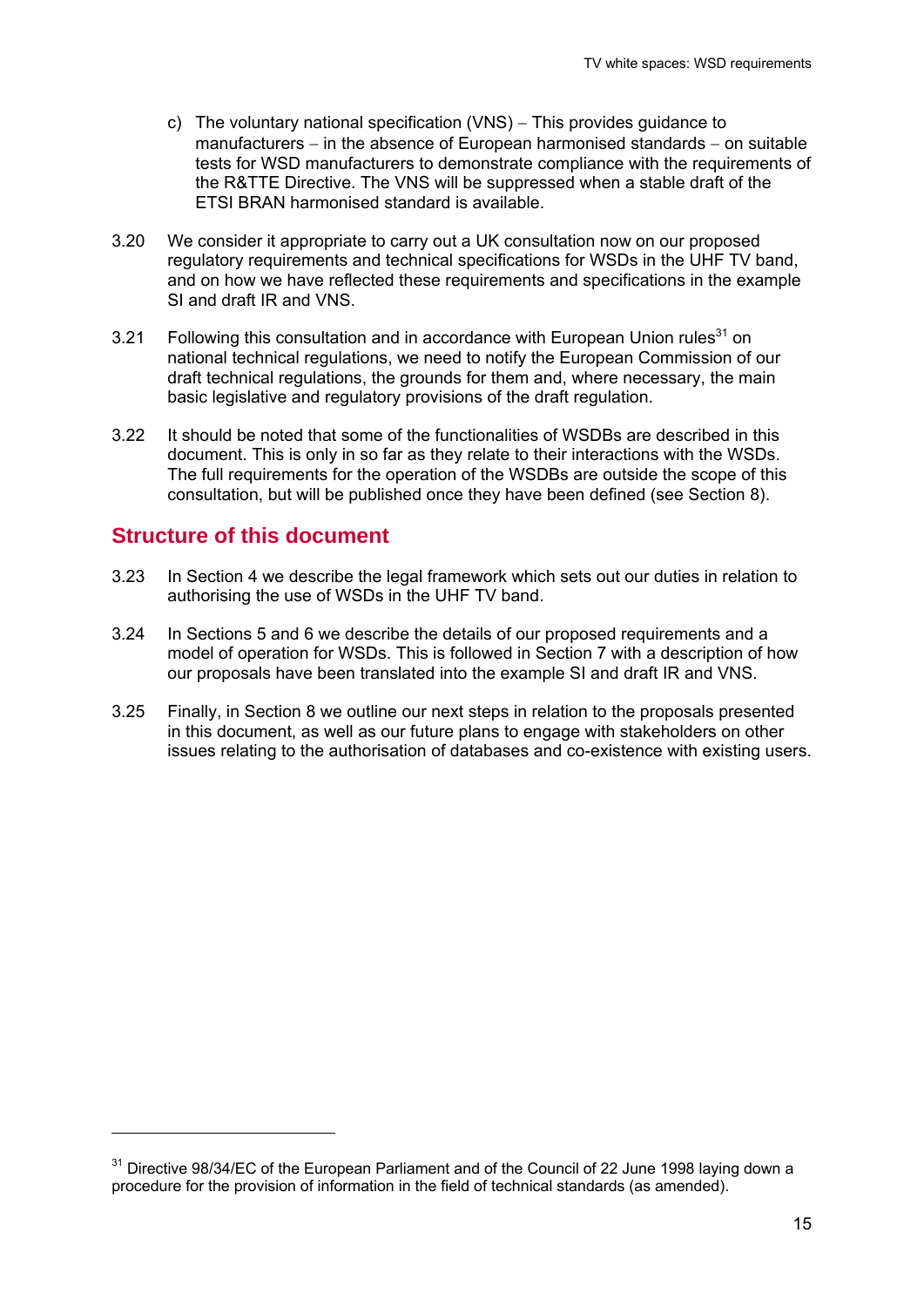c) The voluntary national specification (VNS) – This provides guidance to manufacturers – in the absence of European harmonised standards – on suitable tests for WSD manufacturers to demonstrate compliance with the requirements of the R&TTE Directive. The VNS will be suppressed when a stable draft of the ETSI BRAN harmonised standard is available.

3.20 We consider it appropriate to carry out a UK consultation now on our proposed regulatory requirements and technical specifications for WSDs in the UHF TV band, and on how we have reflected these requirements and specifications in the example SI and draft IR and VNS.

3.21 Following this consultation and in accordance with European Union rules[31] on national technical regulations, we need to notify the European Commission of our draft technical regulations, the grounds for them and, where necessary, the main basic legislative and regulatory provisions of the draft regulation.

3.22 It should be noted that some of the functionalities of WSDBs are described in this document. This is only in so far as they relate to their interactions with the WSDs. The full requirements for the operation of the WSDBs are outside the scope of this consultation, but will be published once they have been defined (see Section 8).

## Structure of this document

3.23 In Section 4 we describe the legal framework which sets out our duties in relation to authorising the use of WSDs in the UHF TV band.

3.24 In Sections 5 and 6 we describe the details of our proposed requirements and a model of operation for WSDs. This is followed in Section 7 with a description of how our proposals have been translated into the example SI and draft IR and VNS.

3.25 Finally, in Section 8 we outline our next steps in relation to the proposals presented in this document, as well as our future plans to engage with stakeholders on other issues relating to the authorisation of databases and co-existence with existing users.

---

[31] Directive 98/34/EC of the European Parliament and of the Council of 22 June 1998 laying down a procedure for the provision of information in the field of technical standards (as amended).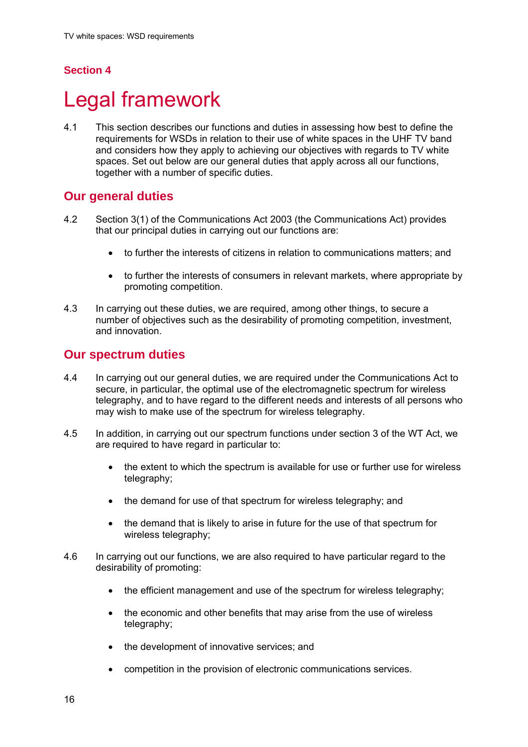## Section 4

# Legal framework

4.1 This section describes our functions and duties in assessing how best to define the requirements for WSDs in relation to their use of white spaces in the UHF TV band and considers how they apply to achieving our objectives with regards to TV white spaces. Set out below are our general duties that apply across all our functions, together with a number of specific duties.

## Our general duties

4.2 Section 3(1) of the Communications Act 2003 (the Communications Act) provides that our principal duties in carrying out our functions are:

- to further the interests of citizens in relation to communications matters; and
- to further the interests of consumers in relevant markets, where appropriate by promoting competition.

4.3 In carrying out these duties, we are required, among other things, to secure a number of objectives such as the desirability of promoting competition, investment, and innovation.

## Our spectrum duties

4.4 In carrying out our general duties, we are required under the Communications Act to secure, in particular, the optimal use of the electromagnetic spectrum for wireless telegraphy, and to have regard to the different needs and interests of all persons who may wish to make use of the spectrum for wireless telegraphy.

4.5 In addition, in carrying out our spectrum functions under section 3 of the WT Act, we are required to have regard in particular to:

- the extent to which the spectrum is available for use or further use for wireless telegraphy;
- the demand for use of that spectrum for wireless telegraphy; and
- the demand that is likely to arise in future for the use of that spectrum for wireless telegraphy;

4.6 In carrying out our functions, we are also required to have particular regard to the desirability of promoting:

- the efficient management and use of the spectrum for wireless telegraphy;
- the economic and other benefits that may arise from the use of wireless telegraphy;
- the development of innovative services; and
- competition in the provision of electronic communications services.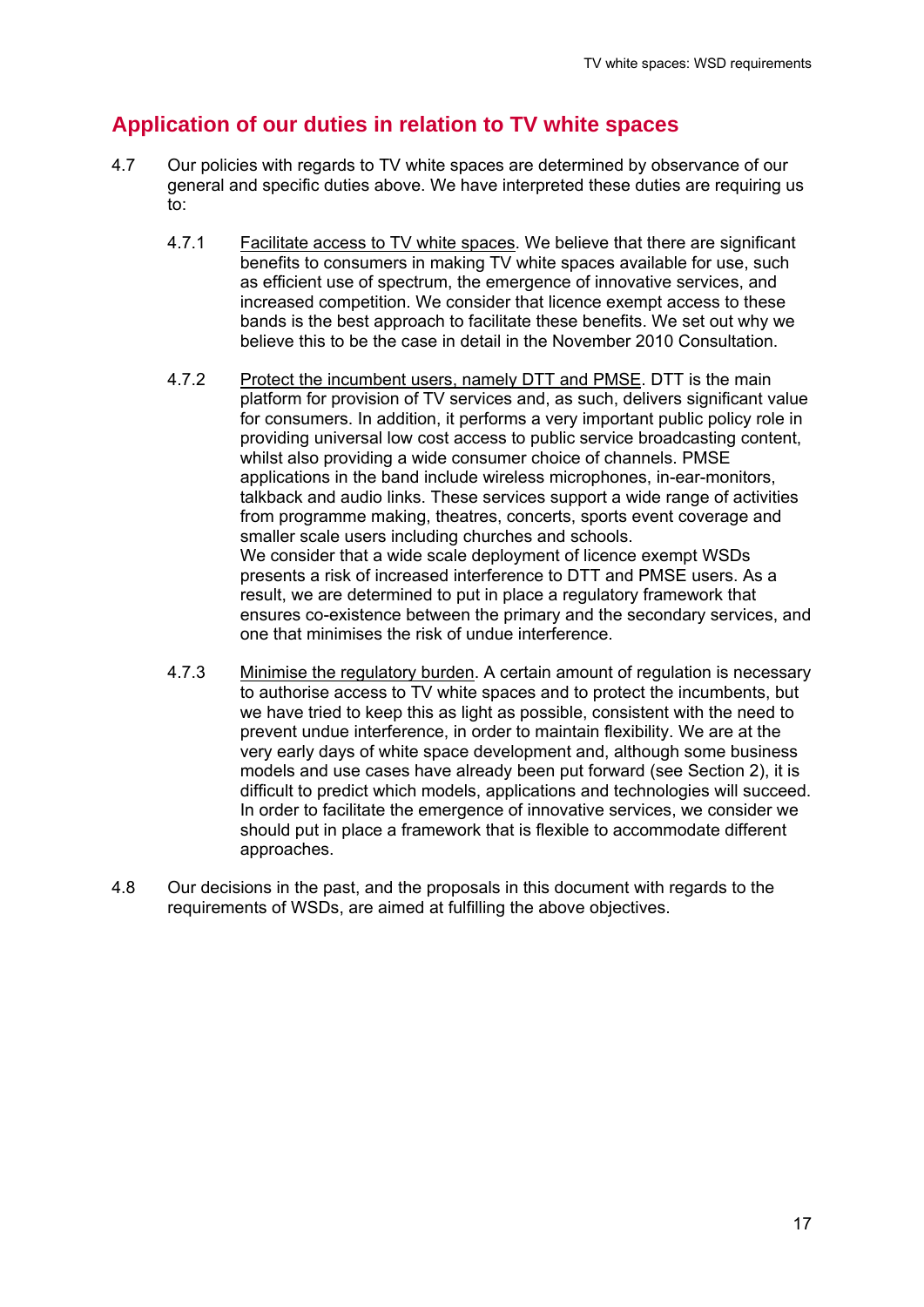## Application of our duties in relation to TV white spaces

4.7 Our policies with regards to TV white spaces are determined by observance of our general and specific duties above. We have interpreted these duties are requiring us to:

4.7.1 Facilitate access to TV white spaces. We believe that there are significant benefits to consumers in making TV white spaces available for use, such as efficient use of spectrum, the emergence of innovative services, and increased competition. We consider that licence exempt access to these bands is the best approach to facilitate these benefits. We set out why we believe this to be the case in detail in the November 2010 Consultation.

4.7.2 Protect the incumbent users, namely DTT and PMSE. DTT is the main platform for provision of TV services and, as such, delivers significant value for consumers. In addition, it performs a very important public policy role in providing universal low cost access to public service broadcasting content, whilst also providing a wide consumer choice of channels. PMSE applications in the band include wireless microphones, in-ear-monitors, talkback and audio links. These services support a wide range of activities from programme making, theatres, concerts, sports event coverage and smaller scale users including churches and schools.
We consider that a wide scale deployment of licence exempt WSDs presents a risk of increased interference to DTT and PMSE users. As a result, we are determined to put in place a regulatory framework that ensures co-existence between the primary and the secondary services, and one that minimises the risk of undue interference.

4.7.3 Minimise the regulatory burden. A certain amount of regulation is necessary to authorise access to TV white spaces and to protect the incumbents, but we have tried to keep this as light as possible, consistent with the need to prevent undue interference, in order to maintain flexibility. We are at the very early days of white space development and, although some business models and use cases have already been put forward (see Section 2), it is difficult to predict which models, applications and technologies will succeed. In order to facilitate the emergence of innovative services, we consider we should put in place a framework that is flexible to accommodate different approaches.

4.8 Our decisions in the past, and the proposals in this document with regards to the requirements of WSDs, are aimed at fulfilling the above objectives.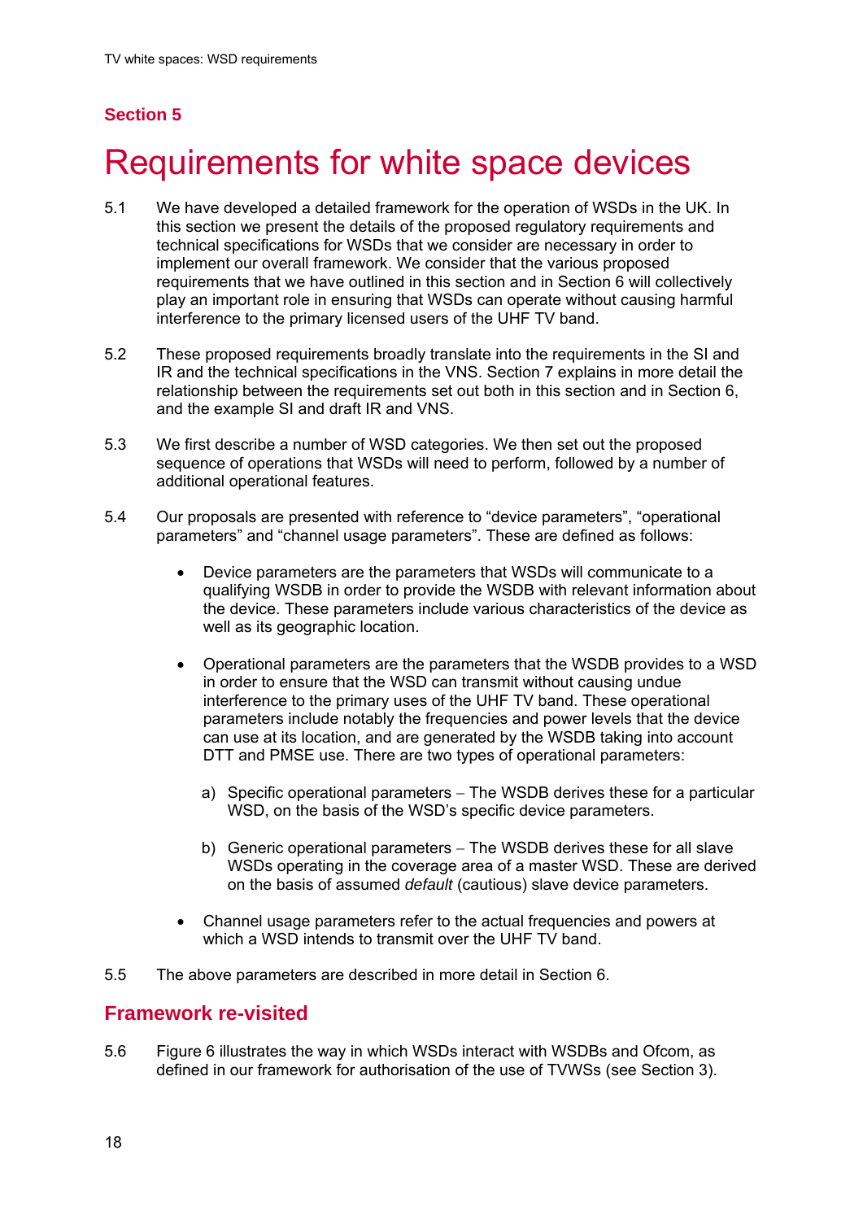## Section 5

# Requirements for white space devices

5.1 We have developed a detailed framework for the operation of WSDs in the UK. In this section we present the details of the proposed regulatory requirements and technical specifications for WSDs that we consider are necessary in order to implement our overall framework. We consider that the various proposed requirements that we have outlined in this section and in Section 6 will collectively play an important role in ensuring that WSDs can operate without causing harmful interference to the primary licensed users of the UHF TV band.

5.2 These proposed requirements broadly translate into the requirements in the SI and IR and the technical specifications in the VNS. Section 7 explains in more detail the relationship between the requirements set out both in this section and in Section 6, and the example SI and draft IR and VNS.

5.3 We first describe a number of WSD categories. We then set out the proposed sequence of operations that WSDs will need to perform, followed by a number of additional operational features.

5.4 Our proposals are presented with reference to "device parameters", "operational parameters" and "channel usage parameters". These are defined as follows:

- Device parameters are the parameters that WSDs will communicate to a qualifying WSDB in order to provide the WSDB with relevant information about the device. These parameters include various characteristics of the device as well as its geographic location.

- Operational parameters are the parameters that the WSDB provides to a WSD in order to ensure that the WSD can transmit without causing undue interference to the primary uses of the UHF TV band. These operational parameters include notably the frequencies and power levels that the device can use at its location, and are generated by the WSDB taking into account DTT and PMSE use. There are two types of operational parameters:

  a) Specific operational parameters – The WSDB derives these for a particular WSD, on the basis of the WSD's specific device parameters.

  b) Generic operational parameters – The WSDB derives these for all slave WSDs operating in the coverage area of a master WSD. These are derived on the basis of assumed *default* (cautious) slave device parameters.

- Channel usage parameters refer to the actual frequencies and powers at which a WSD intends to transmit over the UHF TV band.

5.5 The above parameters are described in more detail in Section 6.

## Framework re-visited

5.6 Figure 6 illustrates the way in which WSDs interact with WSDBs and Ofcom, as defined in our framework for authorisation of the use of TVWSs (see Section 3).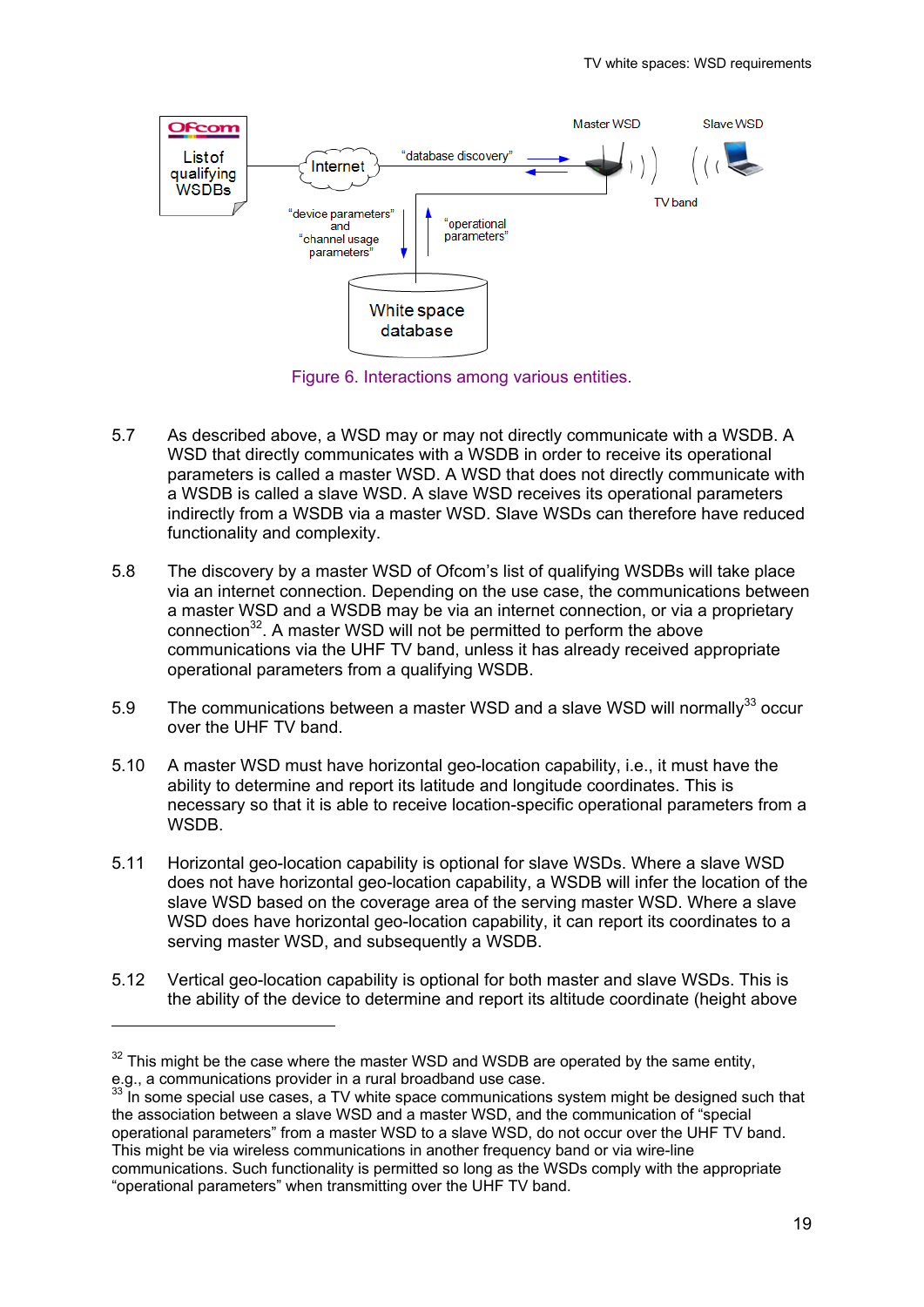Figure 6. Interactions among various entities.

5.7 As described above, a WSD may or may not directly communicate with a WSDB. A WSD that directly communicates with a WSDB in order to receive its operational parameters is called a master WSD. A WSD that does not directly communicate with a WSDB is called a slave WSD. A slave WSD receives its operational parameters indirectly from a WSDB via a master WSD. Slave WSDs can therefore have reduced functionality and complexity.

5.8 The discovery by a master WSD of Ofcom's list of qualifying WSDBs will take place via an internet connection. Depending on the use case, the communications between a master WSD and a WSDB may be via an internet connection, or via a proprietary connection[32]. A master WSD will not be permitted to perform the above communications via the UHF TV band, unless it has already received appropriate operational parameters from a qualifying WSDB.

5.9 The communications between a master WSD and a slave WSD will normally[33] occur over the UHF TV band.

5.10 A master WSD must have horizontal geo-location capability, i.e., it must have the ability to determine and report its latitude and longitude coordinates. This is necessary so that it is able to receive location-specific operational parameters from a WSDB.

5.11 Horizontal geo-location capability is optional for slave WSDs. Where a slave WSD does not have horizontal geo-location capability, a WSDB will infer the location of the slave WSD based on the coverage area of the serving master WSD. Where a slave WSD does have horizontal geo-location capability, it can report its coordinates to a serving master WSD, and subsequently a WSDB.

5.12 Vertical geo-location capability is optional for both master and slave WSDs. This is the ability of the device to determine and report its altitude coordinate (height above

[32] This might be the case where the master WSD and WSDB are operated by the same entity, e.g., a communications provider in a rural broadband use case.

[33] In some special use cases, a TV white space communications system might be designed such that the association between a slave WSD and a master WSD, and the communication of "special operational parameters" from a master WSD to a slave WSD, do not occur over the UHF TV band. This might be via wireless communications in another frequency band or via wire-line communications. Such functionality is permitted so long as the WSDs comply with the appropriate "operational parameters" when transmitting over the UHF TV band.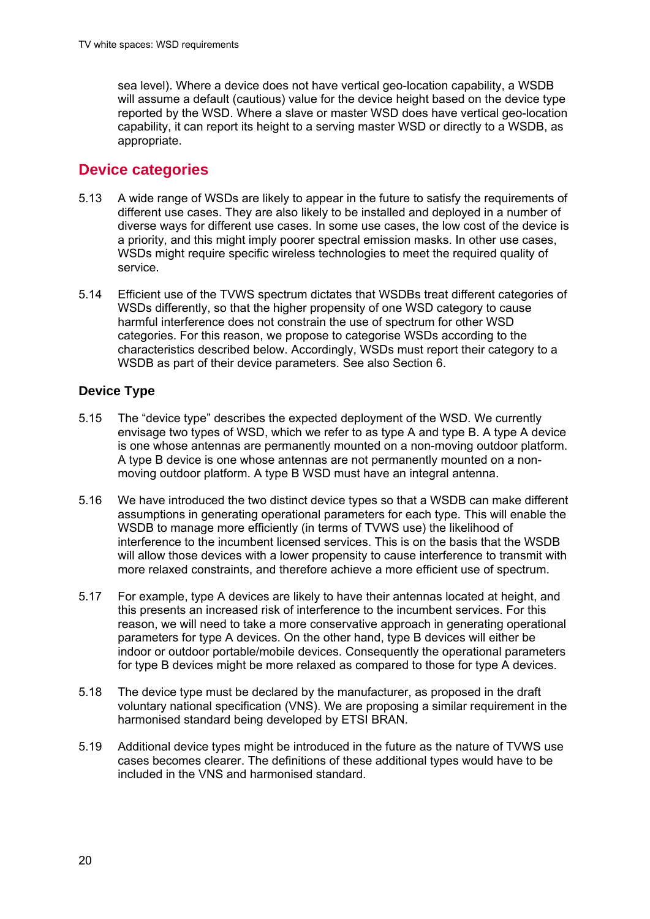sea level). Where a device does not have vertical geo-location capability, a WSDB will assume a default (cautious) value for the device height based on the device type reported by the WSD. Where a slave or master WSD does have vertical geo-location capability, it can report its height to a serving master WSD or directly to a WSDB, as appropriate.

## Device categories

5.13 A wide range of WSDs are likely to appear in the future to satisfy the requirements of different use cases. They are also likely to be installed and deployed in a number of diverse ways for different use cases. In some use cases, the low cost of the device is a priority, and this might imply poorer spectral emission masks. In other use cases, WSDs might require specific wireless technologies to meet the required quality of service.

5.14 Efficient use of the TVWS spectrum dictates that WSDBs treat different categories of WSDs differently, so that the higher propensity of one WSD category to cause harmful interference does not constrain the use of spectrum for other WSD categories. For this reason, we propose to categorise WSDs according to the characteristics described below. Accordingly, WSDs must report their category to a WSDB as part of their device parameters. See also Section 6.

### Device Type

5.15 The "device type" describes the expected deployment of the WSD. We currently envisage two types of WSD, which we refer to as type A and type B. A type A device is one whose antennas are permanently mounted on a non-moving outdoor platform. A type B device is one whose antennas are not permanently mounted on a non-moving outdoor platform. A type B WSD must have an integral antenna.

5.16 We have introduced the two distinct device types so that a WSDB can make different assumptions in generating operational parameters for each type. This will enable the WSDB to manage more efficiently (in terms of TVWS use) the likelihood of interference to the incumbent licensed services. This is on the basis that the WSDB will allow those devices with a lower propensity to cause interference to transmit with more relaxed constraints, and therefore achieve a more efficient use of spectrum.

5.17 For example, type A devices are likely to have their antennas located at height, and this presents an increased risk of interference to the incumbent services. For this reason, we will need to take a more conservative approach in generating operational parameters for type A devices. On the other hand, type B devices will either be indoor or outdoor portable/mobile devices. Consequently the operational parameters for type B devices might be more relaxed as compared to those for type A devices.

5.18 The device type must be declared by the manufacturer, as proposed in the draft voluntary national specification (VNS). We are proposing a similar requirement in the harmonised standard being developed by ETSI BRAN.

5.19 Additional device types might be introduced in the future as the nature of TVWS use cases becomes clearer. The definitions of these additional types would have to be included in the VNS and harmonised standard.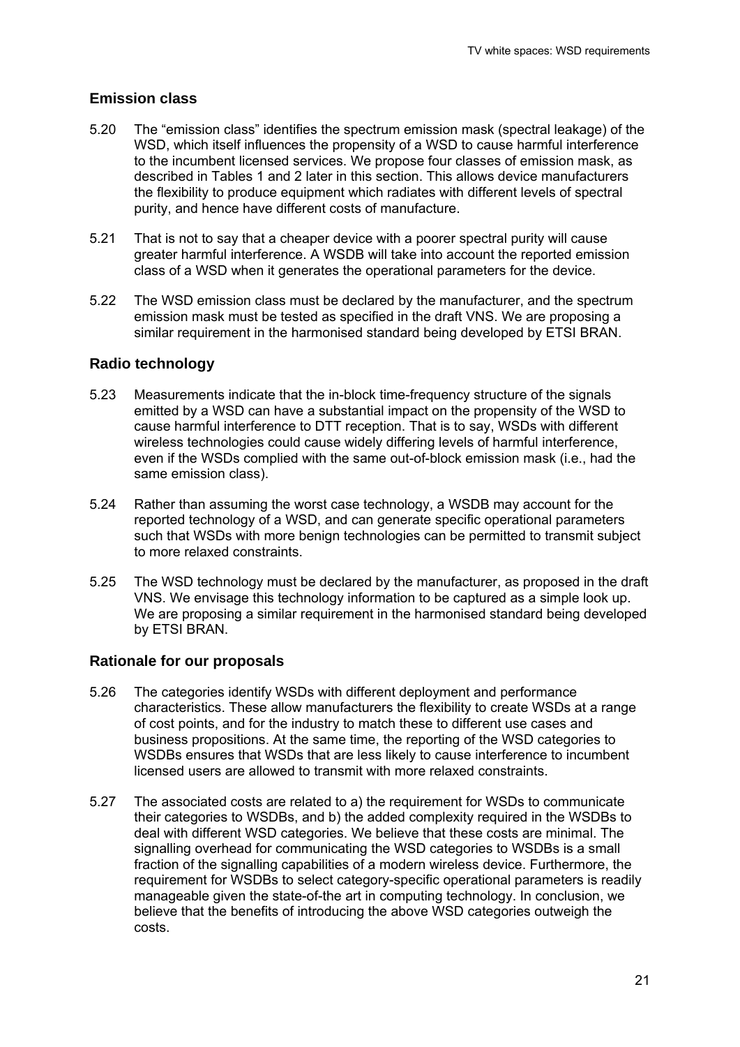## Emission class

5.20 The "emission class" identifies the spectrum emission mask (spectral leakage) of the WSD, which itself influences the propensity of a WSD to cause harmful interference to the incumbent licensed services. We propose four classes of emission mask, as described in Tables 1 and 2 later in this section. This allows device manufacturers the flexibility to produce equipment which radiates with different levels of spectral purity, and hence have different costs of manufacture.

5.21 That is not to say that a cheaper device with a poorer spectral purity will cause greater harmful interference. A WSDB will take into account the reported emission class of a WSD when it generates the operational parameters for the device.

5.22 The WSD emission class must be declared by the manufacturer, and the spectrum emission mask must be tested as specified in the draft VNS. We are proposing a similar requirement in the harmonised standard being developed by ETSI BRAN.

## Radio technology

5.23 Measurements indicate that the in-block time-frequency structure of the signals emitted by a WSD can have a substantial impact on the propensity of the WSD to cause harmful interference to DTT reception. That is to say, WSDs with different wireless technologies could cause widely differing levels of harmful interference, even if the WSDs complied with the same out-of-block emission mask (i.e., had the same emission class).

5.24 Rather than assuming the worst case technology, a WSDB may account for the reported technology of a WSD, and can generate specific operational parameters such that WSDs with more benign technologies can be permitted to transmit subject to more relaxed constraints.

5.25 The WSD technology must be declared by the manufacturer, as proposed in the draft VNS. We envisage this technology information to be captured as a simple look up. We are proposing a similar requirement in the harmonised standard being developed by ETSI BRAN.

## Rationale for our proposals

5.26 The categories identify WSDs with different deployment and performance characteristics. These allow manufacturers the flexibility to create WSDs at a range of cost points, and for the industry to match these to different use cases and business propositions. At the same time, the reporting of the WSD categories to WSDBs ensures that WSDs that are less likely to cause interference to incumbent licensed users are allowed to transmit with more relaxed constraints.

5.27 The associated costs are related to a) the requirement for WSDs to communicate their categories to WSDBs, and b) the added complexity required in the WSDBs to deal with different WSD categories. We believe that these costs are minimal. The signalling overhead for communicating the WSD categories to WSDBs is a small fraction of the signalling capabilities of a modern wireless device. Furthermore, the requirement for WSDBs to select category-specific operational parameters is readily manageable given the state-of-the art in computing technology. In conclusion, we believe that the benefits of introducing the above WSD categories outweigh the costs.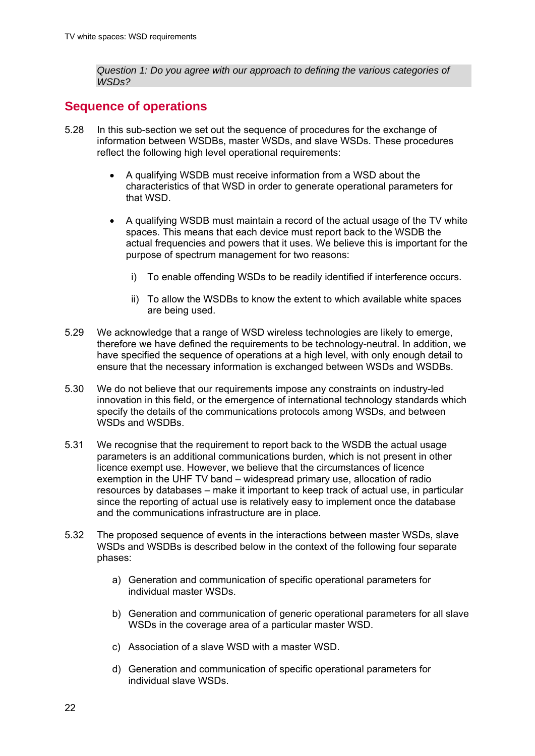*Question 1: Do you agree with our approach to defining the various categories of WSDs?*

## Sequence of operations

5.28 In this sub-section we set out the sequence of procedures for the exchange of information between WSDBs, master WSDs, and slave WSDs. These procedures reflect the following high level operational requirements:

- A qualifying WSDB must receive information from a WSD about the characteristics of that WSD in order to generate operational parameters for that WSD.

- A qualifying WSDB must maintain a record of the actual usage of the TV white spaces. This means that each device must report back to the WSDB the actual frequencies and powers that it uses. We believe this is important for the purpose of spectrum management for two reasons:

  i) To enable offending WSDs to be readily identified if interference occurs.

  ii) To allow the WSDBs to know the extent to which available white spaces are being used.

5.29 We acknowledge that a range of WSD wireless technologies are likely to emerge, therefore we have defined the requirements to be technology-neutral. In addition, we have specified the sequence of operations at a high level, with only enough detail to ensure that the necessary information is exchanged between WSDs and WSDBs.

5.30 We do not believe that our requirements impose any constraints on industry-led innovation in this field, or the emergence of international technology standards which specify the details of the communications protocols among WSDs, and between WSDs and WSDBs.

5.31 We recognise that the requirement to report back to the WSDB the actual usage parameters is an additional communications burden, which is not present in other licence exempt use. However, we believe that the circumstances of licence exemption in the UHF TV band – widespread primary use, allocation of radio resources by databases – make it important to keep track of actual use, in particular since the reporting of actual use is relatively easy to implement once the database and the communications infrastructure are in place.

5.32 The proposed sequence of events in the interactions between master WSDs, slave WSDs and WSDBs is described below in the context of the following four separate phases:

a) Generation and communication of specific operational parameters for individual master WSDs.

b) Generation and communication of generic operational parameters for all slave WSDs in the coverage area of a particular master WSD.

c) Association of a slave WSD with a master WSD.

d) Generation and communication of specific operational parameters for individual slave WSDs.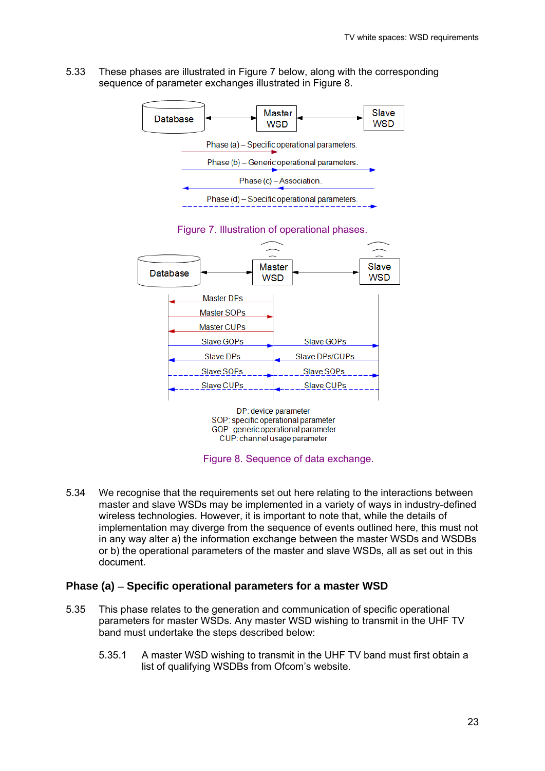5.33 These phases are illustrated in Figure 7 below, along with the corresponding sequence of parameter exchanges illustrated in Figure 8.

Database ↔ Master WSD ↔ Slave WSD

Phase (a) – Specific operational parameters.

Phase (b) – Generic operational parameters.

Phase (c) – Association.

Phase (d) – Specific operational parameters.

Figure 7. Illustration of operational phases.

Database ↔ Master WSD ↔ Slave WSD

Master DPs

Master SOPs

Master CUPs

Slave GOPs | Slave GOPs

Slave DPs | Slave DPs/CUPs

Slave SOPs | Slave SOPs

Slave CUPs | Slave CUPs

DP: device parameter
SOP: specific operational parameter
GOP: generic operational parameter
CUP: channel usage parameter

Figure 8. Sequence of data exchange.

5.34 We recognise that the requirements set out here relating to the interactions between master and slave WSDs may be implemented in a variety of ways in industry-defined wireless technologies. However, it is important to note that, while the details of implementation may diverge from the sequence of events outlined here, this must not in any way alter a) the information exchange between the master WSDs and WSDBs or b) the operational parameters of the master and slave WSDs, all as set out in this document.

### Phase (a) – Specific operational parameters for a master WSD

5.35 This phase relates to the generation and communication of specific operational parameters for master WSDs. Any master WSD wishing to transmit in the UHF TV band must undertake the steps described below:

5.35.1 A master WSD wishing to transmit in the UHF TV band must first obtain a list of qualifying WSDBs from Ofcom's website.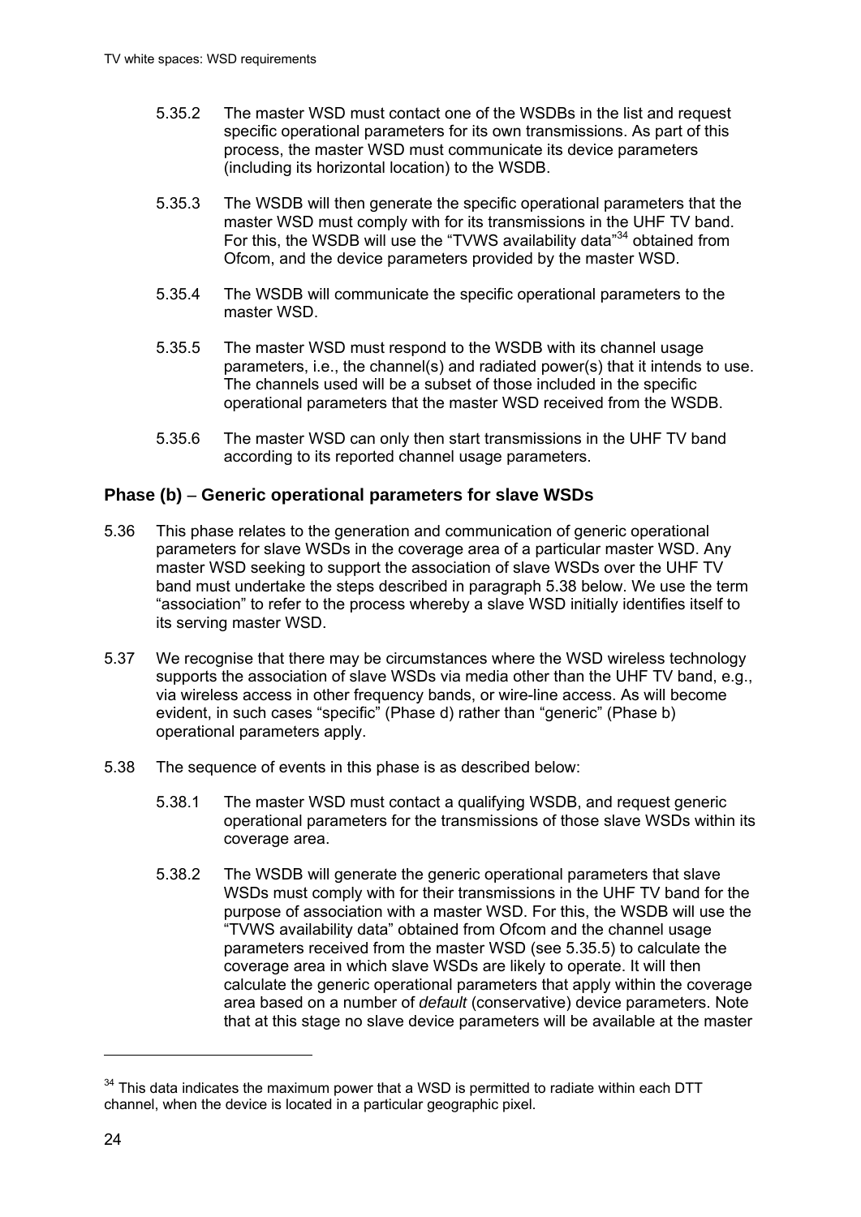5.35.2 The master WSD must contact one of the WSDBs in the list and request specific operational parameters for its own transmissions. As part of this process, the master WSD must communicate its device parameters (including its horizontal location) to the WSDB.

5.35.3 The WSDB will then generate the specific operational parameters that the master WSD must comply with for its transmissions in the UHF TV band. For this, the WSDB will use the "TVWS availability data"[34] obtained from Ofcom, and the device parameters provided by the master WSD.

5.35.4 The WSDB will communicate the specific operational parameters to the master WSD.

5.35.5 The master WSD must respond to the WSDB with its channel usage parameters, i.e., the channel(s) and radiated power(s) that it intends to use. The channels used will be a subset of those included in the specific operational parameters that the master WSD received from the WSDB.

5.35.6 The master WSD can only then start transmissions in the UHF TV band according to its reported channel usage parameters.

### Phase (b) – Generic operational parameters for slave WSDs

5.36 This phase relates to the generation and communication of generic operational parameters for slave WSDs in the coverage area of a particular master WSD. Any master WSD seeking to support the association of slave WSDs over the UHF TV band must undertake the steps described in paragraph 5.38 below. We use the term "association" to refer to the process whereby a slave WSD initially identifies itself to its serving master WSD.

5.37 We recognise that there may be circumstances where the WSD wireless technology supports the association of slave WSDs via media other than the UHF TV band, e.g., via wireless access in other frequency bands, or wire-line access. As will become evident, in such cases "specific" (Phase d) rather than "generic" (Phase b) operational parameters apply.

5.38 The sequence of events in this phase is as described below:

5.38.1 The master WSD must contact a qualifying WSDB, and request generic operational parameters for the transmissions of those slave WSDs within its coverage area.

5.38.2 The WSDB will generate the generic operational parameters that slave WSDs must comply with for their transmissions in the UHF TV band for the purpose of association with a master WSD. For this, the WSDB will use the "TVWS availability data" obtained from Ofcom and the channel usage parameters received from the master WSD (see 5.35.5) to calculate the coverage area in which slave WSDs are likely to operate. It will then calculate the generic operational parameters that apply within the coverage area based on a number of *default* (conservative) device parameters. Note that at this stage no slave device parameters will be available at the master

[34] This data indicates the maximum power that a WSD is permitted to radiate within each DTT channel, when the device is located in a particular geographic pixel.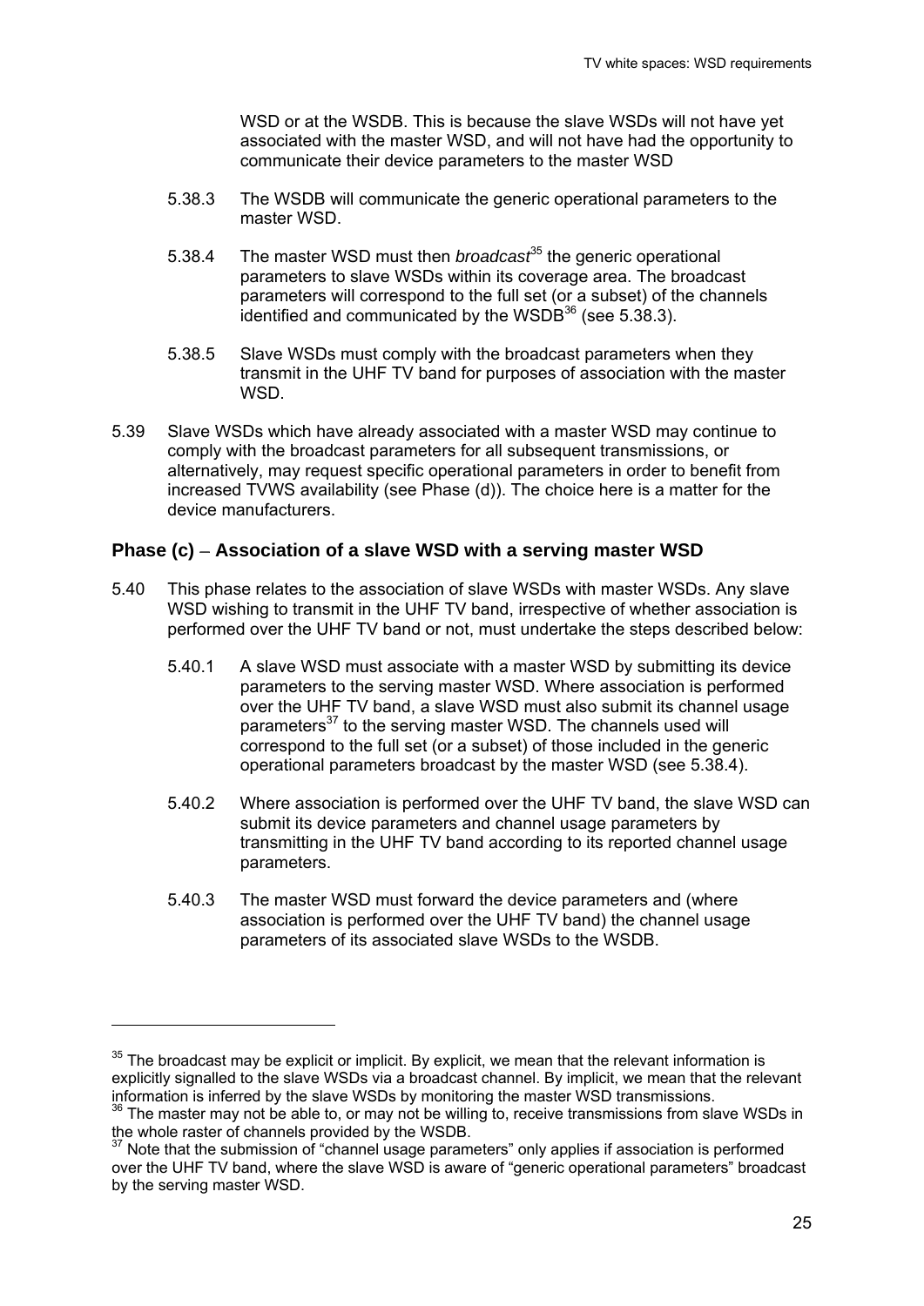WSD or at the WSDB. This is because the slave WSDs will not have yet associated with the master WSD, and will not have had the opportunity to communicate their device parameters to the master WSD

5.38.3 The WSDB will communicate the generic operational parameters to the master WSD.

5.38.4 The master WSD must then *broadcast*[35] the generic operational parameters to slave WSDs within its coverage area. The broadcast parameters will correspond to the full set (or a subset) of the channels identified and communicated by the WSDB[36] (see 5.38.3).

5.38.5 Slave WSDs must comply with the broadcast parameters when they transmit in the UHF TV band for purposes of association with the master WSD.

5.39 Slave WSDs which have already associated with a master WSD may continue to comply with the broadcast parameters for all subsequent transmissions, or alternatively, may request specific operational parameters in order to benefit from increased TVWS availability (see Phase (d)). The choice here is a matter for the device manufacturers.

### Phase (c) – Association of a slave WSD with a serving master WSD

5.40 This phase relates to the association of slave WSDs with master WSDs. Any slave WSD wishing to transmit in the UHF TV band, irrespective of whether association is performed over the UHF TV band or not, must undertake the steps described below:

5.40.1 A slave WSD must associate with a master WSD by submitting its device parameters to the serving master WSD. Where association is performed over the UHF TV band, a slave WSD must also submit its channel usage parameters[37] to the serving master WSD. The channels used will correspond to the full set (or a subset) of those included in the generic operational parameters broadcast by the master WSD (see 5.38.4).

5.40.2 Where association is performed over the UHF TV band, the slave WSD can submit its device parameters and channel usage parameters by transmitting in the UHF TV band according to its reported channel usage parameters.

5.40.3 The master WSD must forward the device parameters and (where association is performed over the UHF TV band) the channel usage parameters of its associated slave WSDs to the WSDB.

---

[35] The broadcast may be explicit or implicit. By explicit, we mean that the relevant information is explicitly signalled to the slave WSDs via a broadcast channel. By implicit, we mean that the relevant information is inferred by the slave WSDs by monitoring the master WSD transmissions.

[36] The master may not be able to, or may not be willing to, receive transmissions from slave WSDs in the whole raster of channels provided by the WSDB.

[37] Note that the submission of "channel usage parameters" only applies if association is performed over the UHF TV band, where the slave WSD is aware of "generic operational parameters" broadcast by the serving master WSD.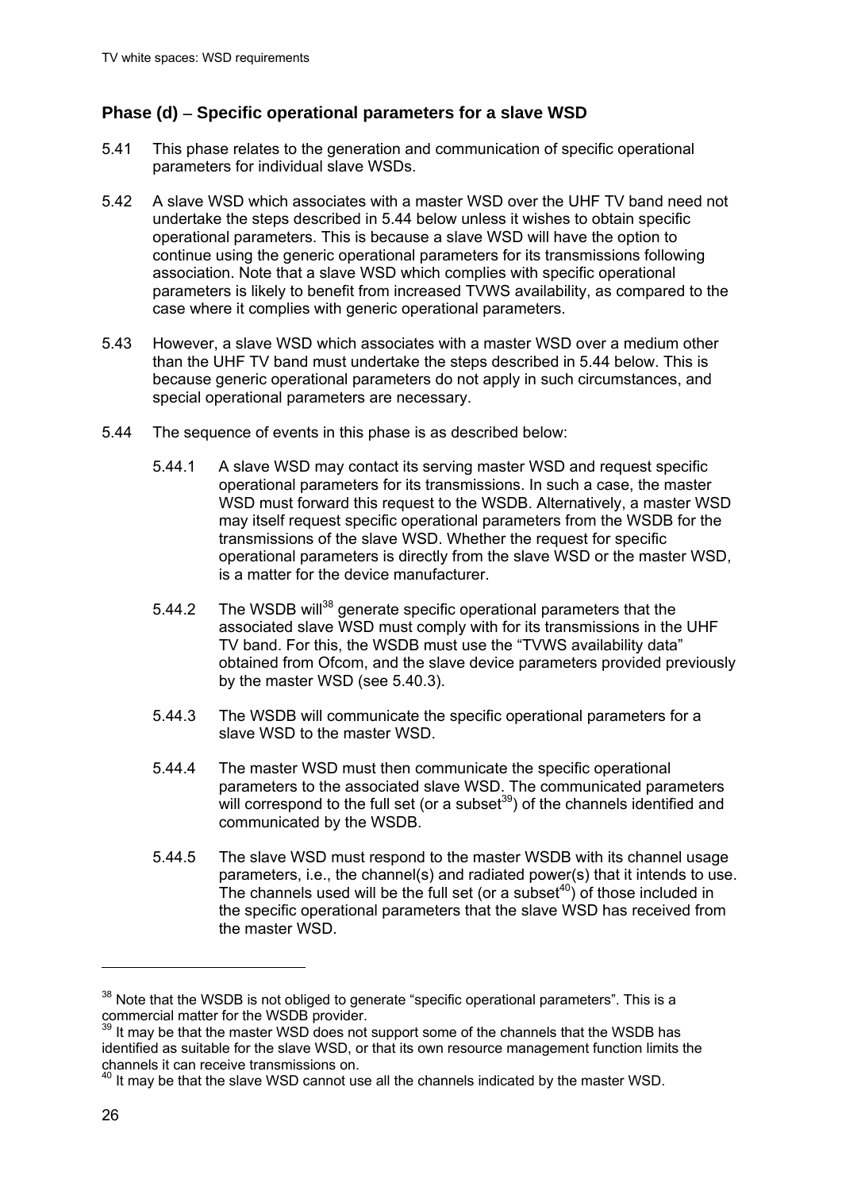## Phase (d) – Specific operational parameters for a slave WSD

5.41 This phase relates to the generation and communication of specific operational parameters for individual slave WSDs.

5.42 A slave WSD which associates with a master WSD over the UHF TV band need not undertake the steps described in 5.44 below unless it wishes to obtain specific operational parameters. This is because a slave WSD will have the option to continue using the generic operational parameters for its transmissions following association. Note that a slave WSD which complies with specific operational parameters is likely to benefit from increased TVWS availability, as compared to the case where it complies with generic operational parameters.

5.43 However, a slave WSD which associates with a master WSD over a medium other than the UHF TV band must undertake the steps described in 5.44 below. This is because generic operational parameters do not apply in such circumstances, and special operational parameters are necessary.

5.44 The sequence of events in this phase is as described below:

5.44.1 A slave WSD may contact its serving master WSD and request specific operational parameters for its transmissions. In such a case, the master WSD must forward this request to the WSDB. Alternatively, a master WSD may itself request specific operational parameters from the WSDB for the transmissions of the slave WSD. Whether the request for specific operational parameters is directly from the slave WSD or the master WSD, is a matter for the device manufacturer.

5.44.2 The WSDB will[38] generate specific operational parameters that the associated slave WSD must comply with for its transmissions in the UHF TV band. For this, the WSDB must use the "TVWS availability data" obtained from Ofcom, and the slave device parameters provided previously by the master WSD (see 5.40.3).

5.44.3 The WSDB will communicate the specific operational parameters for a slave WSD to the master WSD.

5.44.4 The master WSD must then communicate the specific operational parameters to the associated slave WSD. The communicated parameters will correspond to the full set (or a subset[39]) of the channels identified and communicated by the WSDB.

5.44.5 The slave WSD must respond to the master WSDB with its channel usage parameters, i.e., the channel(s) and radiated power(s) that it intends to use. The channels used will be the full set (or a subset[40]) of those included in the specific operational parameters that the slave WSD has received from the master WSD.

---

[38] Note that the WSDB is not obliged to generate "specific operational parameters". This is a commercial matter for the WSDB provider.

[39] It may be that the master WSD does not support some of the channels that the WSDB has identified as suitable for the slave WSD, or that its own resource management function limits the channels it can receive transmissions on.

[40] It may be that the slave WSD cannot use all the channels indicated by the master WSD.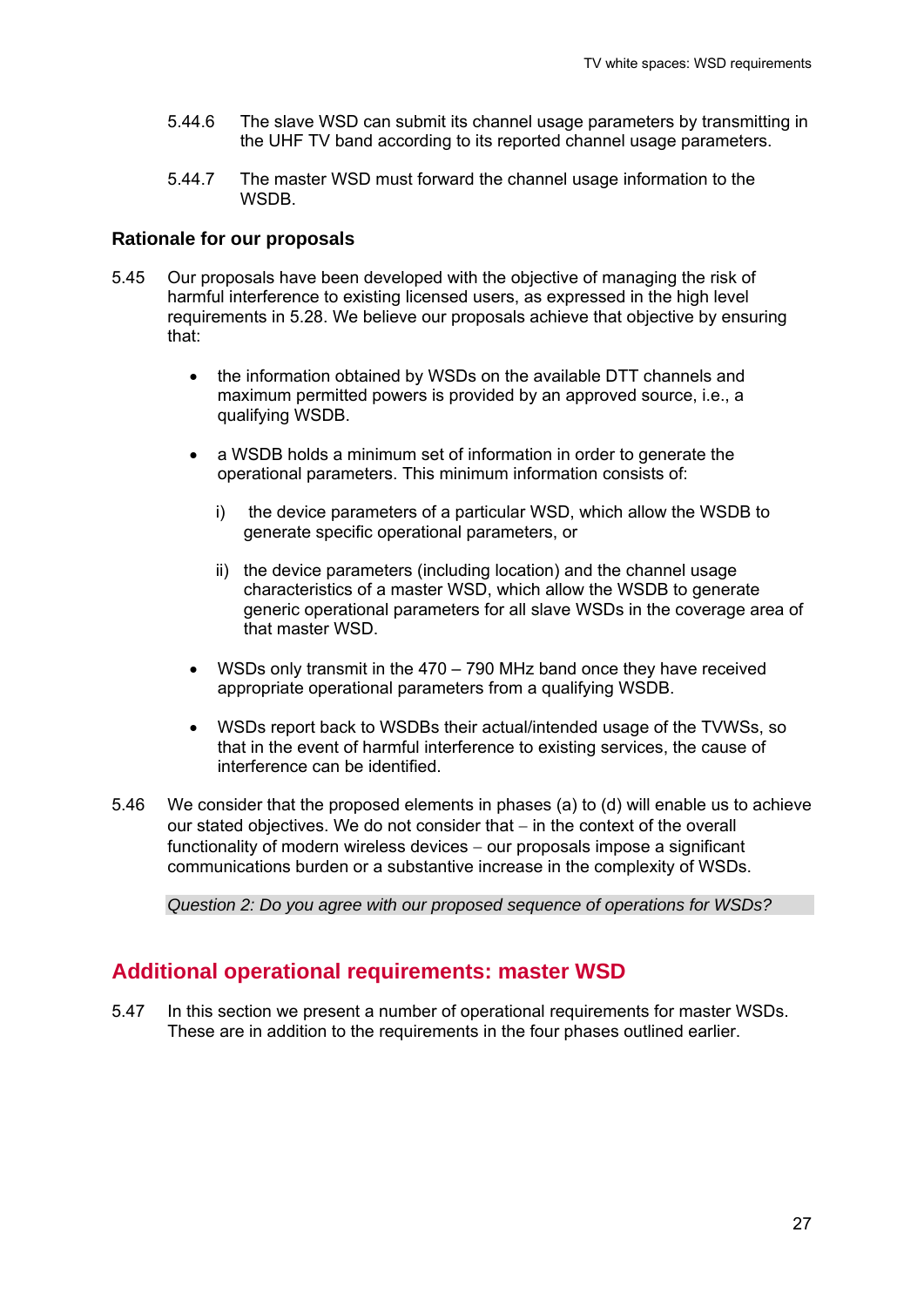5.44.6 The slave WSD can submit its channel usage parameters by transmitting in the UHF TV band according to its reported channel usage parameters.

5.44.7 The master WSD must forward the channel usage information to the WSDB.

### Rationale for our proposals

5.45 Our proposals have been developed with the objective of managing the risk of harmful interference to existing licensed users, as expressed in the high level requirements in 5.28. We believe our proposals achieve that objective by ensuring that:

- the information obtained by WSDs on the available DTT channels and maximum permitted powers is provided by an approved source, i.e., a qualifying WSDB.
- a WSDB holds a minimum set of information in order to generate the operational parameters. This minimum information consists of:
  - i) the device parameters of a particular WSD, which allow the WSDB to generate specific operational parameters, or
  - ii) the device parameters (including location) and the channel usage characteristics of a master WSD, which allow the WSDB to generate generic operational parameters for all slave WSDs in the coverage area of that master WSD.
- WSDs only transmit in the 470 – 790 MHz band once they have received appropriate operational parameters from a qualifying WSDB.
- WSDs report back to WSDBs their actual/intended usage of the TVWSs, so that in the event of harmful interference to existing services, the cause of interference can be identified.

5.46 We consider that the proposed elements in phases (a) to (d) will enable us to achieve our stated objectives. We do not consider that – in the context of the overall functionality of modern wireless devices – our proposals impose a significant communications burden or a substantive increase in the complexity of WSDs.

*Question 2: Do you agree with our proposed sequence of operations for WSDs?*

## Additional operational requirements: master WSD

5.47 In this section we present a number of operational requirements for master WSDs. These are in addition to the requirements in the four phases outlined earlier.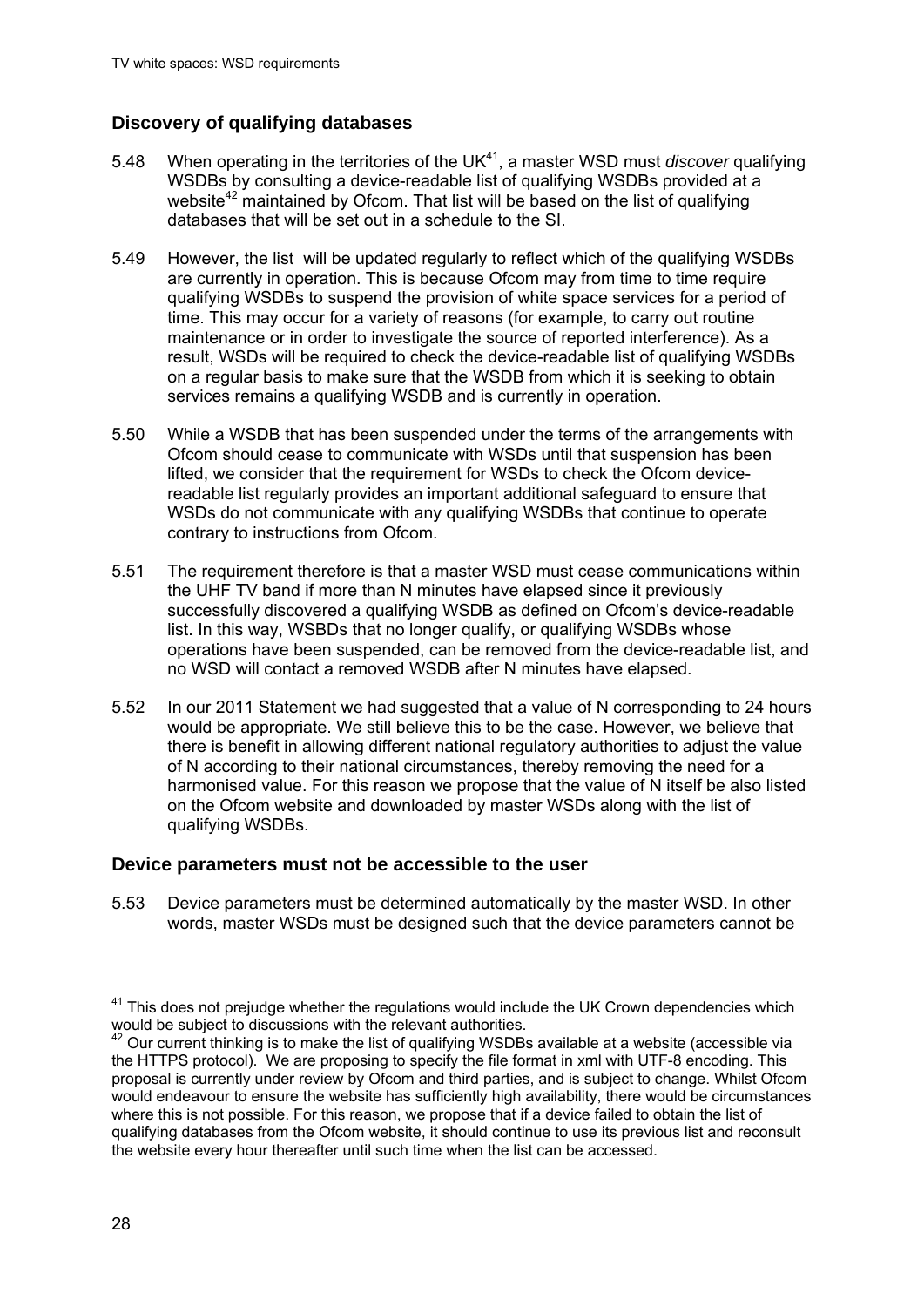## Discovery of qualifying databases

5.48 When operating in the territories of the UK[41], a master WSD must *discover* qualifying WSDBs by consulting a device-readable list of qualifying WSDBs provided at a website[42] maintained by Ofcom. That list will be based on the list of qualifying databases that will be set out in a schedule to the SI.

5.49 However, the list will be updated regularly to reflect which of the qualifying WSDBs are currently in operation. This is because Ofcom may from time to time require qualifying WSDBs to suspend the provision of white space services for a period of time. This may occur for a variety of reasons (for example, to carry out routine maintenance or in order to investigate the source of reported interference). As a result, WSDs will be required to check the device-readable list of qualifying WSDBs on a regular basis to make sure that the WSDB from which it is seeking to obtain services remains a qualifying WSDB and is currently in operation.

5.50 While a WSDB that has been suspended under the terms of the arrangements with Ofcom should cease to communicate with WSDs until that suspension has been lifted, we consider that the requirement for WSDs to check the Ofcom device-readable list regularly provides an important additional safeguard to ensure that WSDs do not communicate with any qualifying WSDBs that continue to operate contrary to instructions from Ofcom.

5.51 The requirement therefore is that a master WSD must cease communications within the UHF TV band if more than N minutes have elapsed since it previously successfully discovered a qualifying WSDB as defined on Ofcom's device-readable list. In this way, WSBDs that no longer qualify, or qualifying WSDBs whose operations have been suspended, can be removed from the device-readable list, and no WSD will contact a removed WSDB after N minutes have elapsed.

5.52 In our 2011 Statement we had suggested that a value of N corresponding to 24 hours would be appropriate. We still believe this to be the case. However, we believe that there is benefit in allowing different national regulatory authorities to adjust the value of N according to their national circumstances, thereby removing the need for a harmonised value. For this reason we propose that the value of N itself be also listed on the Ofcom website and downloaded by master WSDs along with the list of qualifying WSDBs.

## Device parameters must not be accessible to the user

5.53 Device parameters must be determined automatically by the master WSD. In other words, master WSDs must be designed such that the device parameters cannot be

---

[41] This does not prejudge whether the regulations would include the UK Crown dependencies which would be subject to discussions with the relevant authorities.

[42] Our current thinking is to make the list of qualifying WSDBs available at a website (accessible via the HTTPS protocol). We are proposing to specify the file format in xml with UTF-8 encoding. This proposal is currently under review by Ofcom and third parties, and is subject to change. Whilst Ofcom would endeavour to ensure the website has sufficiently high availability, there would be circumstances where this is not possible. For this reason, we propose that if a device failed to obtain the list of qualifying databases from the Ofcom website, it should continue to use its previous list and reconsult the website every hour thereafter until such time when the list can be accessed.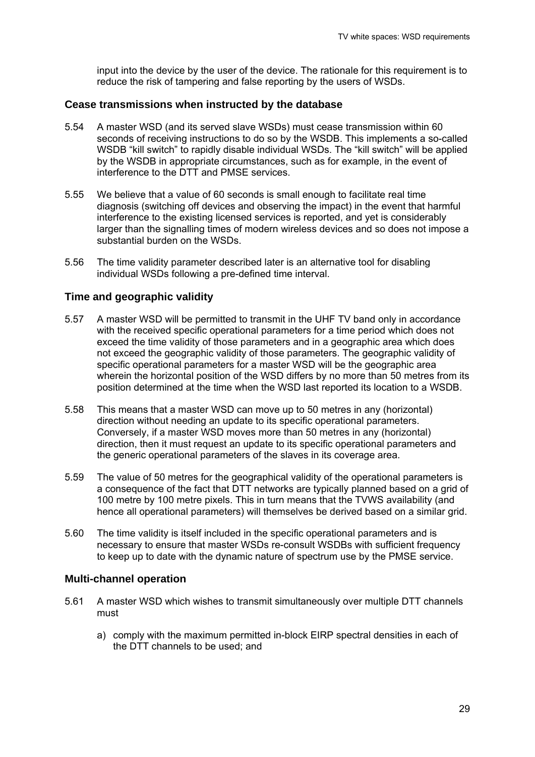input into the device by the user of the device. The rationale for this requirement is to reduce the risk of tampering and false reporting by the users of WSDs.

### Cease transmissions when instructed by the database

5.54 A master WSD (and its served slave WSDs) must cease transmission within 60 seconds of receiving instructions to do so by the WSDB. This implements a so-called WSDB "kill switch" to rapidly disable individual WSDs. The "kill switch" will be applied by the WSDB in appropriate circumstances, such as for example, in the event of interference to the DTT and PMSE services.

5.55 We believe that a value of 60 seconds is small enough to facilitate real time diagnosis (switching off devices and observing the impact) in the event that harmful interference to the existing licensed services is reported, and yet is considerably larger than the signalling times of modern wireless devices and so does not impose a substantial burden on the WSDs.

5.56 The time validity parameter described later is an alternative tool for disabling individual WSDs following a pre-defined time interval.

### Time and geographic validity

5.57 A master WSD will be permitted to transmit in the UHF TV band only in accordance with the received specific operational parameters for a time period which does not exceed the time validity of those parameters and in a geographic area which does not exceed the geographic validity of those parameters. The geographic validity of specific operational parameters for a master WSD will be the geographic area wherein the horizontal position of the WSD differs by no more than 50 metres from its position determined at the time when the WSD last reported its location to a WSDB.

5.58 This means that a master WSD can move up to 50 metres in any (horizontal) direction without needing an update to its specific operational parameters. Conversely, if a master WSD moves more than 50 metres in any (horizontal) direction, then it must request an update to its specific operational parameters and the generic operational parameters of the slaves in its coverage area.

5.59 The value of 50 metres for the geographical validity of the operational parameters is a consequence of the fact that DTT networks are typically planned based on a grid of 100 metre by 100 metre pixels. This in turn means that the TVWS availability (and hence all operational parameters) will themselves be derived based on a similar grid.

5.60 The time validity is itself included in the specific operational parameters and is necessary to ensure that master WSDs re-consult WSDBs with sufficient frequency to keep up to date with the dynamic nature of spectrum use by the PMSE service.

### Multi-channel operation

5.61 A master WSD which wishes to transmit simultaneously over multiple DTT channels must

a) comply with the maximum permitted in-block EIRP spectral densities in each of the DTT channels to be used; and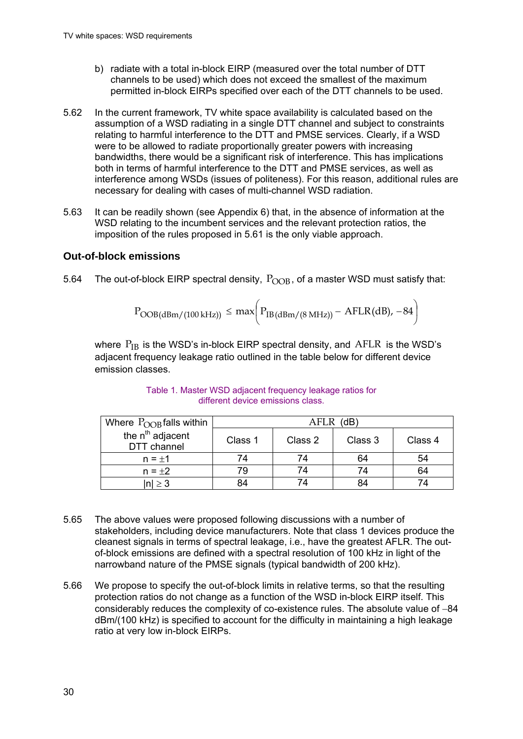b) radiate with a total in-block EIRP (measured over the total number of DTT channels to be used) which does not exceed the smallest of the maximum permitted in-block EIRPs specified over each of the DTT channels to be used.

5.62 In the current framework, TV white space availability is calculated based on the assumption of a WSD radiating in a single DTT channel and subject to constraints relating to harmful interference to the DTT and PMSE services. Clearly, if a WSD were to be allowed to radiate proportionally greater powers with increasing bandwidths, there would be a significant risk of interference. This has implications both in terms of harmful interference to the DTT and PMSE services, as well as interference among WSDs (issues of politeness). For this reason, additional rules are necessary for dealing with cases of multi-channel WSD radiation.

5.63 It can be readily shown (see Appendix 6) that, in the absence of information at the WSD relating to the incumbent services and the relevant protection ratios, the imposition of the rules proposed in 5.61 is the only viable approach.

### Out-of-block emissions

5.64 The out-of-block EIRP spectral density, $P_{OOB}$, of a master WSD must satisfy that:

$$P_{OOB(dBm/(100\,kHz))} \leq \max\left(P_{IB(dBm/(8\,MHz))} - AFLR(dB), -84\right)$$

where $P_{IB}$ is the WSD's in-block EIRP spectral density, and $AFLR$ is the WSD's adjacent frequency leakage ratio outlined in the table below for different device emission classes.

Table 1. Master WSD adjacent frequency leakage ratios for different device emissions class.

| Where $P_{OOB}$ falls within the n[th] adjacent DTT channel | AFLR (dB) | | | |
|---|---|---|---|---|
| | Class 1 | Class 2 | Class 3 | Class 4 |
| n = ±1 | 74 | 74 | 64 | 54 |
| n = ±2 | 79 | 74 | 74 | 64 |
| \|n\| ≥ 3 | 84 | 74 | 84 | 74 |

5.65 The above values were proposed following discussions with a number of stakeholders, including device manufacturers. Note that class 1 devices produce the cleanest signals in terms of spectral leakage, i.e., have the greatest AFLR. The out-of-block emissions are defined with a spectral resolution of 100 kHz in light of the narrowband nature of the PMSE signals (typical bandwidth of 200 kHz).

5.66 We propose to specify the out-of-block limits in relative terms, so that the resulting protection ratios do not change as a function of the WSD in-block EIRP itself. This considerably reduces the complexity of co-existence rules. The absolute value of −84 dBm/(100 kHz) is specified to account for the difficulty in maintaining a high leakage ratio at very low in-block EIRPs.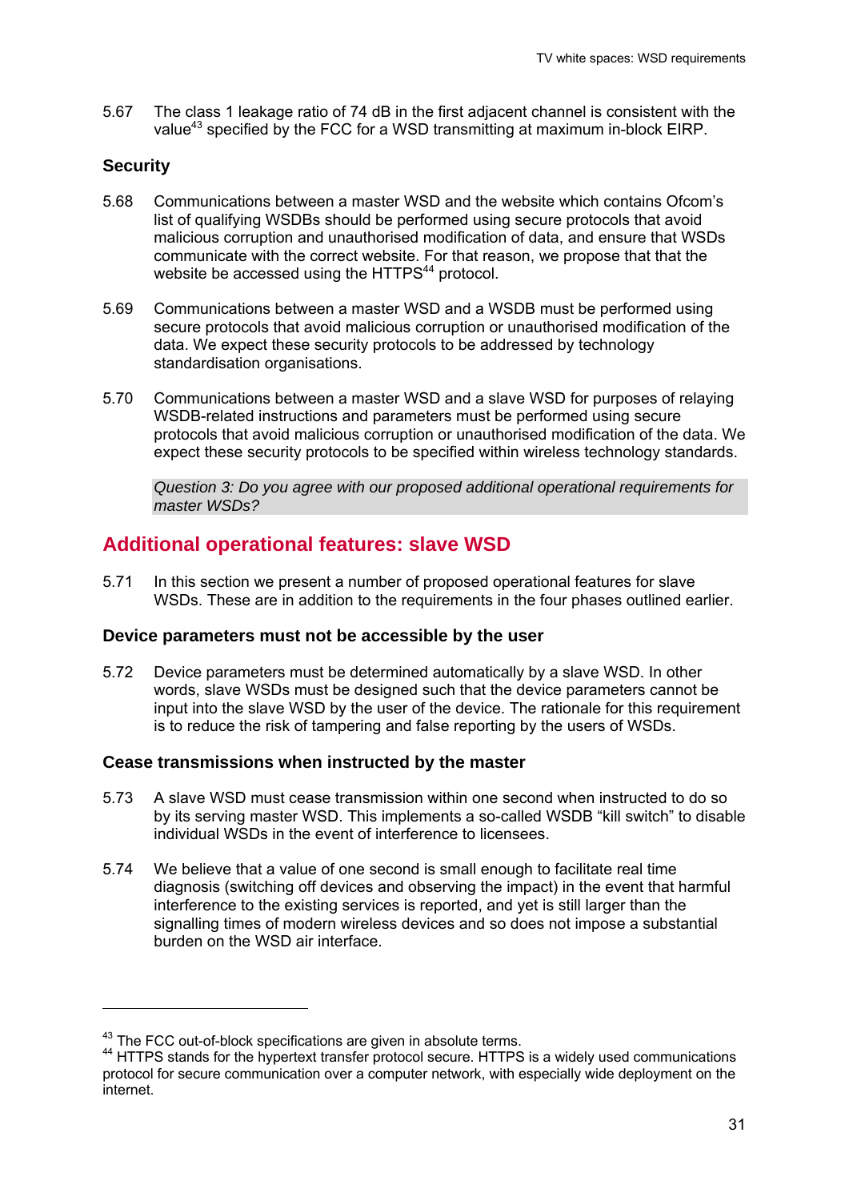5.67 The class 1 leakage ratio of 74 dB in the first adjacent channel is consistent with the value[43] specified by the FCC for a WSD transmitting at maximum in-block EIRP.

### Security

5.68 Communications between a master WSD and the website which contains Ofcom's list of qualifying WSDBs should be performed using secure protocols that avoid malicious corruption and unauthorised modification of data, and ensure that WSDs communicate with the correct website. For that reason, we propose that that the website be accessed using the HTTPS[44] protocol.

5.69 Communications between a master WSD and a WSDB must be performed using secure protocols that avoid malicious corruption or unauthorised modification of the data. We expect these security protocols to be addressed by technology standardisation organisations.

5.70 Communications between a master WSD and a slave WSD for purposes of relaying WSDB-related instructions and parameters must be performed using secure protocols that avoid malicious corruption or unauthorised modification of the data. We expect these security protocols to be specified within wireless technology standards.

*Question 3: Do you agree with our proposed additional operational requirements for master WSDs?*

## Additional operational features: slave WSD

5.71 In this section we present a number of proposed operational features for slave WSDs. These are in addition to the requirements in the four phases outlined earlier.

### Device parameters must not be accessible by the user

5.72 Device parameters must be determined automatically by a slave WSD. In other words, slave WSDs must be designed such that the device parameters cannot be input into the slave WSD by the user of the device. The rationale for this requirement is to reduce the risk of tampering and false reporting by the users of WSDs.

### Cease transmissions when instructed by the master

5.73 A slave WSD must cease transmission within one second when instructed to do so by its serving master WSD. This implements a so-called WSDB "kill switch" to disable individual WSDs in the event of interference to licensees.

5.74 We believe that a value of one second is small enough to facilitate real time diagnosis (switching off devices and observing the impact) in the event that harmful interference to the existing services is reported, and yet is still larger than the signalling times of modern wireless devices and so does not impose a substantial burden on the WSD air interface.

---

[43] The FCC out-of-block specifications are given in absolute terms.

[44] HTTPS stands for the hypertext transfer protocol secure. HTTPS is a widely used communications protocol for secure communication over a computer network, with especially wide deployment on the internet.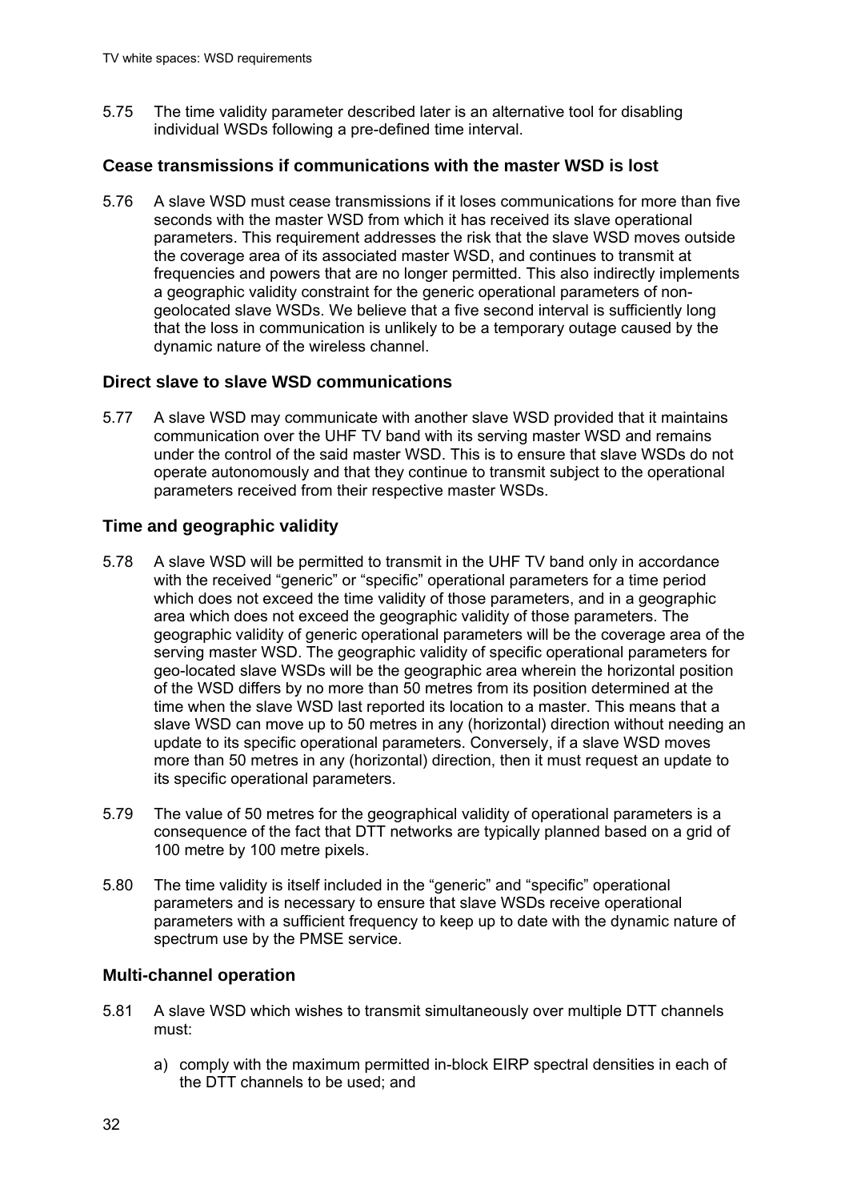5.75 The time validity parameter described later is an alternative tool for disabling individual WSDs following a pre-defined time interval.

### Cease transmissions if communications with the master WSD is lost

5.76 A slave WSD must cease transmissions if it loses communications for more than five seconds with the master WSD from which it has received its slave operational parameters. This requirement addresses the risk that the slave WSD moves outside the coverage area of its associated master WSD, and continues to transmit at frequencies and powers that are no longer permitted. This also indirectly implements a geographic validity constraint for the generic operational parameters of non-geolocated slave WSDs. We believe that a five second interval is sufficiently long that the loss in communication is unlikely to be a temporary outage caused by the dynamic nature of the wireless channel.

### Direct slave to slave WSD communications

5.77 A slave WSD may communicate with another slave WSD provided that it maintains communication over the UHF TV band with its serving master WSD and remains under the control of the said master WSD. This is to ensure that slave WSDs do not operate autonomously and that they continue to transmit subject to the operational parameters received from their respective master WSDs.

### Time and geographic validity

5.78 A slave WSD will be permitted to transmit in the UHF TV band only in accordance with the received "generic" or "specific" operational parameters for a time period which does not exceed the time validity of those parameters, and in a geographic area which does not exceed the geographic validity of those parameters. The geographic validity of generic operational parameters will be the coverage area of the serving master WSD. The geographic validity of specific operational parameters for geo-located slave WSDs will be the geographic area wherein the horizontal position of the WSD differs by no more than 50 metres from its position determined at the time when the slave WSD last reported its location to a master. This means that a slave WSD can move up to 50 metres in any (horizontal) direction without needing an update to its specific operational parameters. Conversely, if a slave WSD moves more than 50 metres in any (horizontal) direction, then it must request an update to its specific operational parameters.

5.79 The value of 50 metres for the geographical validity of operational parameters is a consequence of the fact that DTT networks are typically planned based on a grid of 100 metre by 100 metre pixels.

5.80 The time validity is itself included in the "generic" and "specific" operational parameters and is necessary to ensure that slave WSDs receive operational parameters with a sufficient frequency to keep up to date with the dynamic nature of spectrum use by the PMSE service.

### Multi-channel operation

5.81 A slave WSD which wishes to transmit simultaneously over multiple DTT channels must:

a) comply with the maximum permitted in-block EIRP spectral densities in each of the DTT channels to be used; and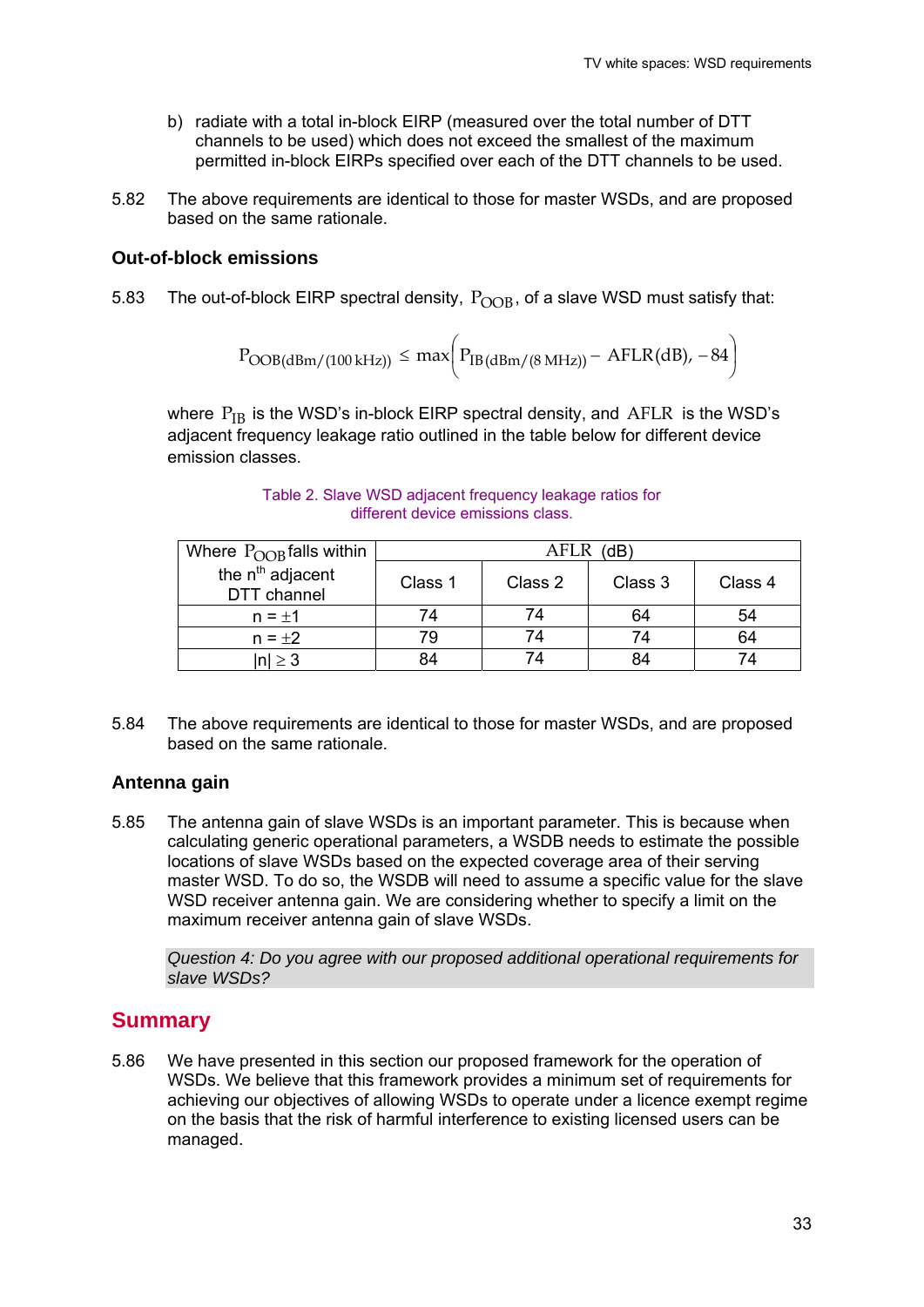b) radiate with a total in-block EIRP (measured over the total number of DTT channels to be used) which does not exceed the smallest of the maximum permitted in-block EIRPs specified over each of the DTT channels to be used.

5.82 The above requirements are identical to those for master WSDs, and are proposed based on the same rationale.

### Out-of-block emissions

5.83 The out-of-block EIRP spectral density, $P_{OOB}$, of a slave WSD must satisfy that:

$$P_{OOB(dBm/(100\,kHz))} \leq \max\left(P_{IB(dBm/(8\,MHz))} - AFLR(dB), -84\right)$$

where $P_{IB}$ is the WSD's in-block EIRP spectral density, and $AFLR$ is the WSD's adjacent frequency leakage ratio outlined in the table below for different device emission classes.

Table 2. Slave WSD adjacent frequency leakage ratios for different device emissions class.

| Where $P_{OOB}$ falls within the n[th] adjacent DTT channel | AFLR (dB) | | | |
|---|---|---|---|---|
| | Class 1 | Class 2 | Class 3 | Class 4 |
| n = ±1 | 74 | 74 | 64 | 54 |
| n = ±2 | 79 | 74 | 74 | 64 |
| \|n\| ≥ 3 | 84 | 74 | 84 | 74 |

5.84 The above requirements are identical to those for master WSDs, and are proposed based on the same rationale.

### Antenna gain

5.85 The antenna gain of slave WSDs is an important parameter. This is because when calculating generic operational parameters, a WSDB needs to estimate the possible locations of slave WSDs based on the expected coverage area of their serving master WSD. To do so, the WSDB will need to assume a specific value for the slave WSD receiver antenna gain. We are considering whether to specify a limit on the maximum receiver antenna gain of slave WSDs.

*Question 4: Do you agree with our proposed additional operational requirements for slave WSDs?*

## Summary

5.86 We have presented in this section our proposed framework for the operation of WSDs. We believe that this framework provides a minimum set of requirements for achieving our objectives of allowing WSDs to operate under a licence exempt regime on the basis that the risk of harmful interference to existing licensed users can be managed.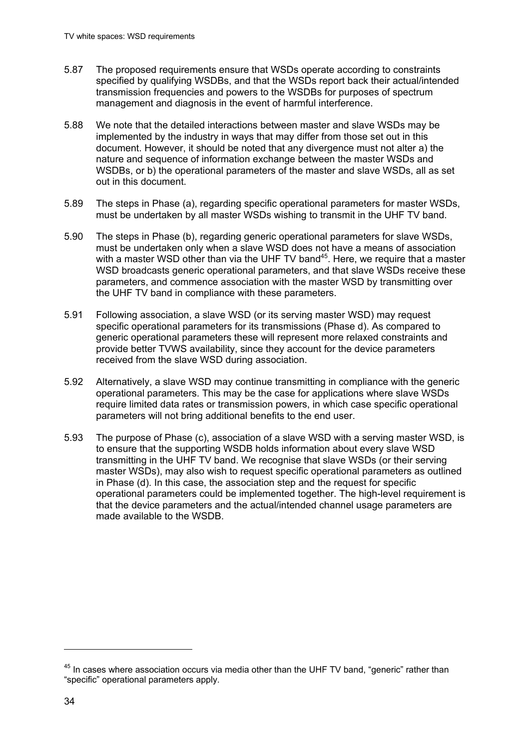5.87 The proposed requirements ensure that WSDs operate according to constraints specified by qualifying WSDBs, and that the WSDs report back their actual/intended transmission frequencies and powers to the WSDBs for purposes of spectrum management and diagnosis in the event of harmful interference.

5.88 We note that the detailed interactions between master and slave WSDs may be implemented by the industry in ways that may differ from those set out in this document. However, it should be noted that any divergence must not alter a) the nature and sequence of information exchange between the master WSDs and WSDBs, or b) the operational parameters of the master and slave WSDs, all as set out in this document.

5.89 The steps in Phase (a), regarding specific operational parameters for master WSDs, must be undertaken by all master WSDs wishing to transmit in the UHF TV band.

5.90 The steps in Phase (b), regarding generic operational parameters for slave WSDs, must be undertaken only when a slave WSD does not have a means of association with a master WSD other than via the UHF TV band[45]. Here, we require that a master WSD broadcasts generic operational parameters, and that slave WSDs receive these parameters, and commence association with the master WSD by transmitting over the UHF TV band in compliance with these parameters.

5.91 Following association, a slave WSD (or its serving master WSD) may request specific operational parameters for its transmissions (Phase d). As compared to generic operational parameters these will represent more relaxed constraints and provide better TVWS availability, since they account for the device parameters received from the slave WSD during association.

5.92 Alternatively, a slave WSD may continue transmitting in compliance with the generic operational parameters. This may be the case for applications where slave WSDs require limited data rates or transmission powers, in which case specific operational parameters will not bring additional benefits to the end user.

5.93 The purpose of Phase (c), association of a slave WSD with a serving master WSD, is to ensure that the supporting WSDB holds information about every slave WSD transmitting in the UHF TV band. We recognise that slave WSDs (or their serving master WSDs), may also wish to request specific operational parameters as outlined in Phase (d). In this case, the association step and the request for specific operational parameters could be implemented together. The high-level requirement is that the device parameters and the actual/intended channel usage parameters are made available to the WSDB.

[45] In cases where association occurs via media other than the UHF TV band, "generic" rather than "specific" operational parameters apply.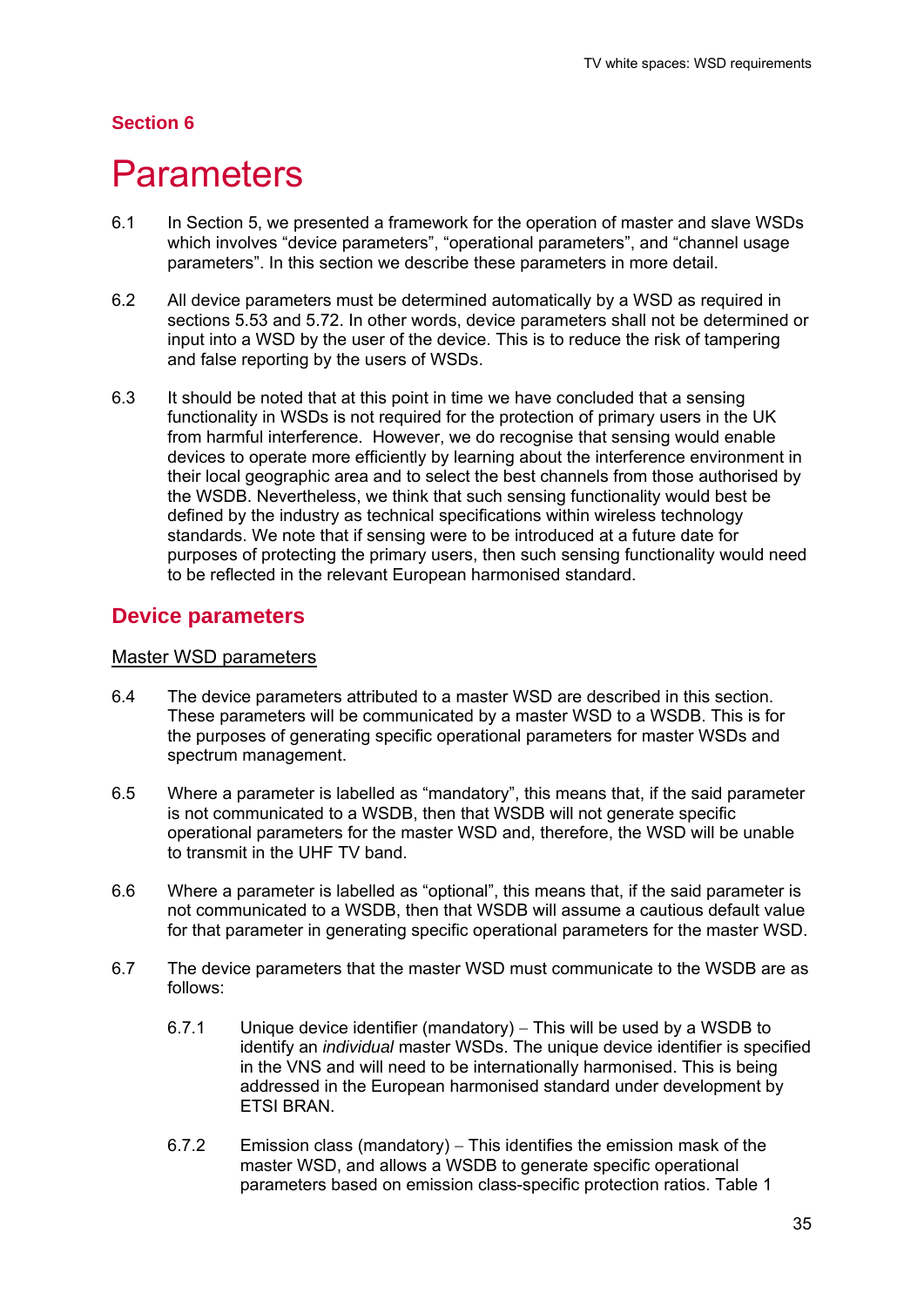## Section 6

# Parameters

6.1 In Section 5, we presented a framework for the operation of master and slave WSDs which involves "device parameters", "operational parameters", and "channel usage parameters". In this section we describe these parameters in more detail.

6.2 All device parameters must be determined automatically by a WSD as required in sections 5.53 and 5.72. In other words, device parameters shall not be determined or input into a WSD by the user of the device. This is to reduce the risk of tampering and false reporting by the users of WSDs.

6.3 It should be noted that at this point in time we have concluded that a sensing functionality in WSDs is not required for the protection of primary users in the UK from harmful interference. However, we do recognise that sensing would enable devices to operate more efficiently by learning about the interference environment in their local geographic area and to select the best channels from those authorised by the WSDB. Nevertheless, we think that such sensing functionality would best be defined by the industry as technical specifications within wireless technology standards. We note that if sensing were to be introduced at a future date for purposes of protecting the primary users, then such sensing functionality would need to be reflected in the relevant European harmonised standard.

## Device parameters

### Master WSD parameters

6.4 The device parameters attributed to a master WSD are described in this section. These parameters will be communicated by a master WSD to a WSDB. This is for the purposes of generating specific operational parameters for master WSDs and spectrum management.

6.5 Where a parameter is labelled as "mandatory", this means that, if the said parameter is not communicated to a WSDB, then that WSDB will not generate specific operational parameters for the master WSD and, therefore, the WSD will be unable to transmit in the UHF TV band.

6.6 Where a parameter is labelled as "optional", this means that, if the said parameter is not communicated to a WSDB, then that WSDB will assume a cautious default value for that parameter in generating specific operational parameters for the master WSD.

6.7 The device parameters that the master WSD must communicate to the WSDB are as follows:

6.7.1 Unique device identifier (mandatory) – This will be used by a WSDB to identify an *individual* master WSDs. The unique device identifier is specified in the VNS and will need to be internationally harmonised. This is being addressed in the European harmonised standard under development by ETSI BRAN.

6.7.2 Emission class (mandatory) – This identifies the emission mask of the master WSD, and allows a WSDB to generate specific operational parameters based on emission class-specific protection ratios. Table 1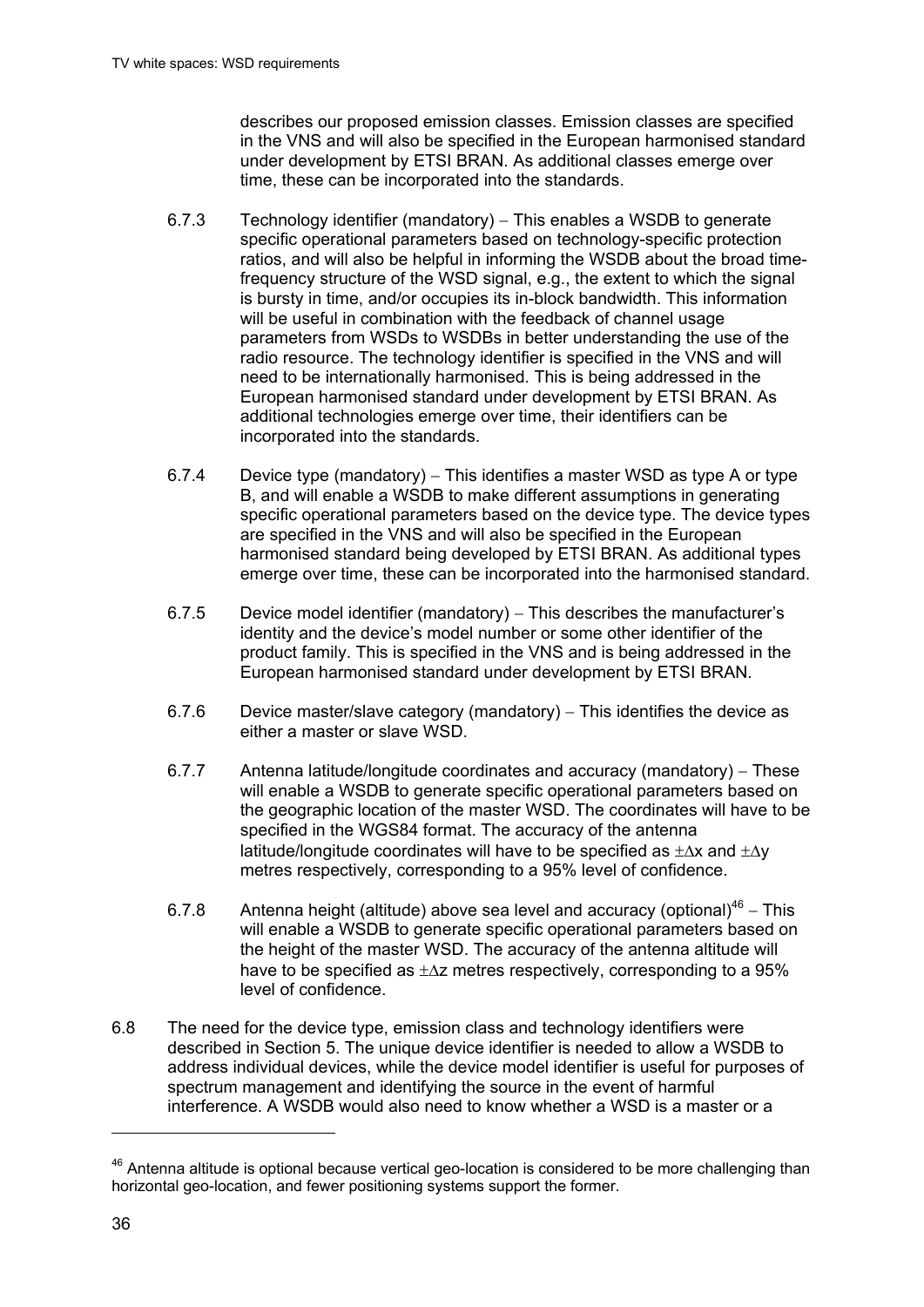describes our proposed emission classes. Emission classes are specified in the VNS and will also be specified in the European harmonised standard under development by ETSI BRAN. As additional classes emerge over time, these can be incorporated into the standards.

6.7.3 Technology identifier (mandatory) – This enables a WSDB to generate specific operational parameters based on technology-specific protection ratios, and will also be helpful in informing the WSDB about the broad time-frequency structure of the WSD signal, e.g., the extent to which the signal is bursty in time, and/or occupies its in-block bandwidth. This information will be useful in combination with the feedback of channel usage parameters from WSDs to WSDBs in better understanding the use of the radio resource. The technology identifier is specified in the VNS and will need to be internationally harmonised. This is being addressed in the European harmonised standard under development by ETSI BRAN. As additional technologies emerge over time, their identifiers can be incorporated into the standards.

6.7.4 Device type (mandatory) – This identifies a master WSD as type A or type B, and will enable a WSDB to make different assumptions in generating specific operational parameters based on the device type. The device types are specified in the VNS and will also be specified in the European harmonised standard being developed by ETSI BRAN. As additional types emerge over time, these can be incorporated into the harmonised standard.

6.7.5 Device model identifier (mandatory) – This describes the manufacturer's identity and the device's model number or some other identifier of the product family. This is specified in the VNS and is being addressed in the European harmonised standard under development by ETSI BRAN.

6.7.6 Device master/slave category (mandatory) – This identifies the device as either a master or slave WSD.

6.7.7 Antenna latitude/longitude coordinates and accuracy (mandatory) – These will enable a WSDB to generate specific operational parameters based on the geographic location of the master WSD. The coordinates will have to be specified in the WGS84 format. The accuracy of the antenna latitude/longitude coordinates will have to be specified as $\pm\Delta x$ and $\pm\Delta y$ metres respectively, corresponding to a 95% level of confidence.

6.7.8 Antenna height (altitude) above sea level and accuracy (optional)[46] – This will enable a WSDB to generate specific operational parameters based on the height of the master WSD. The accuracy of the antenna altitude will have to be specified as $\pm\Delta z$ metres respectively, corresponding to a 95% level of confidence.

6.8 The need for the device type, emission class and technology identifiers were described in Section 5. The unique device identifier is needed to allow a WSDB to address individual devices, while the device model identifier is useful for purposes of spectrum management and identifying the source in the event of harmful interference. A WSDB would also need to know whether a WSD is a master or a

[46] Antenna altitude is optional because vertical geo-location is considered to be more challenging than horizontal geo-location, and fewer positioning systems support the former.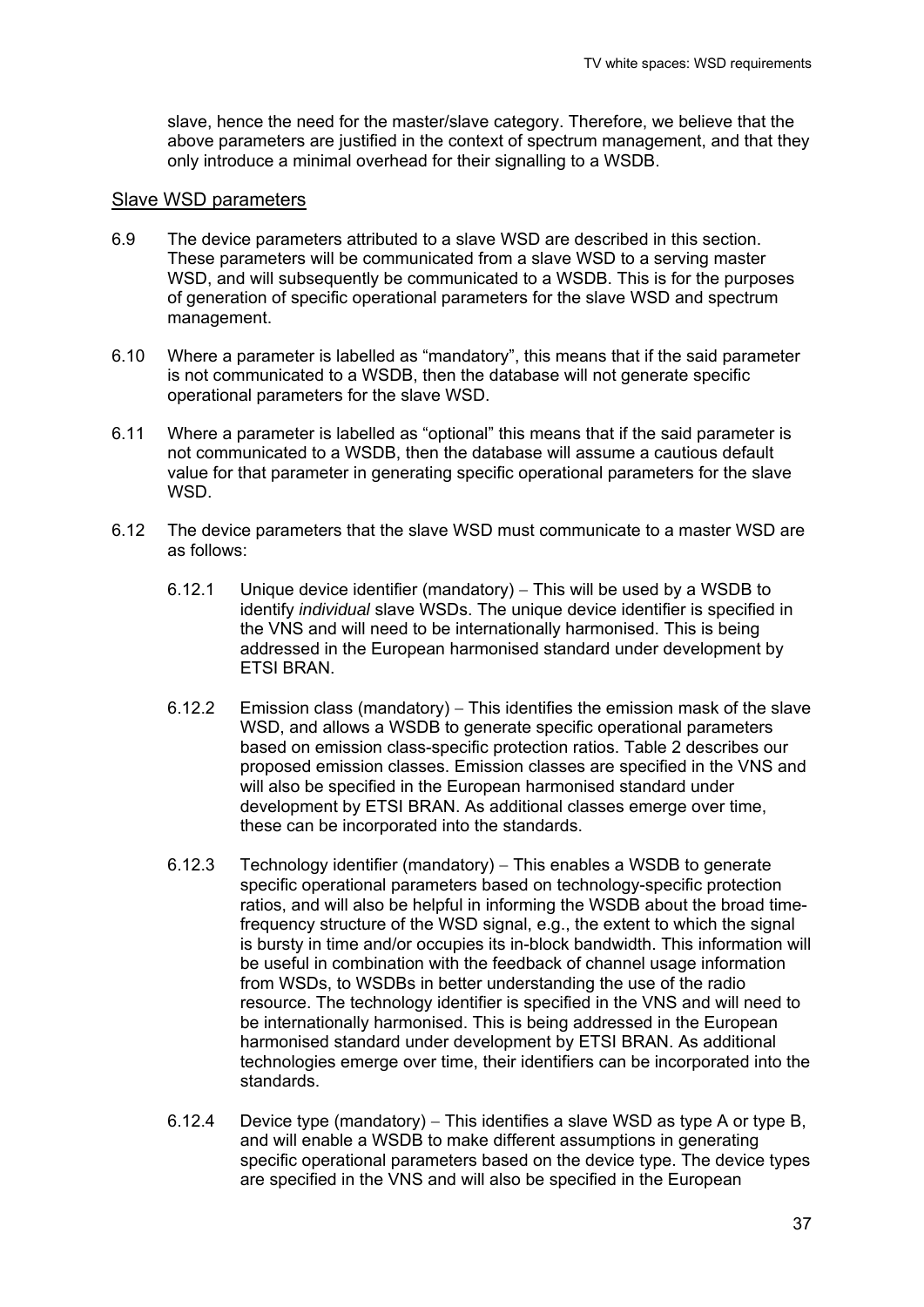slave, hence the need for the master/slave category. Therefore, we believe that the above parameters are justified in the context of spectrum management, and that they only introduce a minimal overhead for their signalling to a WSDB.

## Slave WSD parameters

6.9 The device parameters attributed to a slave WSD are described in this section. These parameters will be communicated from a slave WSD to a serving master WSD, and will subsequently be communicated to a WSDB. This is for the purposes of generation of specific operational parameters for the slave WSD and spectrum management.

6.10 Where a parameter is labelled as "mandatory", this means that if the said parameter is not communicated to a WSDB, then the database will not generate specific operational parameters for the slave WSD.

6.11 Where a parameter is labelled as "optional" this means that if the said parameter is not communicated to a WSDB, then the database will assume a cautious default value for that parameter in generating specific operational parameters for the slave WSD.

6.12 The device parameters that the slave WSD must communicate to a master WSD are as follows:

6.12.1 Unique device identifier (mandatory) – This will be used by a WSDB to identify *individual* slave WSDs. The unique device identifier is specified in the VNS and will need to be internationally harmonised. This is being addressed in the European harmonised standard under development by ETSI BRAN.

6.12.2 Emission class (mandatory) – This identifies the emission mask of the slave WSD, and allows a WSDB to generate specific operational parameters based on emission class-specific protection ratios. Table 2 describes our proposed emission classes. Emission classes are specified in the VNS and will also be specified in the European harmonised standard under development by ETSI BRAN. As additional classes emerge over time, these can be incorporated into the standards.

6.12.3 Technology identifier (mandatory) – This enables a WSDB to generate specific operational parameters based on technology-specific protection ratios, and will also be helpful in informing the WSDB about the broad time-frequency structure of the WSD signal, e.g., the extent to which the signal is bursty in time and/or occupies its in-block bandwidth. This information will be useful in combination with the feedback of channel usage information from WSDs, to WSDBs in better understanding the use of the radio resource. The technology identifier is specified in the VNS and will need to be internationally harmonised. This is being addressed in the European harmonised standard under development by ETSI BRAN. As additional technologies emerge over time, their identifiers can be incorporated into the standards.

6.12.4 Device type (mandatory) – This identifies a slave WSD as type A or type B, and will enable a WSDB to make different assumptions in generating specific operational parameters based on the device type. The device types are specified in the VNS and will also be specified in the European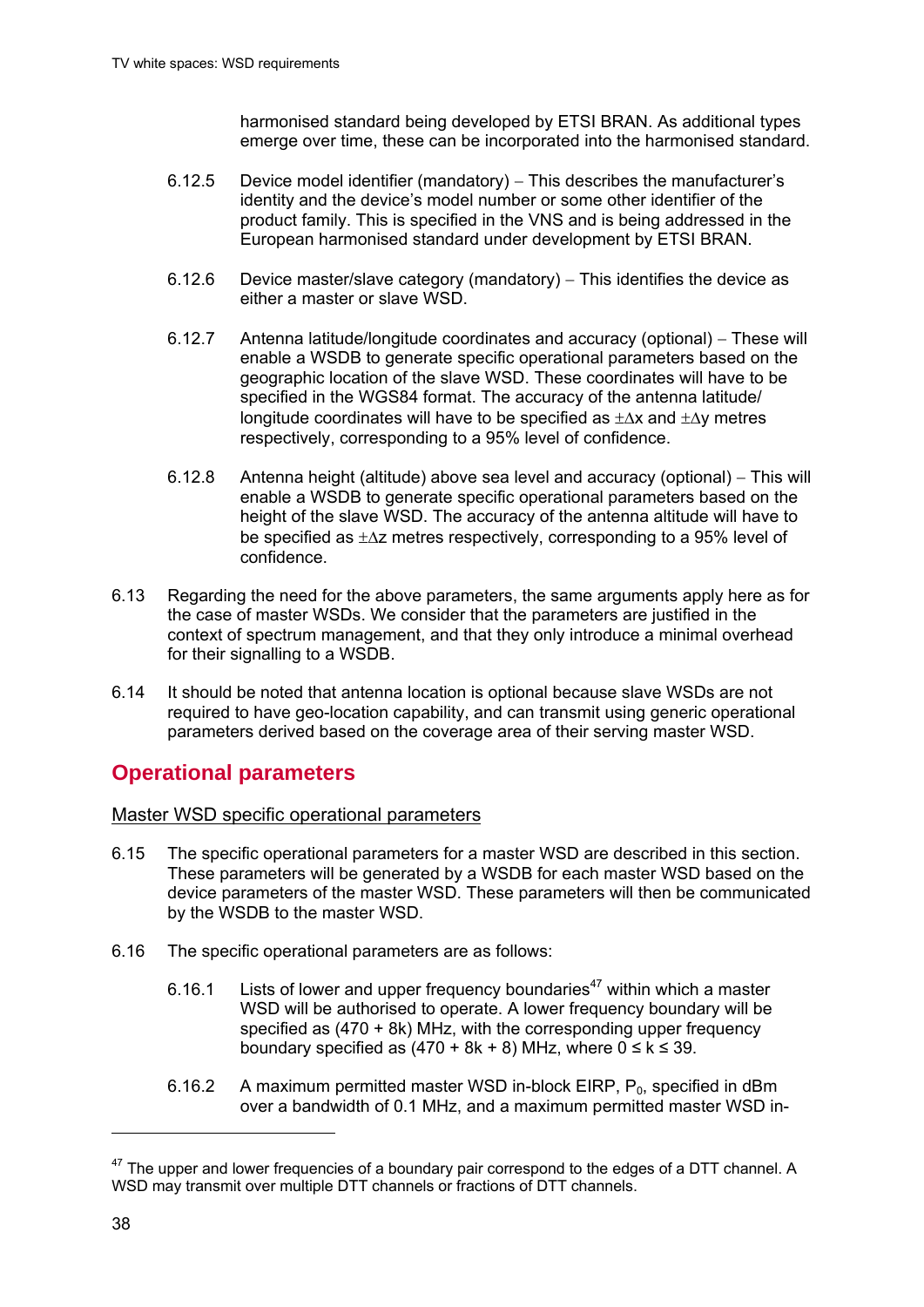harmonised standard being developed by ETSI BRAN. As additional types emerge over time, these can be incorporated into the harmonised standard.

6.12.5 Device model identifier (mandatory) – This describes the manufacturer's identity and the device's model number or some other identifier of the product family. This is specified in the VNS and is being addressed in the European harmonised standard under development by ETSI BRAN.

6.12.6 Device master/slave category (mandatory) – This identifies the device as either a master or slave WSD.

6.12.7 Antenna latitude/longitude coordinates and accuracy (optional) – These will enable a WSDB to generate specific operational parameters based on the geographic location of the slave WSD. These coordinates will have to be specified in the WGS84 format. The accuracy of the antenna latitude/ longitude coordinates will have to be specified as $\pm\Delta x$ and $\pm\Delta y$ metres respectively, corresponding to a 95% level of confidence.

6.12.8 Antenna height (altitude) above sea level and accuracy (optional) – This will enable a WSDB to generate specific operational parameters based on the height of the slave WSD. The accuracy of the antenna altitude will have to be specified as $\pm\Delta z$ metres respectively, corresponding to a 95% level of confidence.

6.13 Regarding the need for the above parameters, the same arguments apply here as for the case of master WSDs. We consider that the parameters are justified in the context of spectrum management, and that they only introduce a minimal overhead for their signalling to a WSDB.

6.14 It should be noted that antenna location is optional because slave WSDs are not required to have geo-location capability, and can transmit using generic operational parameters derived based on the coverage area of their serving master WSD.

## Operational parameters

### Master WSD specific operational parameters

6.15 The specific operational parameters for a master WSD are described in this section. These parameters will be generated by a WSDB for each master WSD based on the device parameters of the master WSD. These parameters will then be communicated by the WSDB to the master WSD.

6.16 The specific operational parameters are as follows:

6.16.1 Lists of lower and upper frequency boundaries[47] within which a master WSD will be authorised to operate. A lower frequency boundary will be specified as $(470 + 8k)$ MHz, with the corresponding upper frequency boundary specified as $(470 + 8k + 8)$ MHz, where $0 \le k \le 39$.

6.16.2 A maximum permitted master WSD in-block EIRP, $P_0$, specified in dBm over a bandwidth of 0.1 MHz, and a maximum permitted master WSD in-

[47] The upper and lower frequencies of a boundary pair correspond to the edges of a DTT channel. A WSD may transmit over multiple DTT channels or fractions of DTT channels.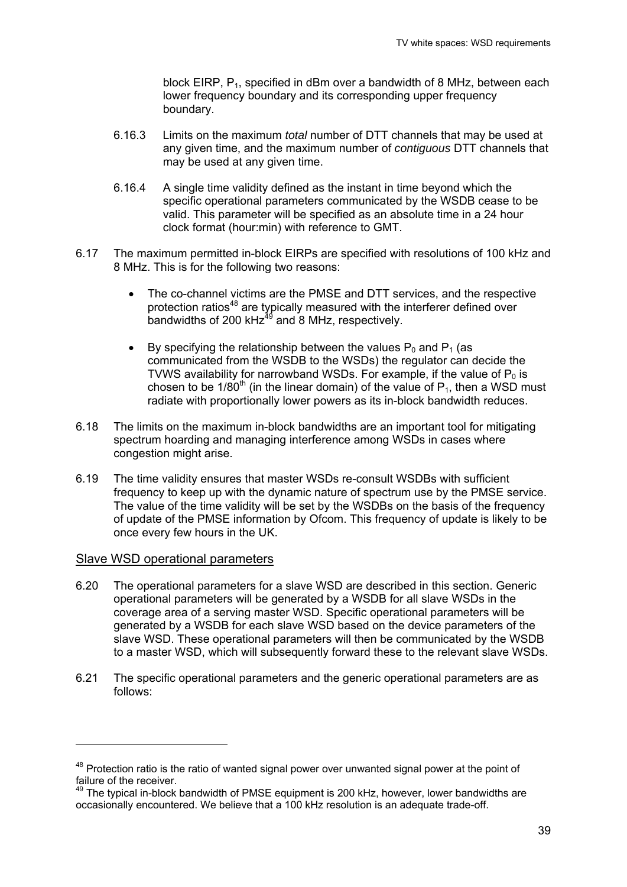block EIRP, $P_1$, specified in dBm over a bandwidth of 8 MHz, between each lower frequency boundary and its corresponding upper frequency boundary.

6.16.3 Limits on the maximum *total* number of DTT channels that may be used at any given time, and the maximum number of *contiguous* DTT channels that may be used at any given time.

6.16.4 A single time validity defined as the instant in time beyond which the specific operational parameters communicated by the WSDB cease to be valid. This parameter will be specified as an absolute time in a 24 hour clock format (hour:min) with reference to GMT.

6.17 The maximum permitted in-block EIRPs are specified with resolutions of 100 kHz and 8 MHz. This is for the following two reasons:

- The co-channel victims are the PMSE and DTT services, and the respective protection ratios[48] are typically measured with the interferer defined over bandwidths of 200 kHz[49] and 8 MHz, respectively.
- By specifying the relationship between the values $P_0$ and $P_1$ (as communicated from the WSDB to the WSDs) the regulator can decide the TVWS availability for narrowband WSDs. For example, if the value of $P_0$ is chosen to be $1/80^{th}$ (in the linear domain) of the value of $P_1$, then a WSD must radiate with proportionally lower powers as its in-block bandwidth reduces.

6.18 The limits on the maximum in-block bandwidths are an important tool for mitigating spectrum hoarding and managing interference among WSDs in cases where congestion might arise.

6.19 The time validity ensures that master WSDs re-consult WSDBs with sufficient frequency to keep up with the dynamic nature of spectrum use by the PMSE service. The value of the time validity will be set by the WSDBs on the basis of the frequency of update of the PMSE information by Ofcom. This frequency of update is likely to be once every few hours in the UK.

## Slave WSD operational parameters

6.20 The operational parameters for a slave WSD are described in this section. Generic operational parameters will be generated by a WSDB for all slave WSDs in the coverage area of a serving master WSD. Specific operational parameters will be generated by a WSDB for each slave WSD based on the device parameters of the slave WSD. These operational parameters will then be communicated by the WSDB to a master WSD, which will subsequently forward these to the relevant slave WSDs.

6.21 The specific operational parameters and the generic operational parameters are as follows:

---

[48] Protection ratio is the ratio of wanted signal power over unwanted signal power at the point of failure of the receiver.

[49] The typical in-block bandwidth of PMSE equipment is 200 kHz, however, lower bandwidths are occasionally encountered. We believe that a 100 kHz resolution is an adequate trade-off.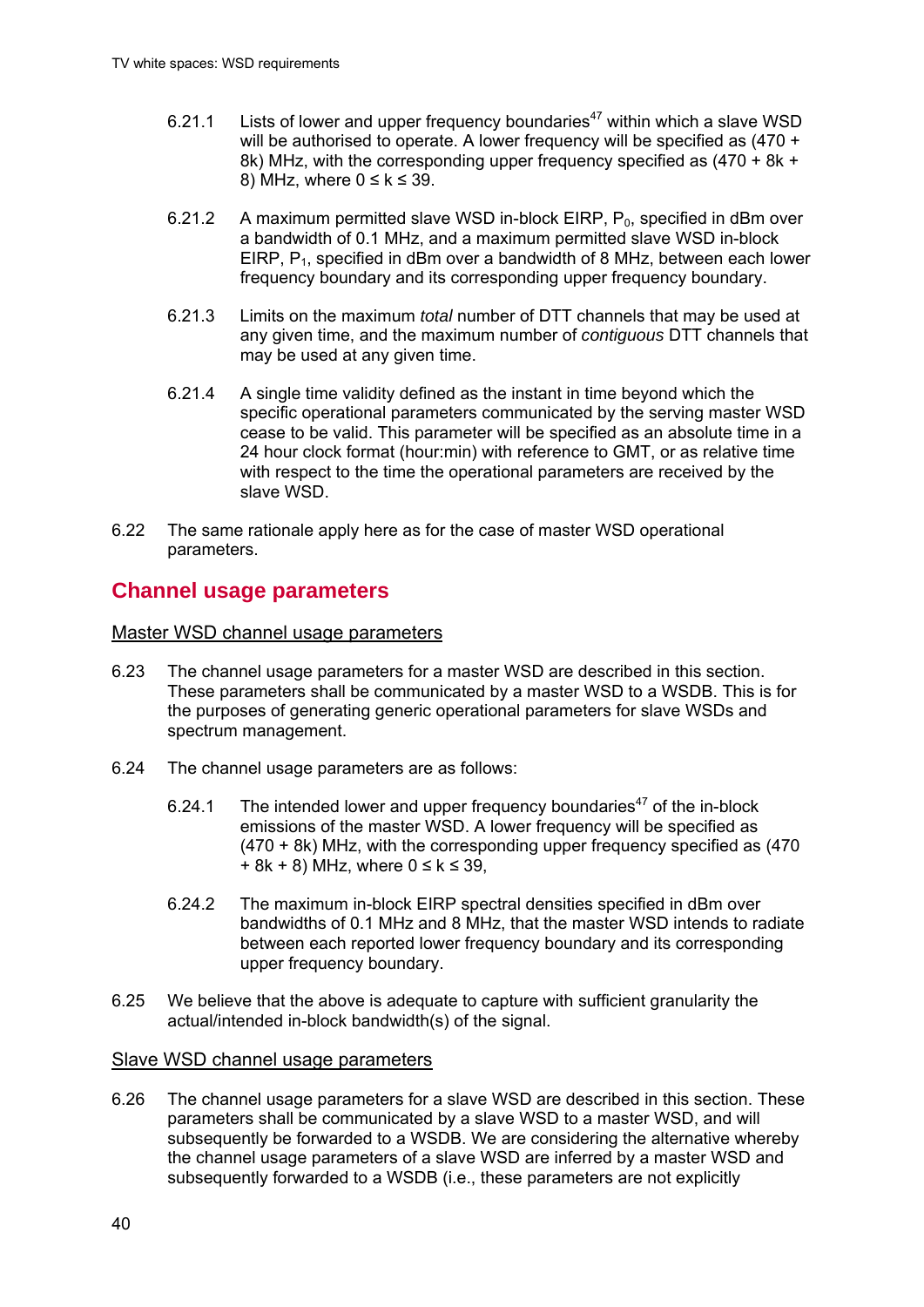6.21.1 Lists of lower and upper frequency boundaries[47] within which a slave WSD will be authorised to operate. A lower frequency will be specified as (470 + 8k) MHz, with the corresponding upper frequency specified as (470 + 8k + 8) MHz, where $0 \leq k \leq 39$.

6.21.2 A maximum permitted slave WSD in-block EIRP, $P_0$, specified in dBm over a bandwidth of 0.1 MHz, and a maximum permitted slave WSD in-block EIRP, $P_1$, specified in dBm over a bandwidth of 8 MHz, between each lower frequency boundary and its corresponding upper frequency boundary.

6.21.3 Limits on the maximum *total* number of DTT channels that may be used at any given time, and the maximum number of *contiguous* DTT channels that may be used at any given time.

6.21.4 A single time validity defined as the instant in time beyond which the specific operational parameters communicated by the serving master WSD cease to be valid. This parameter will be specified as an absolute time in a 24 hour clock format (hour:min) with reference to GMT, or as relative time with respect to the time the operational parameters are received by the slave WSD.

6.22 The same rationale apply here as for the case of master WSD operational parameters.

## Channel usage parameters

### Master WSD channel usage parameters

6.23 The channel usage parameters for a master WSD are described in this section. These parameters shall be communicated by a master WSD to a WSDB. This is for the purposes of generating generic operational parameters for slave WSDs and spectrum management.

6.24 The channel usage parameters are as follows:

6.24.1 The intended lower and upper frequency boundaries[47] of the in-block emissions of the master WSD. A lower frequency will be specified as (470 + 8k) MHz, with the corresponding upper frequency specified as (470 + 8k + 8) MHz, where $0 \leq k \leq 39$,

6.24.2 The maximum in-block EIRP spectral densities specified in dBm over bandwidths of 0.1 MHz and 8 MHz, that the master WSD intends to radiate between each reported lower frequency boundary and its corresponding upper frequency boundary.

6.25 We believe that the above is adequate to capture with sufficient granularity the actual/intended in-block bandwidth(s) of the signal.

### Slave WSD channel usage parameters

6.26 The channel usage parameters for a slave WSD are described in this section. These parameters shall be communicated by a slave WSD to a master WSD, and will subsequently be forwarded to a WSDB. We are considering the alternative whereby the channel usage parameters of a slave WSD are inferred by a master WSD and subsequently forwarded to a WSDB (i.e., these parameters are not explicitly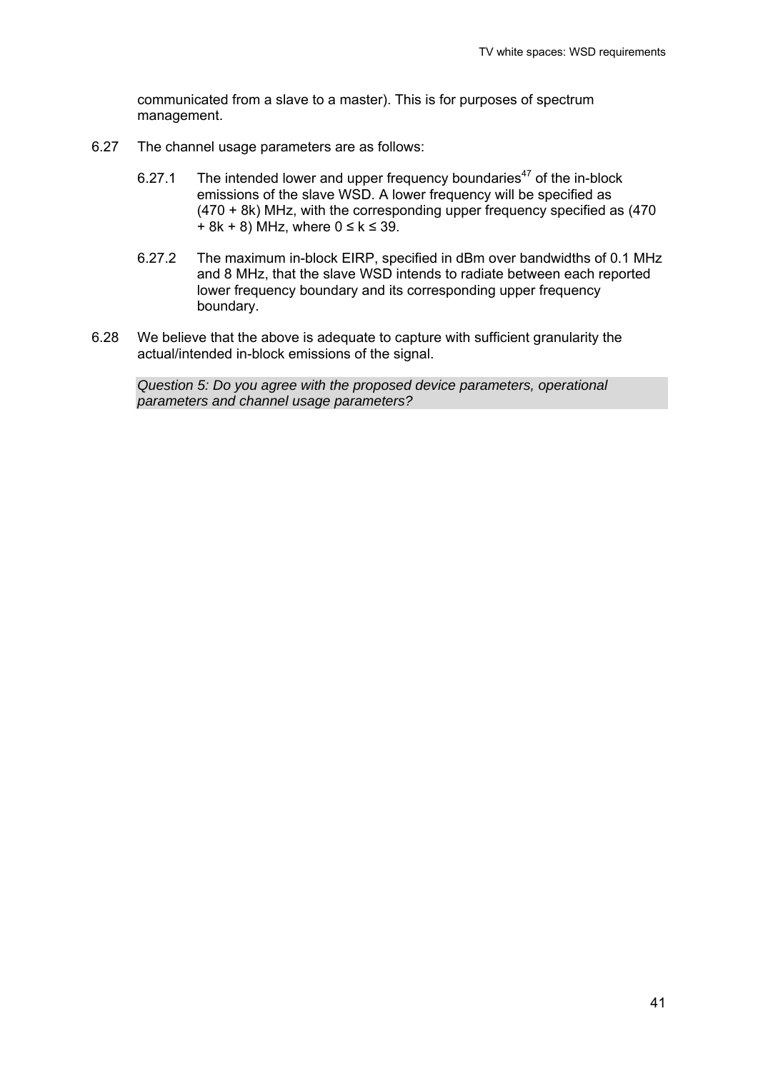communicated from a slave to a master). This is for purposes of spectrum management.

6.27 The channel usage parameters are as follows:

6.27.1 The intended lower and upper frequency boundaries[47] of the in-block emissions of the slave WSD. A lower frequency will be specified as $(470 + 8k)$ MHz, with the corresponding upper frequency specified as $(470 + 8k + 8)$ MHz, where $0 \le k \le 39$.

6.27.2 The maximum in-block EIRP, specified in dBm over bandwidths of 0.1 MHz and 8 MHz, that the slave WSD intends to radiate between each reported lower frequency boundary and its corresponding upper frequency boundary.

6.28 We believe that the above is adequate to capture with sufficient granularity the actual/intended in-block emissions of the signal.

*Question 5: Do you agree with the proposed device parameters, operational parameters and channel usage parameters?*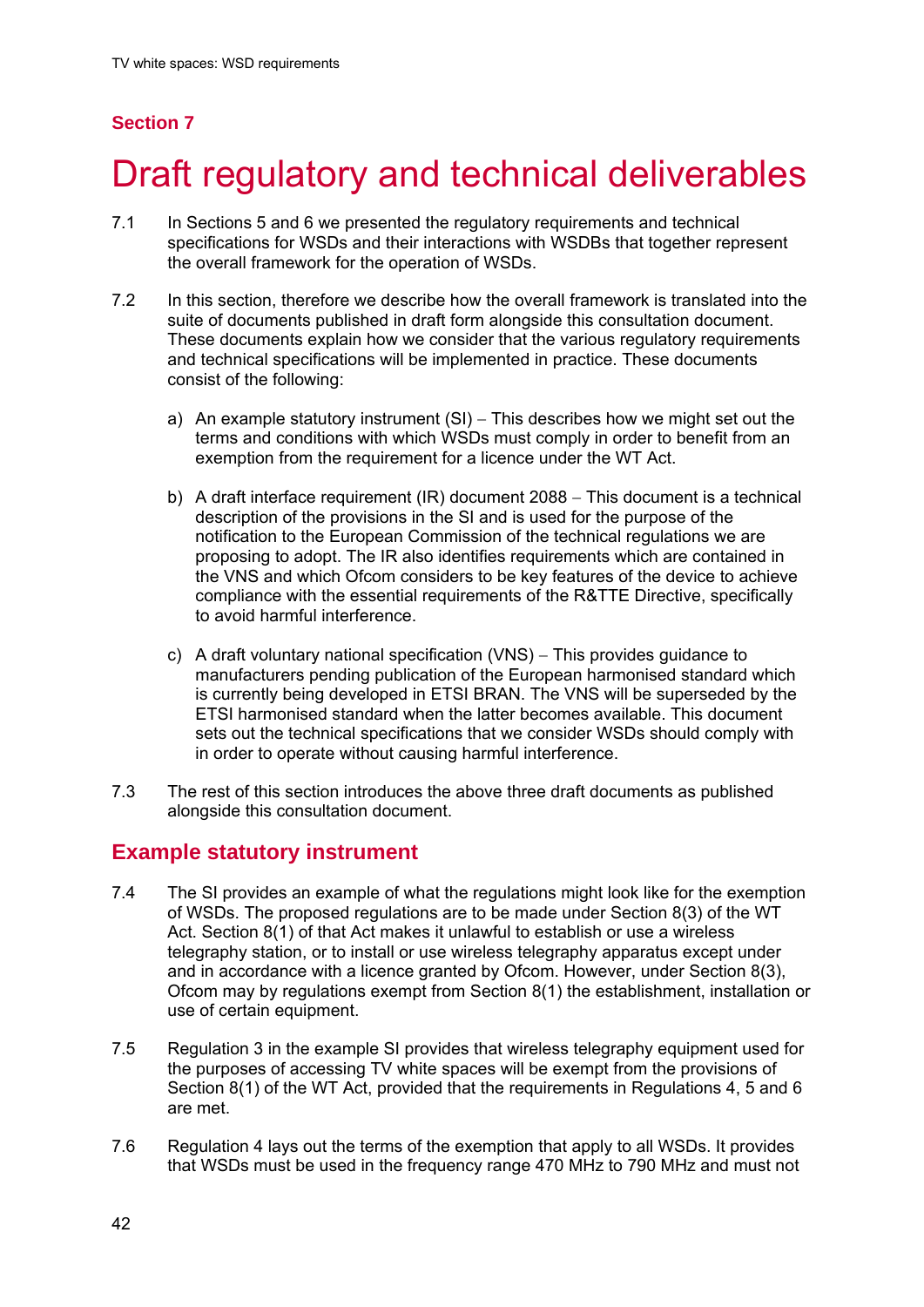## Section 7

# Draft regulatory and technical deliverables

7.1 In Sections 5 and 6 we presented the regulatory requirements and technical specifications for WSDs and their interactions with WSDBs that together represent the overall framework for the operation of WSDs.

7.2 In this section, therefore we describe how the overall framework is translated into the suite of documents published in draft form alongside this consultation document. These documents explain how we consider that the various regulatory requirements and technical specifications will be implemented in practice. These documents consist of the following:

a) An example statutory instrument (SI) – This describes how we might set out the terms and conditions with which WSDs must comply in order to benefit from an exemption from the requirement for a licence under the WT Act.

b) A draft interface requirement (IR) document 2088 – This document is a technical description of the provisions in the SI and is used for the purpose of the notification to the European Commission of the technical regulations we are proposing to adopt. The IR also identifies requirements which are contained in the VNS and which Ofcom considers to be key features of the device to achieve compliance with the essential requirements of the R&TTE Directive, specifically to avoid harmful interference.

c) A draft voluntary national specification (VNS) – This provides guidance to manufacturers pending publication of the European harmonised standard which is currently being developed in ETSI BRAN. The VNS will be superseded by the ETSI harmonised standard when the latter becomes available. This document sets out the technical specifications that we consider WSDs should comply with in order to operate without causing harmful interference.

7.3 The rest of this section introduces the above three draft documents as published alongside this consultation document.

## Example statutory instrument

7.4 The SI provides an example of what the regulations might look like for the exemption of WSDs. The proposed regulations are to be made under Section 8(3) of the WT Act. Section 8(1) of that Act makes it unlawful to establish or use a wireless telegraphy station, or to install or use wireless telegraphy apparatus except under and in accordance with a licence granted by Ofcom. However, under Section 8(3), Ofcom may by regulations exempt from Section 8(1) the establishment, installation or use of certain equipment.

7.5 Regulation 3 in the example SI provides that wireless telegraphy equipment used for the purposes of accessing TV white spaces will be exempt from the provisions of Section 8(1) of the WT Act, provided that the requirements in Regulations 4, 5 and 6 are met.

7.6 Regulation 4 lays out the terms of the exemption that apply to all WSDs. It provides that WSDs must be used in the frequency range 470 MHz to 790 MHz and must not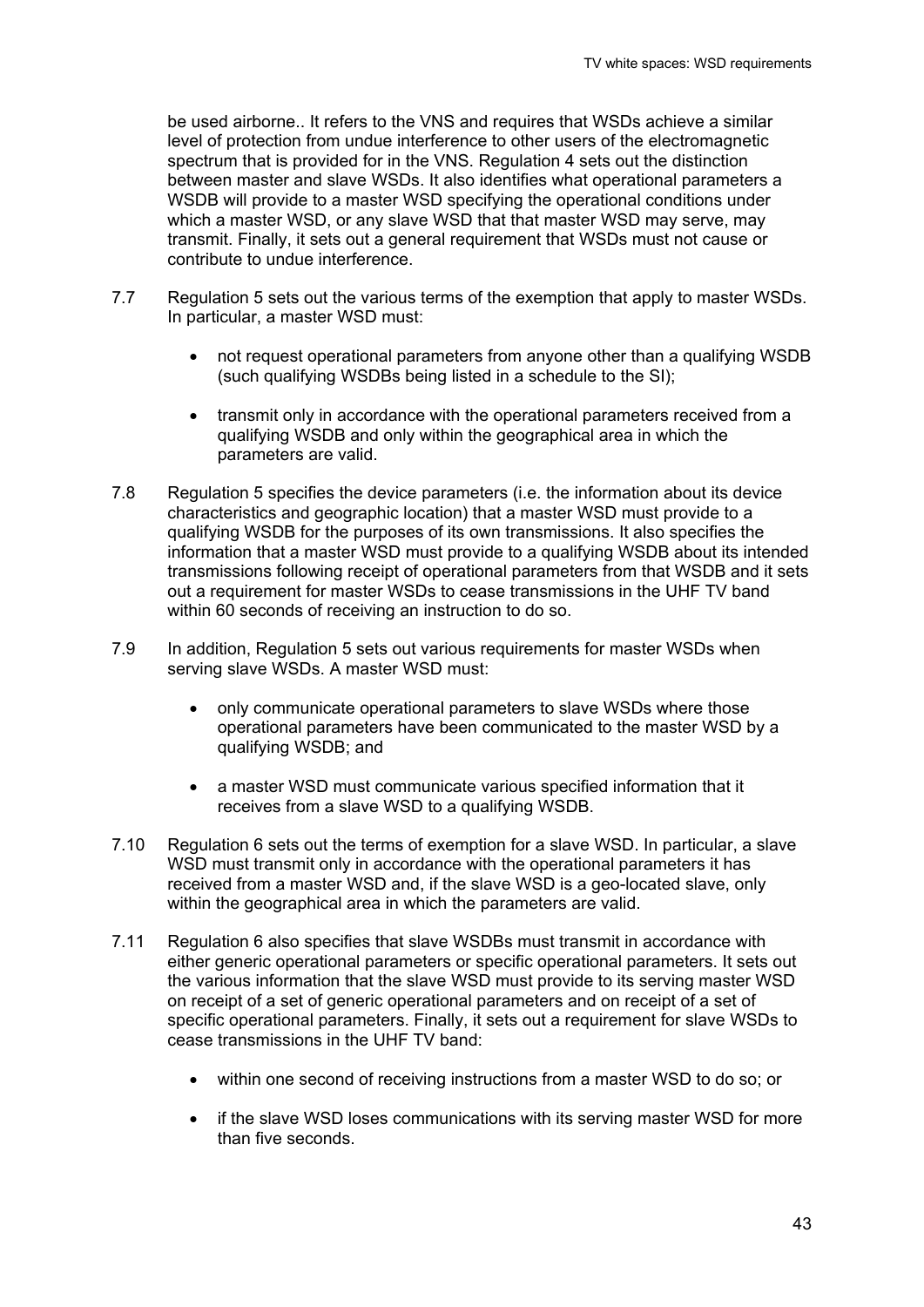be used airborne.. It refers to the VNS and requires that WSDs achieve a similar level of protection from undue interference to other users of the electromagnetic spectrum that is provided for in the VNS. Regulation 4 sets out the distinction between master and slave WSDs. It also identifies what operational parameters a WSDB will provide to a master WSD specifying the operational conditions under which a master WSD, or any slave WSD that that master WSD may serve, may transmit. Finally, it sets out a general requirement that WSDs must not cause or contribute to undue interference.

7.7 Regulation 5 sets out the various terms of the exemption that apply to master WSDs. In particular, a master WSD must:

- not request operational parameters from anyone other than a qualifying WSDB (such qualifying WSDBs being listed in a schedule to the SI);
- transmit only in accordance with the operational parameters received from a qualifying WSDB and only within the geographical area in which the parameters are valid.

7.8 Regulation 5 specifies the device parameters (i.e. the information about its device characteristics and geographic location) that a master WSD must provide to a qualifying WSDB for the purposes of its own transmissions. It also specifies the information that a master WSD must provide to a qualifying WSDB about its intended transmissions following receipt of operational parameters from that WSDB and it sets out a requirement for master WSDs to cease transmissions in the UHF TV band within 60 seconds of receiving an instruction to do so.

7.9 In addition, Regulation 5 sets out various requirements for master WSDs when serving slave WSDs. A master WSD must:

- only communicate operational parameters to slave WSDs where those operational parameters have been communicated to the master WSD by a qualifying WSDB; and
- a master WSD must communicate various specified information that it receives from a slave WSD to a qualifying WSDB.

7.10 Regulation 6 sets out the terms of exemption for a slave WSD. In particular, a slave WSD must transmit only in accordance with the operational parameters it has received from a master WSD and, if the slave WSD is a geo-located slave, only within the geographical area in which the parameters are valid.

7.11 Regulation 6 also specifies that slave WSDBs must transmit in accordance with either generic operational parameters or specific operational parameters. It sets out the various information that the slave WSD must provide to its serving master WSD on receipt of a set of generic operational parameters and on receipt of a set of specific operational parameters. Finally, it sets out a requirement for slave WSDs to cease transmissions in the UHF TV band:

- within one second of receiving instructions from a master WSD to do so; or
- if the slave WSD loses communications with its serving master WSD for more than five seconds.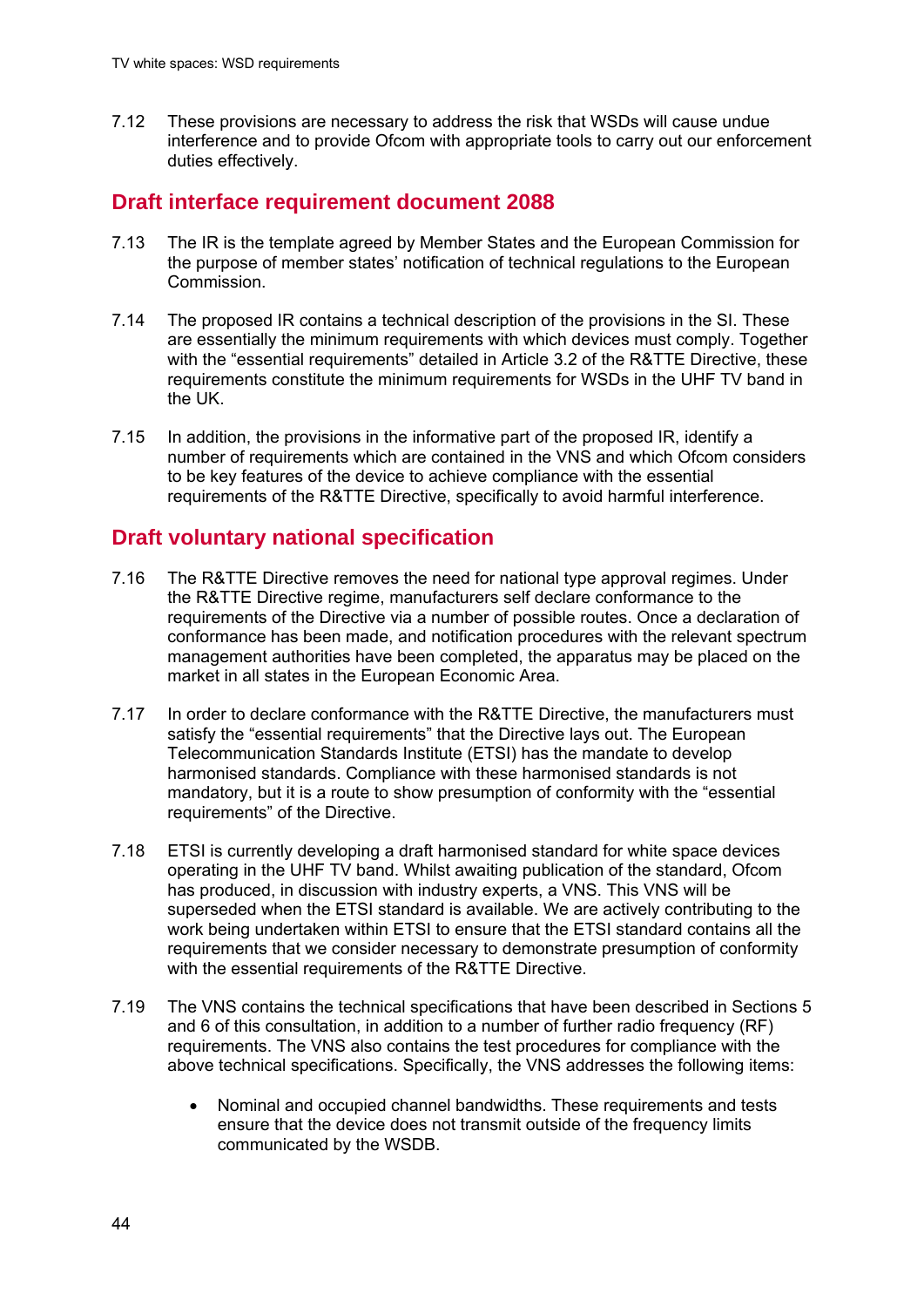7.12 These provisions are necessary to address the risk that WSDs will cause undue interference and to provide Ofcom with appropriate tools to carry out our enforcement duties effectively.

## Draft interface requirement document 2088

7.13 The IR is the template agreed by Member States and the European Commission for the purpose of member states' notification of technical regulations to the European Commission.

7.14 The proposed IR contains a technical description of the provisions in the SI. These are essentially the minimum requirements with which devices must comply. Together with the "essential requirements" detailed in Article 3.2 of the R&TTE Directive, these requirements constitute the minimum requirements for WSDs in the UHF TV band in the UK.

7.15 In addition, the provisions in the informative part of the proposed IR, identify a number of requirements which are contained in the VNS and which Ofcom considers to be key features of the device to achieve compliance with the essential requirements of the R&TTE Directive, specifically to avoid harmful interference.

## Draft voluntary national specification

7.16 The R&TTE Directive removes the need for national type approval regimes. Under the R&TTE Directive regime, manufacturers self declare conformance to the requirements of the Directive via a number of possible routes. Once a declaration of conformance has been made, and notification procedures with the relevant spectrum management authorities have been completed, the apparatus may be placed on the market in all states in the European Economic Area.

7.17 In order to declare conformance with the R&TTE Directive, the manufacturers must satisfy the "essential requirements" that the Directive lays out. The European Telecommunication Standards Institute (ETSI) has the mandate to develop harmonised standards. Compliance with these harmonised standards is not mandatory, but it is a route to show presumption of conformity with the "essential requirements" of the Directive.

7.18 ETSI is currently developing a draft harmonised standard for white space devices operating in the UHF TV band. Whilst awaiting publication of the standard, Ofcom has produced, in discussion with industry experts, a VNS. This VNS will be superseded when the ETSI standard is available. We are actively contributing to the work being undertaken within ETSI to ensure that the ETSI standard contains all the requirements that we consider necessary to demonstrate presumption of conformity with the essential requirements of the R&TTE Directive.

7.19 The VNS contains the technical specifications that have been described in Sections 5 and 6 of this consultation, in addition to a number of further radio frequency (RF) requirements. The VNS also contains the test procedures for compliance with the above technical specifications. Specifically, the VNS addresses the following items:

- Nominal and occupied channel bandwidths. These requirements and tests ensure that the device does not transmit outside of the frequency limits communicated by the WSDB.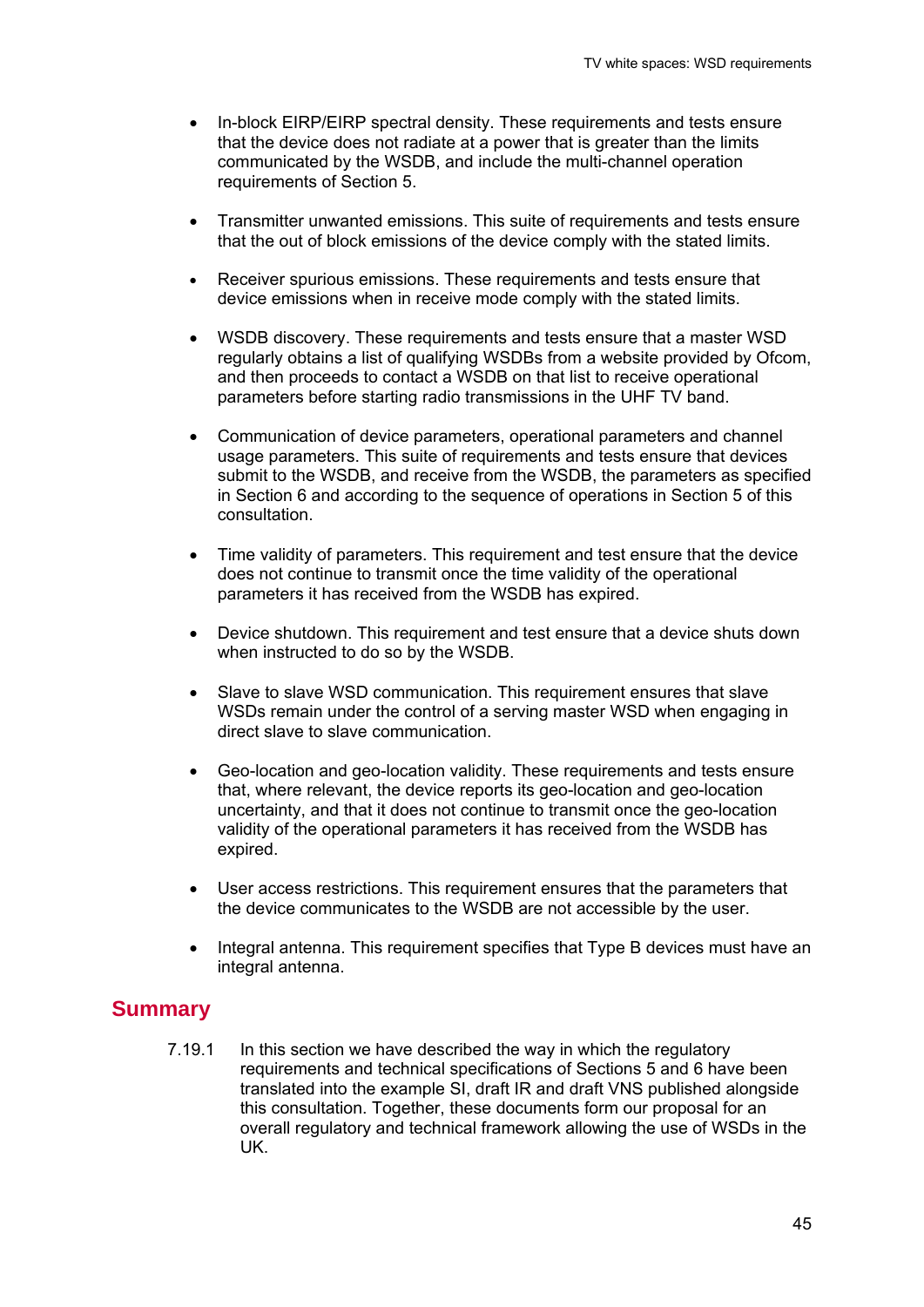- In-block EIRP/EIRP spectral density. These requirements and tests ensure that the device does not radiate at a power that is greater than the limits communicated by the WSDB, and include the multi-channel operation requirements of Section 5.

- Transmitter unwanted emissions. This suite of requirements and tests ensure that the out of block emissions of the device comply with the stated limits.

- Receiver spurious emissions. These requirements and tests ensure that device emissions when in receive mode comply with the stated limits.

- WSDB discovery. These requirements and tests ensure that a master WSD regularly obtains a list of qualifying WSDBs from a website provided by Ofcom, and then proceeds to contact a WSDB on that list to receive operational parameters before starting radio transmissions in the UHF TV band.

- Communication of device parameters, operational parameters and channel usage parameters. This suite of requirements and tests ensure that devices submit to the WSDB, and receive from the WSDB, the parameters as specified in Section 6 and according to the sequence of operations in Section 5 of this consultation.

- Time validity of parameters. This requirement and test ensure that the device does not continue to transmit once the time validity of the operational parameters it has received from the WSDB has expired.

- Device shutdown. This requirement and test ensure that a device shuts down when instructed to do so by the WSDB.

- Slave to slave WSD communication. This requirement ensures that slave WSDs remain under the control of a serving master WSD when engaging in direct slave to slave communication.

- Geo-location and geo-location validity. These requirements and tests ensure that, where relevant, the device reports its geo-location and geo-location uncertainty, and that it does not continue to transmit once the geo-location validity of the operational parameters it has received from the WSDB has expired.

- User access restrictions. This requirement ensures that the parameters that the device communicates to the WSDB are not accessible by the user.

- Integral antenna. This requirement specifies that Type B devices must have an integral antenna.

## Summary

7.19.1 In this section we have described the way in which the regulatory requirements and technical specifications of Sections 5 and 6 have been translated into the example SI, draft IR and draft VNS published alongside this consultation. Together, these documents form our proposal for an overall regulatory and technical framework allowing the use of WSDs in the UK.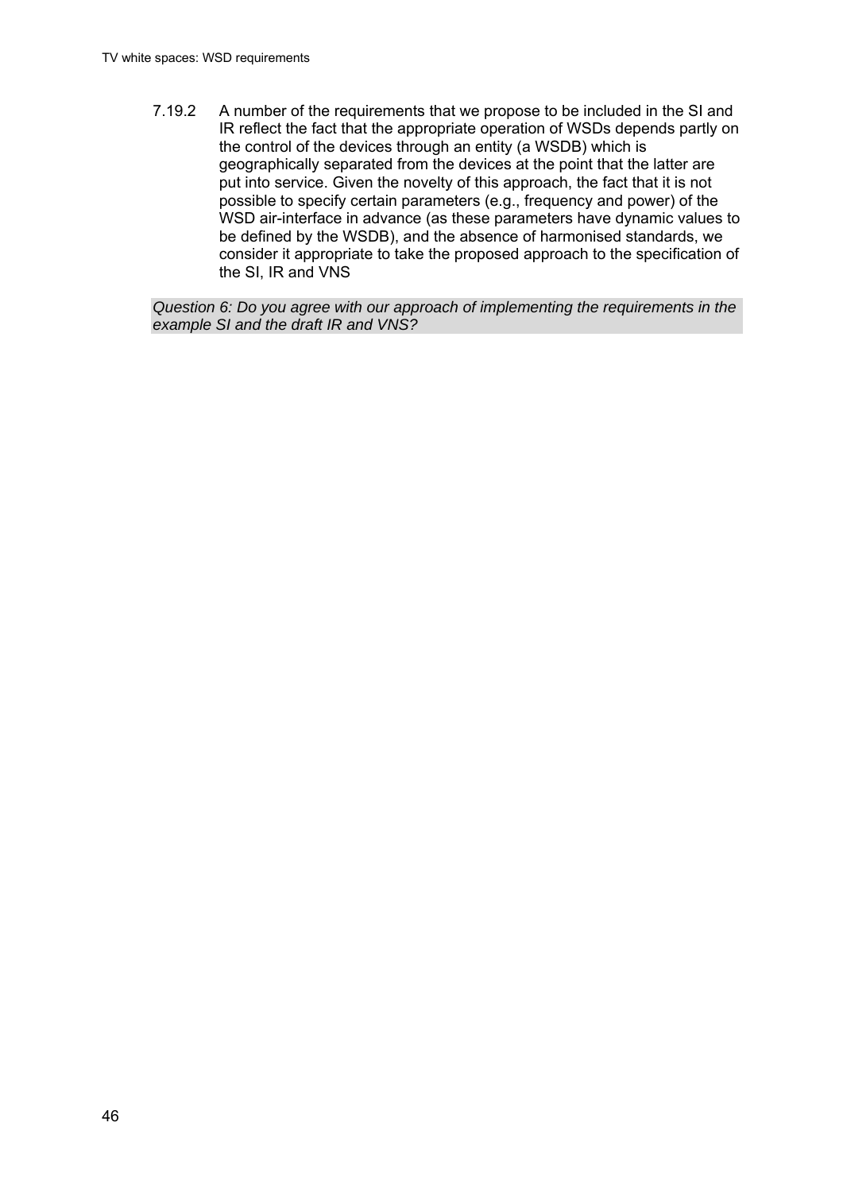7.19.2 A number of the requirements that we propose to be included in the SI and IR reflect the fact that the appropriate operation of WSDs depends partly on the control of the devices through an entity (a WSDB) which is geographically separated from the devices at the point that the latter are put into service. Given the novelty of this approach, the fact that it is not possible to specify certain parameters (e.g., frequency and power) of the WSD air-interface in advance (as these parameters have dynamic values to be defined by the WSDB), and the absence of harmonised standards, we consider it appropriate to take the proposed approach to the specification of the SI, IR and VNS

*Question 6: Do you agree with our approach of implementing the requirements in the example SI and the draft IR and VNS?*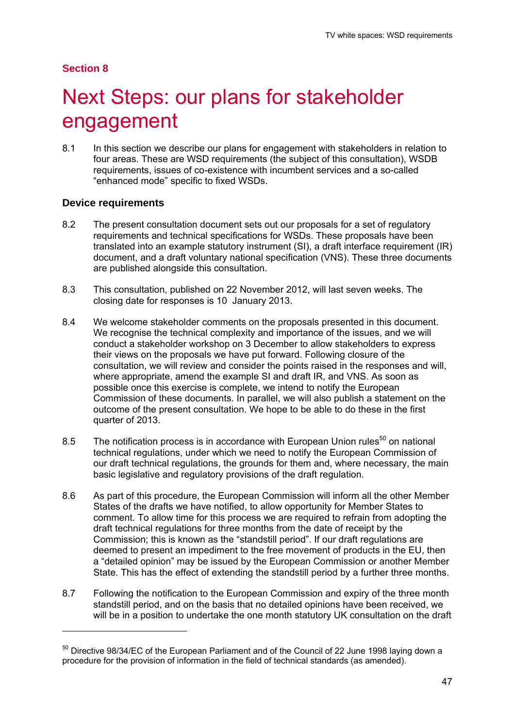## Section 8

# Next Steps: our plans for stakeholder engagement

8.1 In this section we describe our plans for engagement with stakeholders in relation to four areas. These are WSD requirements (the subject of this consultation), WSDB requirements, issues of co-existence with incumbent services and a so-called "enhanced mode" specific to fixed WSDs.

### Device requirements

8.2 The present consultation document sets out our proposals for a set of regulatory requirements and technical specifications for WSDs. These proposals have been translated into an example statutory instrument (SI), a draft interface requirement (IR) document, and a draft voluntary national specification (VNS). These three documents are published alongside this consultation.

8.3 This consultation, published on 22 November 2012, will last seven weeks. The closing date for responses is 10 January 2013.

8.4 We welcome stakeholder comments on the proposals presented in this document. We recognise the technical complexity and importance of the issues, and we will conduct a stakeholder workshop on 3 December to allow stakeholders to express their views on the proposals we have put forward. Following closure of the consultation, we will review and consider the points raised in the responses and will, where appropriate, amend the example SI and draft IR, and VNS. As soon as possible once this exercise is complete, we intend to notify the European Commission of these documents. In parallel, we will also publish a statement on the outcome of the present consultation. We hope to be able to do these in the first quarter of 2013.

8.5 The notification process is in accordance with European Union rules[50] on national technical regulations, under which we need to notify the European Commission of our draft technical regulations, the grounds for them and, where necessary, the main basic legislative and regulatory provisions of the draft regulation.

8.6 As part of this procedure, the European Commission will inform all the other Member States of the drafts we have notified, to allow opportunity for Member States to comment. To allow time for this process we are required to refrain from adopting the draft technical regulations for three months from the date of receipt by the Commission; this is known as the "standstill period". If our draft regulations are deemed to present an impediment to the free movement of products in the EU, then a "detailed opinion" may be issued by the European Commission or another Member State. This has the effect of extending the standstill period by a further three months.

8.7 Following the notification to the European Commission and expiry of the three month standstill period, and on the basis that no detailed opinions have been received, we will be in a position to undertake the one month statutory UK consultation on the draft

---

[50] Directive 98/34/EC of the European Parliament and of the Council of 22 June 1998 laying down a procedure for the provision of information in the field of technical standards (as amended).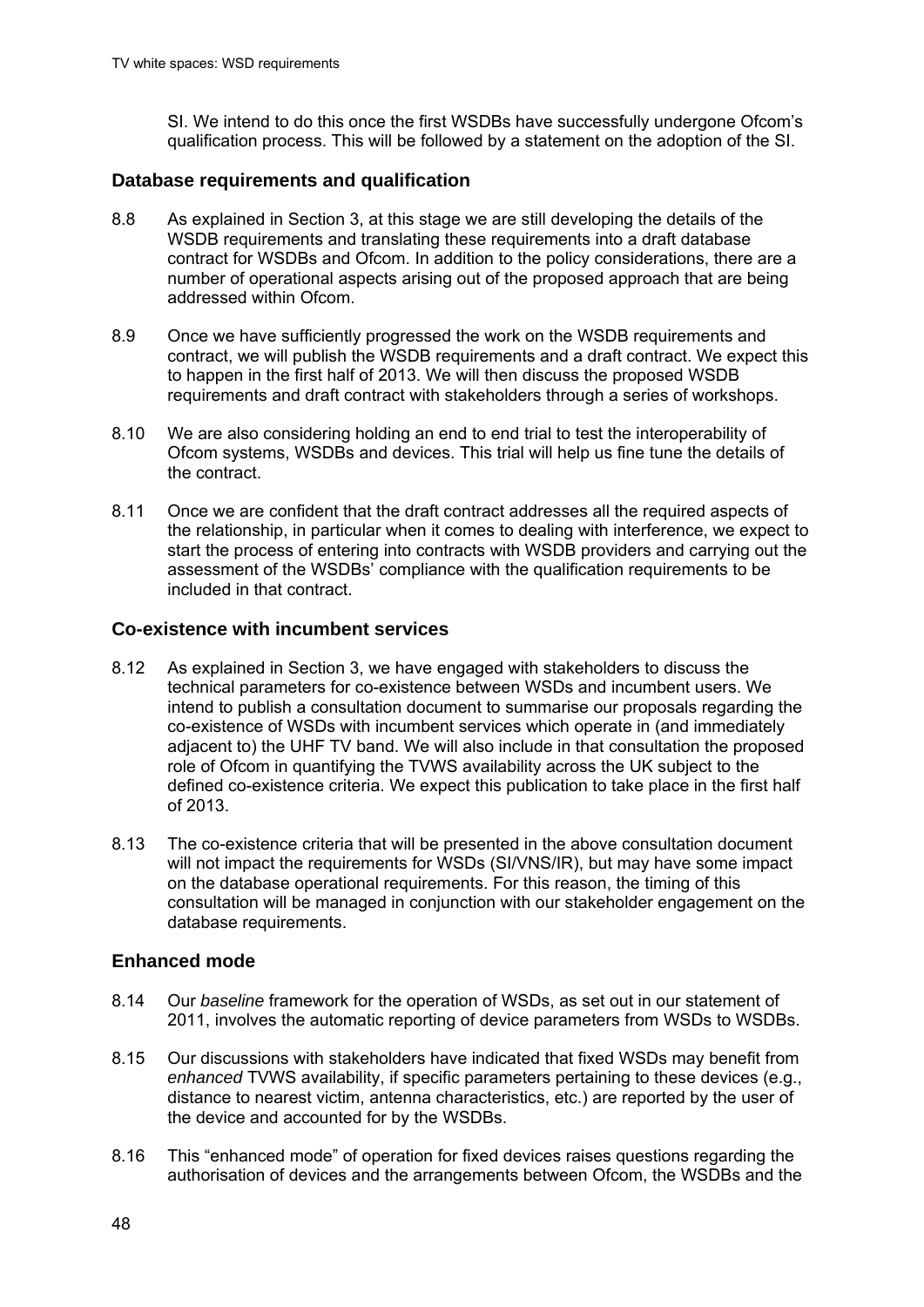SI. We intend to do this once the first WSDBs have successfully undergone Ofcom's qualification process. This will be followed by a statement on the adoption of the SI.

### Database requirements and qualification

8.8 As explained in Section 3, at this stage we are still developing the details of the WSDB requirements and translating these requirements into a draft database contract for WSDBs and Ofcom. In addition to the policy considerations, there are a number of operational aspects arising out of the proposed approach that are being addressed within Ofcom.

8.9 Once we have sufficiently progressed the work on the WSDB requirements and contract, we will publish the WSDB requirements and a draft contract. We expect this to happen in the first half of 2013. We will then discuss the proposed WSDB requirements and draft contract with stakeholders through a series of workshops.

8.10 We are also considering holding an end to end trial to test the interoperability of Ofcom systems, WSDBs and devices. This trial will help us fine tune the details of the contract.

8.11 Once we are confident that the draft contract addresses all the required aspects of the relationship, in particular when it comes to dealing with interference, we expect to start the process of entering into contracts with WSDB providers and carrying out the assessment of the WSDBs' compliance with the qualification requirements to be included in that contract.

### Co-existence with incumbent services

8.12 As explained in Section 3, we have engaged with stakeholders to discuss the technical parameters for co-existence between WSDs and incumbent users. We intend to publish a consultation document to summarise our proposals regarding the co-existence of WSDs with incumbent services which operate in (and immediately adjacent to) the UHF TV band. We will also include in that consultation the proposed role of Ofcom in quantifying the TVWS availability across the UK subject to the defined co-existence criteria. We expect this publication to take place in the first half of 2013.

8.13 The co-existence criteria that will be presented in the above consultation document will not impact the requirements for WSDs (SI/VNS/IR), but may have some impact on the database operational requirements. For this reason, the timing of this consultation will be managed in conjunction with our stakeholder engagement on the database requirements.

### Enhanced mode

8.14 Our *baseline* framework for the operation of WSDs, as set out in our statement of 2011, involves the automatic reporting of device parameters from WSDs to WSDBs.

8.15 Our discussions with stakeholders have indicated that fixed WSDs may benefit from *enhanced* TVWS availability, if specific parameters pertaining to these devices (e.g., distance to nearest victim, antenna characteristics, etc.) are reported by the user of the device and accounted for by the WSDBs.

8.16 This "enhanced mode" of operation for fixed devices raises questions regarding the authorisation of devices and the arrangements between Ofcom, the WSDBs and the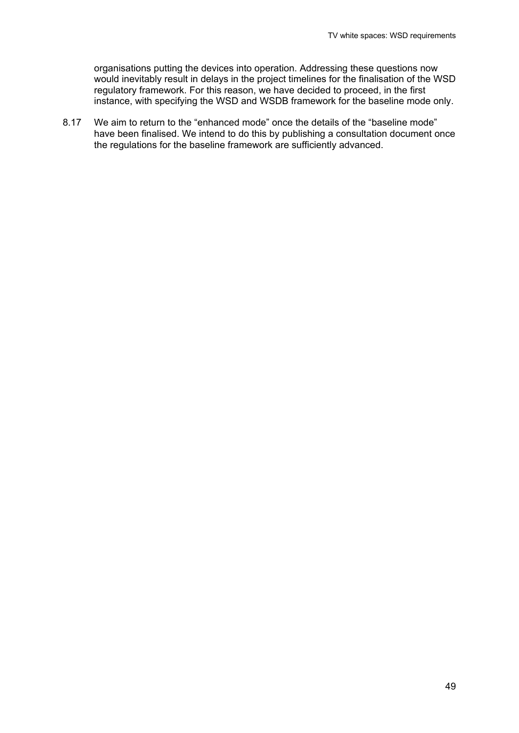organisations putting the devices into operation. Addressing these questions now would inevitably result in delays in the project timelines for the finalisation of the WSD regulatory framework. For this reason, we have decided to proceed, in the first instance, with specifying the WSD and WSDB framework for the baseline mode only.

8.17 We aim to return to the “enhanced mode” once the details of the “baseline mode” have been finalised. We intend to do this by publishing a consultation document once the regulations for the baseline framework are sufficiently advanced.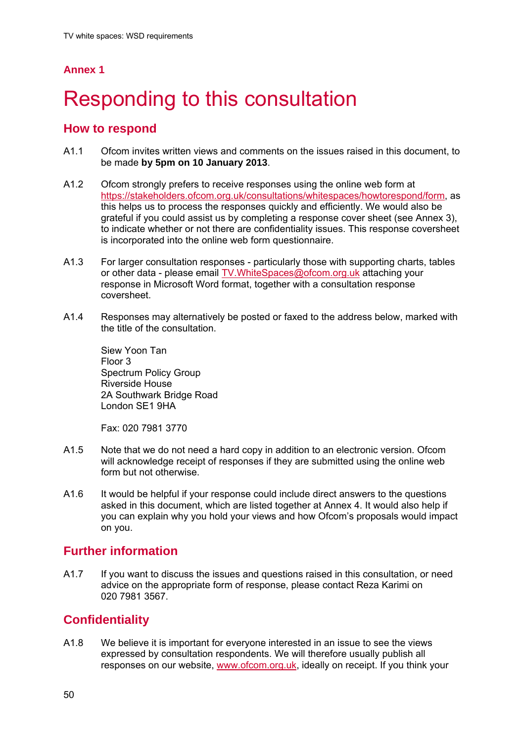## Annex 1

# Responding to this consultation

## How to respond

A1.1 Ofcom invites written views and comments on the issues raised in this document, to be made **by 5pm on 10 January 2013**.

A1.2 Ofcom strongly prefers to receive responses using the online web form at https://stakeholders.ofcom.org.uk/consultations/whitespaces/howtorespond/form, as this helps us to process the responses quickly and efficiently. We would also be grateful if you could assist us by completing a response cover sheet (see Annex 3), to indicate whether or not there are confidentiality issues. This response coversheet is incorporated into the online web form questionnaire.

A1.3 For larger consultation responses - particularly those with supporting charts, tables or other data - please email TV.WhiteSpaces@ofcom.org.uk attaching your response in Microsoft Word format, together with a consultation response coversheet.

A1.4 Responses may alternatively be posted or faxed to the address below, marked with the title of the consultation.

Siew Yoon Tan
Floor 3
Spectrum Policy Group
Riverside House
2A Southwark Bridge Road
London SE1 9HA

Fax: 020 7981 3770

A1.5 Note that we do not need a hard copy in addition to an electronic version. Ofcom will acknowledge receipt of responses if they are submitted using the online web form but not otherwise.

A1.6 It would be helpful if your response could include direct answers to the questions asked in this document, which are listed together at Annex 4. It would also help if you can explain why you hold your views and how Ofcom's proposals would impact on you.

## Further information

A1.7 If you want to discuss the issues and questions raised in this consultation, or need advice on the appropriate form of response, please contact Reza Karimi on 020 7981 3567.

## Confidentiality

A1.8 We believe it is important for everyone interested in an issue to see the views expressed by consultation respondents. We will therefore usually publish all responses on our website, www.ofcom.org.uk, ideally on receipt. If you think your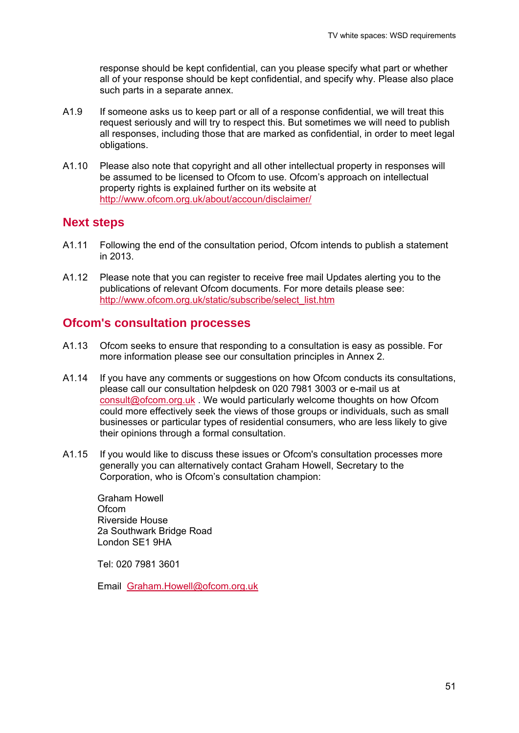response should be kept confidential, can you please specify what part or whether all of your response should be kept confidential, and specify why. Please also place such parts in a separate annex.

A1.9 If someone asks us to keep part or all of a response confidential, we will treat this request seriously and will try to respect this. But sometimes we will need to publish all responses, including those that are marked as confidential, in order to meet legal obligations.

A1.10 Please also note that copyright and all other intellectual property in responses will be assumed to be licensed to Ofcom to use. Ofcom's approach on intellectual property rights is explained further on its website at http://www.ofcom.org.uk/about/accoun/disclaimer/

## Next steps

A1.11 Following the end of the consultation period, Ofcom intends to publish a statement in 2013.

A1.12 Please note that you can register to receive free mail Updates alerting you to the publications of relevant Ofcom documents. For more details please see: http://www.ofcom.org.uk/static/subscribe/select_list.htm

## Ofcom's consultation processes

A1.13 Ofcom seeks to ensure that responding to a consultation is easy as possible. For more information please see our consultation principles in Annex 2.

A1.14 If you have any comments or suggestions on how Ofcom conducts its consultations, please call our consultation helpdesk on 020 7981 3003 or e-mail us at consult@ofcom.org.uk . We would particularly welcome thoughts on how Ofcom could more effectively seek the views of those groups or individuals, such as small businesses or particular types of residential consumers, who are less likely to give their opinions through a formal consultation.

A1.15 If you would like to discuss these issues or Ofcom's consultation processes more generally you can alternatively contact Graham Howell, Secretary to the Corporation, who is Ofcom's consultation champion:

Graham Howell
Ofcom
Riverside House
2a Southwark Bridge Road
London SE1 9HA

Tel: 020 7981 3601

Email Graham.Howell@ofcom.org.uk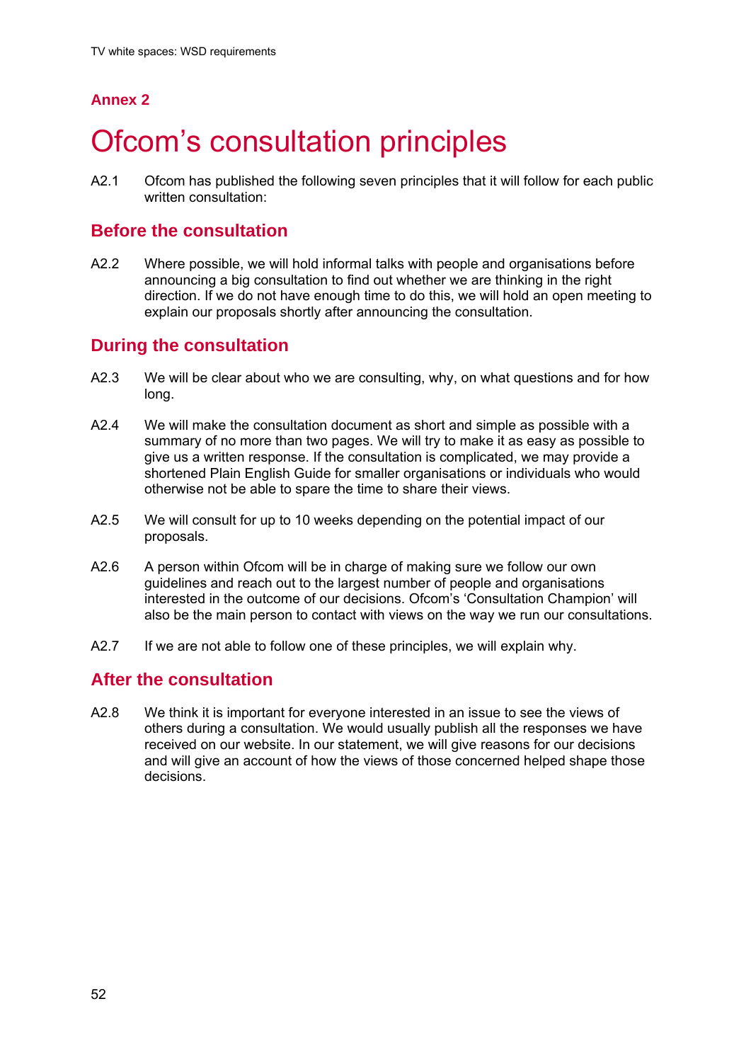## Annex 2

# Ofcom's consultation principles

A2.1 Ofcom has published the following seven principles that it will follow for each public written consultation:

### Before the consultation

A2.2 Where possible, we will hold informal talks with people and organisations before announcing a big consultation to find out whether we are thinking in the right direction. If we do not have enough time to do this, we will hold an open meeting to explain our proposals shortly after announcing the consultation.

### During the consultation

A2.3 We will be clear about who we are consulting, why, on what questions and for how long.

A2.4 We will make the consultation document as short and simple as possible with a summary of no more than two pages. We will try to make it as easy as possible to give us a written response. If the consultation is complicated, we may provide a shortened Plain English Guide for smaller organisations or individuals who would otherwise not be able to spare the time to share their views.

A2.5 We will consult for up to 10 weeks depending on the potential impact of our proposals.

A2.6 A person within Ofcom will be in charge of making sure we follow our own guidelines and reach out to the largest number of people and organisations interested in the outcome of our decisions. Ofcom's 'Consultation Champion' will also be the main person to contact with views on the way we run our consultations.

A2.7 If we are not able to follow one of these principles, we will explain why.

### After the consultation

A2.8 We think it is important for everyone interested in an issue to see the views of others during a consultation. We would usually publish all the responses we have received on our website. In our statement, we will give reasons for our decisions and will give an account of how the views of those concerned helped shape those decisions.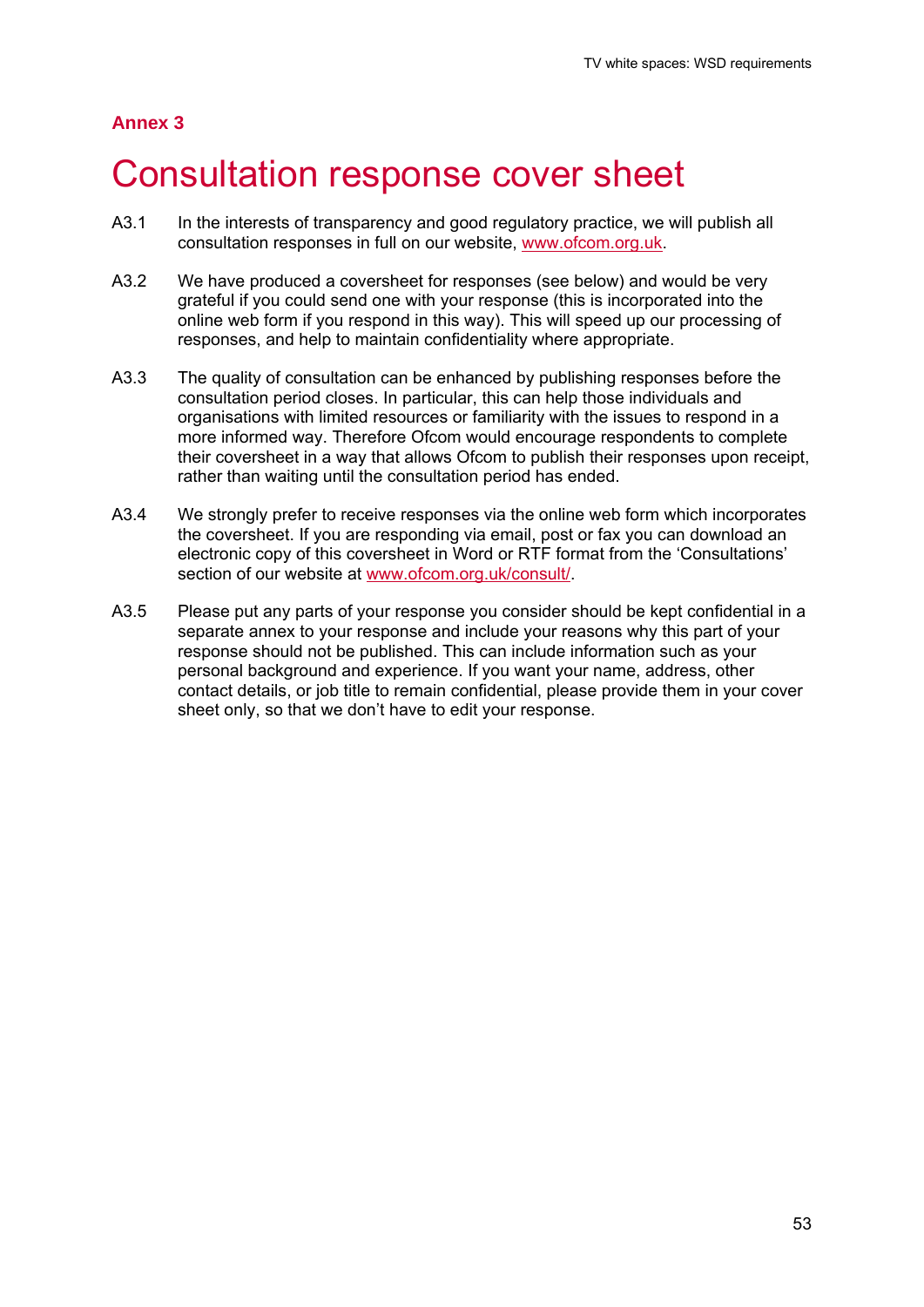## Annex 3

# Consultation response cover sheet

A3.1 In the interests of transparency and good regulatory practice, we will publish all consultation responses in full on our website, www.ofcom.org.uk.

A3.2 We have produced a coversheet for responses (see below) and would be very grateful if you could send one with your response (this is incorporated into the online web form if you respond in this way). This will speed up our processing of responses, and help to maintain confidentiality where appropriate.

A3.3 The quality of consultation can be enhanced by publishing responses before the consultation period closes. In particular, this can help those individuals and organisations with limited resources or familiarity with the issues to respond in a more informed way. Therefore Ofcom would encourage respondents to complete their coversheet in a way that allows Ofcom to publish their responses upon receipt, rather than waiting until the consultation period has ended.

A3.4 We strongly prefer to receive responses via the online web form which incorporates the coversheet. If you are responding via email, post or fax you can download an electronic copy of this coversheet in Word or RTF format from the 'Consultations' section of our website at www.ofcom.org.uk/consult/.

A3.5 Please put any parts of your response you consider should be kept confidential in a separate annex to your response and include your reasons why this part of your response should not be published. This can include information such as your personal background and experience. If you want your name, address, other contact details, or job title to remain confidential, please provide them in your cover sheet only, so that we don't have to edit your response.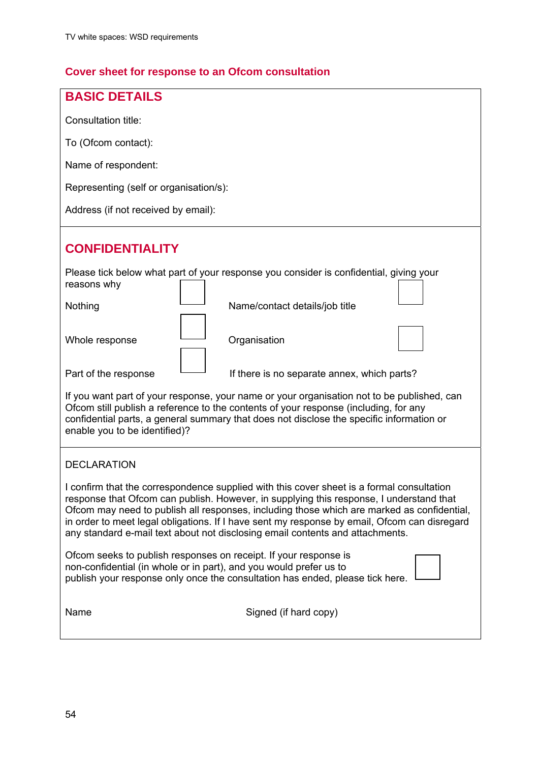## Cover sheet for response to an Ofcom consultation

### BASIC DETAILS

Consultation title:

To (Ofcom contact):

Name of respondent:

Representing (self or organisation/s):

Address (if not received by email):

### CONFIDENTIALITY

Please tick below what part of your response you consider is confidential, giving your reasons why

| | | | |
|---|---|---|---|
| Nothing | ☐ | Name/contact details/job title | ☐ |
| Whole response | ☐ | Organisation | ☐ |
| Part of the response | ☐ | If there is no separate annex, which parts? | |

If you want part of your response, your name or your organisation not to be published, can Ofcom still publish a reference to the contents of your response (including, for any confidential parts, a general summary that does not disclose the specific information or enable you to be identified)?

DECLARATION

I confirm that the correspondence supplied with this cover sheet is a formal consultation response that Ofcom can publish. However, in supplying this response, I understand that Ofcom may need to publish all responses, including those which are marked as confidential, in order to meet legal obligations. If I have sent my response by email, Ofcom can disregard any standard e-mail text about not disclosing email contents and attachments.

Ofcom seeks to publish responses on receipt. If your response is non-confidential (in whole or in part), and you would prefer us to publish your response only once the consultation has ended, please tick here. ☐

Name                                        Signed (if hard copy)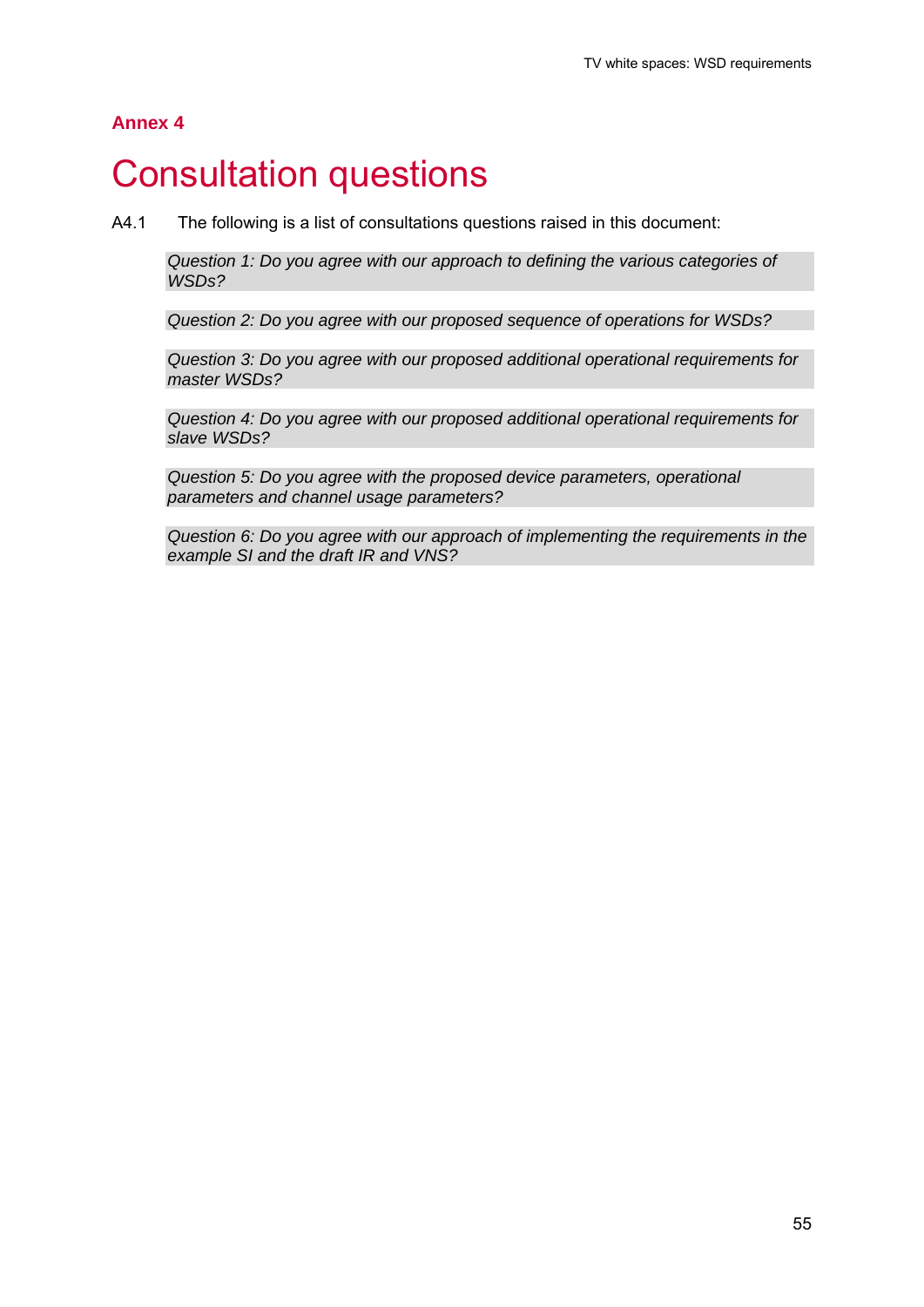## Annex 4

# Consultation questions

A4.1 The following is a list of consultations questions raised in this document:

*Question 1: Do you agree with our approach to defining the various categories of WSDs?*

*Question 2: Do you agree with our proposed sequence of operations for WSDs?*

*Question 3: Do you agree with our proposed additional operational requirements for master WSDs?*

*Question 4: Do you agree with our proposed additional operational requirements for slave WSDs?*

*Question 5: Do you agree with the proposed device parameters, operational parameters and channel usage parameters?*

*Question 6: Do you agree with our approach of implementing the requirements in the example SI and the draft IR and VNS?*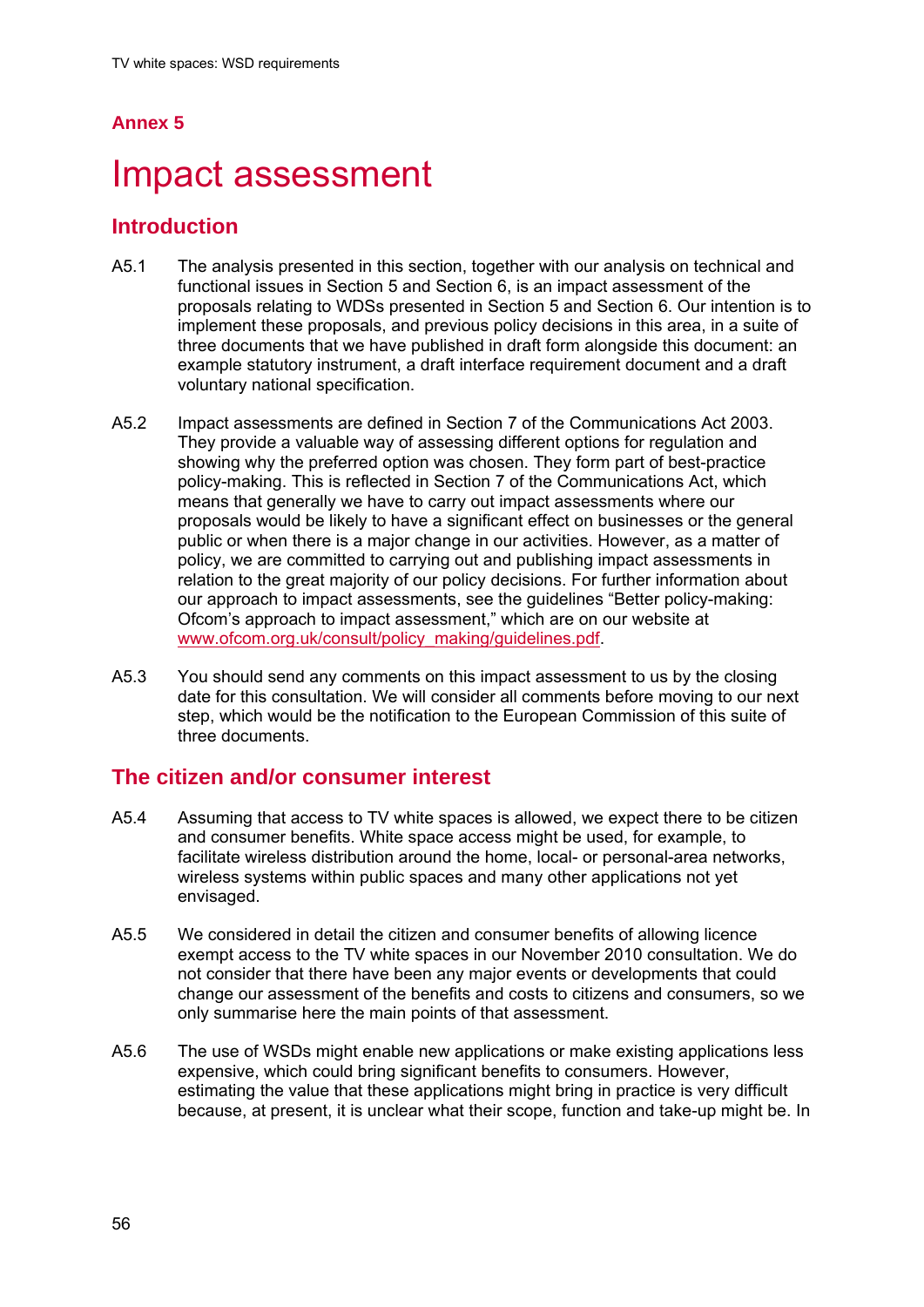## Annex 5

# Impact assessment

## Introduction

A5.1 The analysis presented in this section, together with our analysis on technical and functional issues in Section 5 and Section 6, is an impact assessment of the proposals relating to WDSs presented in Section 5 and Section 6. Our intention is to implement these proposals, and previous policy decisions in this area, in a suite of three documents that we have published in draft form alongside this document: an example statutory instrument, a draft interface requirement document and a draft voluntary national specification.

A5.2 Impact assessments are defined in Section 7 of the Communications Act 2003. They provide a valuable way of assessing different options for regulation and showing why the preferred option was chosen. They form part of best-practice policy-making. This is reflected in Section 7 of the Communications Act, which means that generally we have to carry out impact assessments where our proposals would be likely to have a significant effect on businesses or the general public or when there is a major change in our activities. However, as a matter of policy, we are committed to carrying out and publishing impact assessments in relation to the great majority of our policy decisions. For further information about our approach to impact assessments, see the guidelines "Better policy-making: Ofcom's approach to impact assessment," which are on our website at www.ofcom.org.uk/consult/policy_making/guidelines.pdf.

A5.3 You should send any comments on this impact assessment to us by the closing date for this consultation. We will consider all comments before moving to our next step, which would be the notification to the European Commission of this suite of three documents.

## The citizen and/or consumer interest

A5.4 Assuming that access to TV white spaces is allowed, we expect there to be citizen and consumer benefits. White space access might be used, for example, to facilitate wireless distribution around the home, local- or personal-area networks, wireless systems within public spaces and many other applications not yet envisaged.

A5.5 We considered in detail the citizen and consumer benefits of allowing licence exempt access to the TV white spaces in our November 2010 consultation. We do not consider that there have been any major events or developments that could change our assessment of the benefits and costs to citizens and consumers, so we only summarise here the main points of that assessment.

A5.6 The use of WSDs might enable new applications or make existing applications less expensive, which could bring significant benefits to consumers. However, estimating the value that these applications might bring in practice is very difficult because, at present, it is unclear what their scope, function and take-up might be. In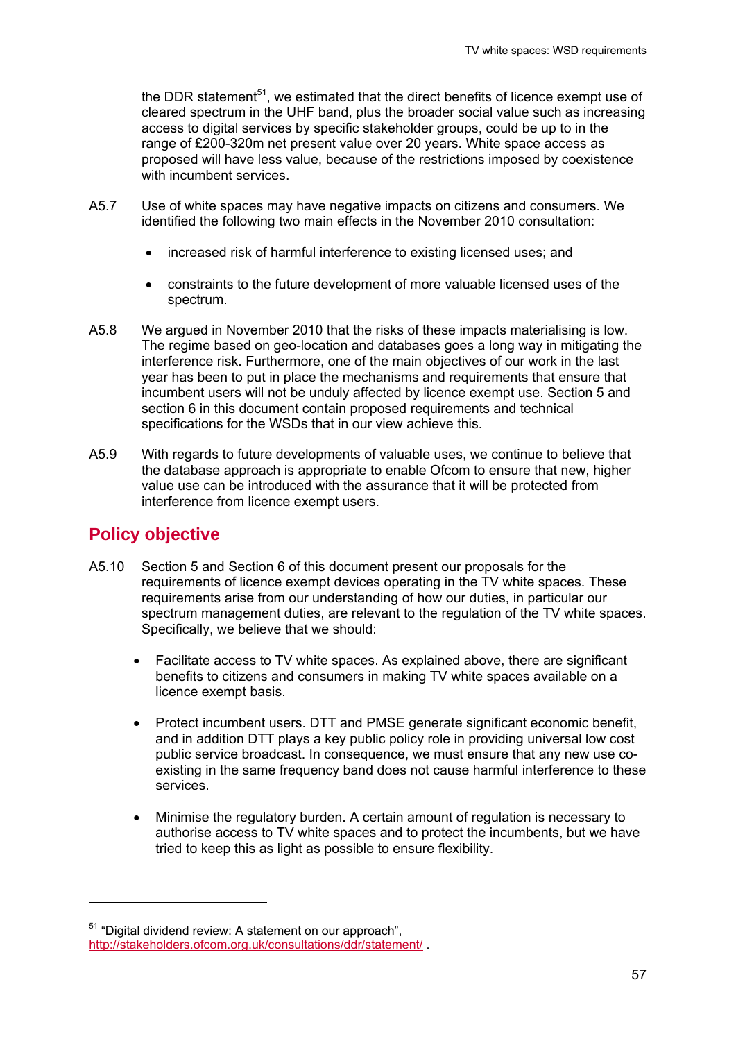the DDR statement[51], we estimated that the direct benefits of licence exempt use of cleared spectrum in the UHF band, plus the broader social value such as increasing access to digital services by specific stakeholder groups, could be up to in the range of £200-320m net present value over 20 years. White space access as proposed will have less value, because of the restrictions imposed by coexistence with incumbent services.

A5.7 Use of white spaces may have negative impacts on citizens and consumers. We identified the following two main effects in the November 2010 consultation:

- increased risk of harmful interference to existing licensed uses; and
- constraints to the future development of more valuable licensed uses of the spectrum.

A5.8 We argued in November 2010 that the risks of these impacts materialising is low. The regime based on geo-location and databases goes a long way in mitigating the interference risk. Furthermore, one of the main objectives of our work in the last year has been to put in place the mechanisms and requirements that ensure that incumbent users will not be unduly affected by licence exempt use. Section 5 and section 6 in this document contain proposed requirements and technical specifications for the WSDs that in our view achieve this.

A5.9 With regards to future developments of valuable uses, we continue to believe that the database approach is appropriate to enable Ofcom to ensure that new, higher value use can be introduced with the assurance that it will be protected from interference from licence exempt users.

## Policy objective

A5.10 Section 5 and Section 6 of this document present our proposals for the requirements of licence exempt devices operating in the TV white spaces. These requirements arise from our understanding of how our duties, in particular our spectrum management duties, are relevant to the regulation of the TV white spaces. Specifically, we believe that we should:

- Facilitate access to TV white spaces. As explained above, there are significant benefits to citizens and consumers in making TV white spaces available on a licence exempt basis.
- Protect incumbent users. DTT and PMSE generate significant economic benefit, and in addition DTT plays a key public policy role in providing universal low cost public service broadcast. In consequence, we must ensure that any new use co-existing in the same frequency band does not cause harmful interference to these services.
- Minimise the regulatory burden. A certain amount of regulation is necessary to authorise access to TV white spaces and to protect the incumbents, but we have tried to keep this as light as possible to ensure flexibility.

[51] "Digital dividend review: A statement on our approach", http://stakeholders.ofcom.org.uk/consultations/ddr/statement/ .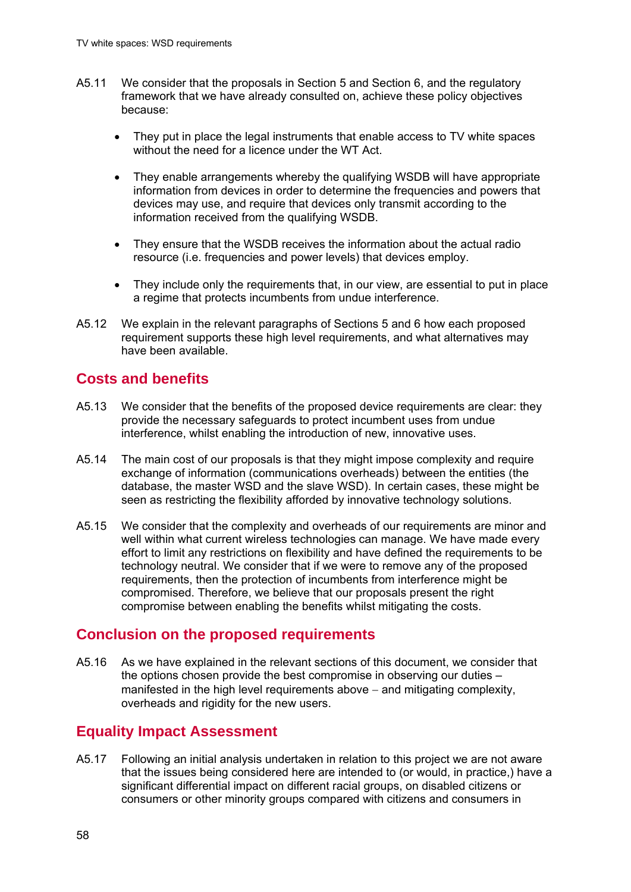A5.11 We consider that the proposals in Section 5 and Section 6, and the regulatory framework that we have already consulted on, achieve these policy objectives because:

- They put in place the legal instruments that enable access to TV white spaces without the need for a licence under the WT Act.
- They enable arrangements whereby the qualifying WSDB will have appropriate information from devices in order to determine the frequencies and powers that devices may use, and require that devices only transmit according to the information received from the qualifying WSDB.
- They ensure that the WSDB receives the information about the actual radio resource (i.e. frequencies and power levels) that devices employ.
- They include only the requirements that, in our view, are essential to put in place a regime that protects incumbents from undue interference.

A5.12 We explain in the relevant paragraphs of Sections 5 and 6 how each proposed requirement supports these high level requirements, and what alternatives may have been available.

## Costs and benefits

A5.13 We consider that the benefits of the proposed device requirements are clear: they provide the necessary safeguards to protect incumbent uses from undue interference, whilst enabling the introduction of new, innovative uses.

A5.14 The main cost of our proposals is that they might impose complexity and require exchange of information (communications overheads) between the entities (the database, the master WSD and the slave WSD). In certain cases, these might be seen as restricting the flexibility afforded by innovative technology solutions.

A5.15 We consider that the complexity and overheads of our requirements are minor and well within what current wireless technologies can manage. We have made every effort to limit any restrictions on flexibility and have defined the requirements to be technology neutral. We consider that if we were to remove any of the proposed requirements, then the protection of incumbents from interference might be compromised. Therefore, we believe that our proposals present the right compromise between enabling the benefits whilst mitigating the costs.

## Conclusion on the proposed requirements

A5.16 As we have explained in the relevant sections of this document, we consider that the options chosen provide the best compromise in observing our duties – manifested in the high level requirements above – and mitigating complexity, overheads and rigidity for the new users.

## Equality Impact Assessment

A5.17 Following an initial analysis undertaken in relation to this project we are not aware that the issues being considered here are intended to (or would, in practice,) have a significant differential impact on different racial groups, on disabled citizens or consumers or other minority groups compared with citizens and consumers in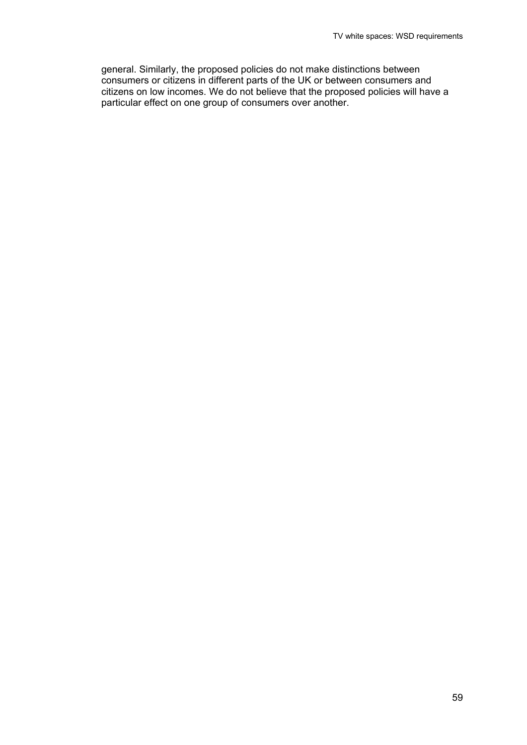general. Similarly, the proposed policies do not make distinctions between consumers or citizens in different parts of the UK or between consumers and citizens on low incomes. We do not believe that the proposed policies will have a particular effect on one group of consumers over another.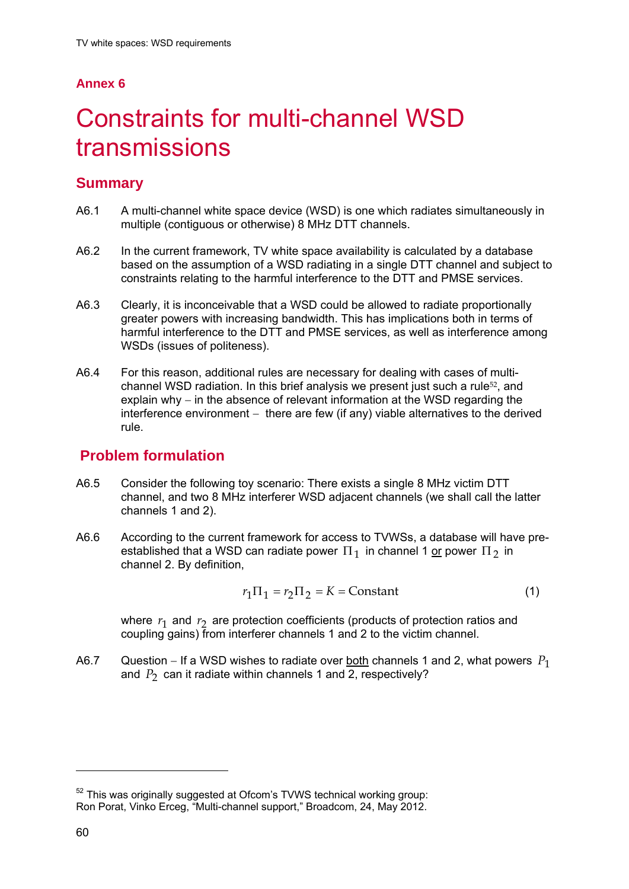## Annex 6

# Constraints for multi-channel WSD transmissions

## Summary

A6.1 A multi-channel white space device (WSD) is one which radiates simultaneously in multiple (contiguous or otherwise) 8 MHz DTT channels.

A6.2 In the current framework, TV white space availability is calculated by a database based on the assumption of a WSD radiating in a single DTT channel and subject to constraints relating to the harmful interference to the DTT and PMSE services.

A6.3 Clearly, it is inconceivable that a WSD could be allowed to radiate proportionally greater powers with increasing bandwidth. This has implications both in terms of harmful interference to the DTT and PMSE services, as well as interference among WSDs (issues of politeness).

A6.4 For this reason, additional rules are necessary for dealing with cases of multi-channel WSD radiation. In this brief analysis we present just such a rule[52], and explain why – in the absence of relevant information at the WSD regarding the interference environment – there are few (if any) viable alternatives to the derived rule.

## Problem formulation

A6.5 Consider the following toy scenario: There exists a single 8 MHz victim DTT channel, and two 8 MHz interferer WSD adjacent channels (we shall call the latter channels 1 and 2).

A6.6 According to the current framework for access to TVWSs, a database will have pre-established that a WSD can radiate power $\Pi_1$ in channel 1 or power $\Pi_2$ in channel 2. By definition,

$$r_1\Pi_1 = r_2\Pi_2 = K = \text{Constant} \tag{1}$$

where $r_1$ and $r_2$ are protection coefficients (products of protection ratios and coupling gains) from interferer channels 1 and 2 to the victim channel.

A6.7 Question – If a WSD wishes to radiate over both channels 1 and 2, what powers $P_1$ and $P_2$ can it radiate within channels 1 and 2, respectively?

---

[52] This was originally suggested at Ofcom's TVWS technical working group: Ron Porat, Vinko Erceg, "Multi-channel support," Broadcom, 24, May 2012.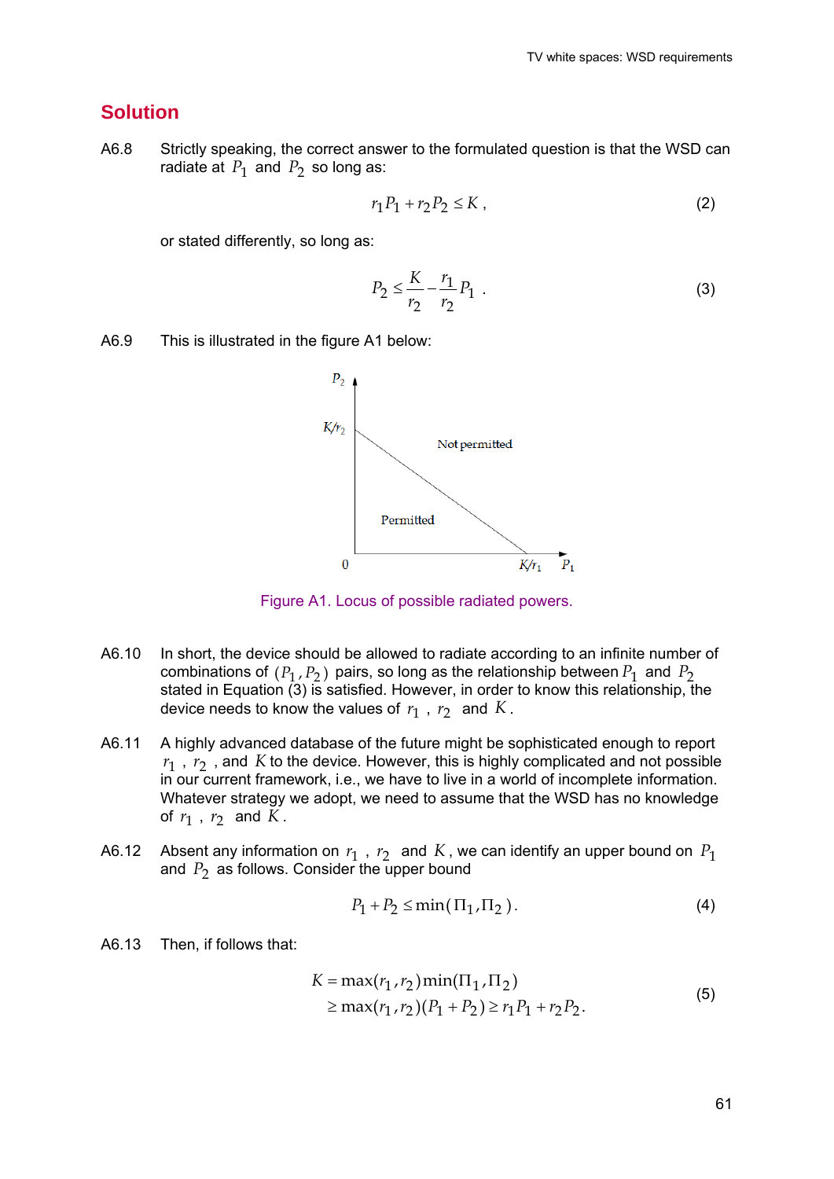## Solution

A6.8 Strictly speaking, the correct answer to the formulated question is that the WSD can radiate at $P_1$ and $P_2$ so long as:

$$r_1 P_1 + r_2 P_2 \leq K \,, \tag{2}$$

or stated differently, so long as:

$$P_2 \leq \frac{K}{r_2} - \frac{r_1}{r_2} P_1 \,. \tag{3}$$

A6.9 This is illustrated in the figure A1 below:

Figure A1. Locus of possible radiated powers.

A6.10 In short, the device should be allowed to radiate according to an infinite number of combinations of $(P_1, P_2)$ pairs, so long as the relationship between $P_1$ and $P_2$ stated in Equation (3) is satisfied. However, in order to know this relationship, the device needs to know the values of $r_1$, $r_2$ and $K$.

A6.11 A highly advanced database of the future might be sophisticated enough to report $r_1$, $r_2$, and $K$ to the device. However, this is highly complicated and not possible in our current framework, i.e., we have to live in a world of incomplete information. Whatever strategy we adopt, we need to assume that the WSD has no knowledge of $r_1$, $r_2$ and $K$.

A6.12 Absent any information on $r_1$, $r_2$ and $K$, we can identify an upper bound on $P_1$ and $P_2$ as follows. Consider the upper bound

$$P_1 + P_2 \leq \min(\Pi_1, \Pi_2) \,. \tag{4}$$

A6.13 Then, if follows that:

$$\begin{aligned} K &= \max(r_1, r_2) \min(\Pi_1, \Pi_2) \\ &\geq \max(r_1, r_2)(P_1 + P_2) \geq r_1 P_1 + r_2 P_2 \,. \end{aligned} \tag{5}$$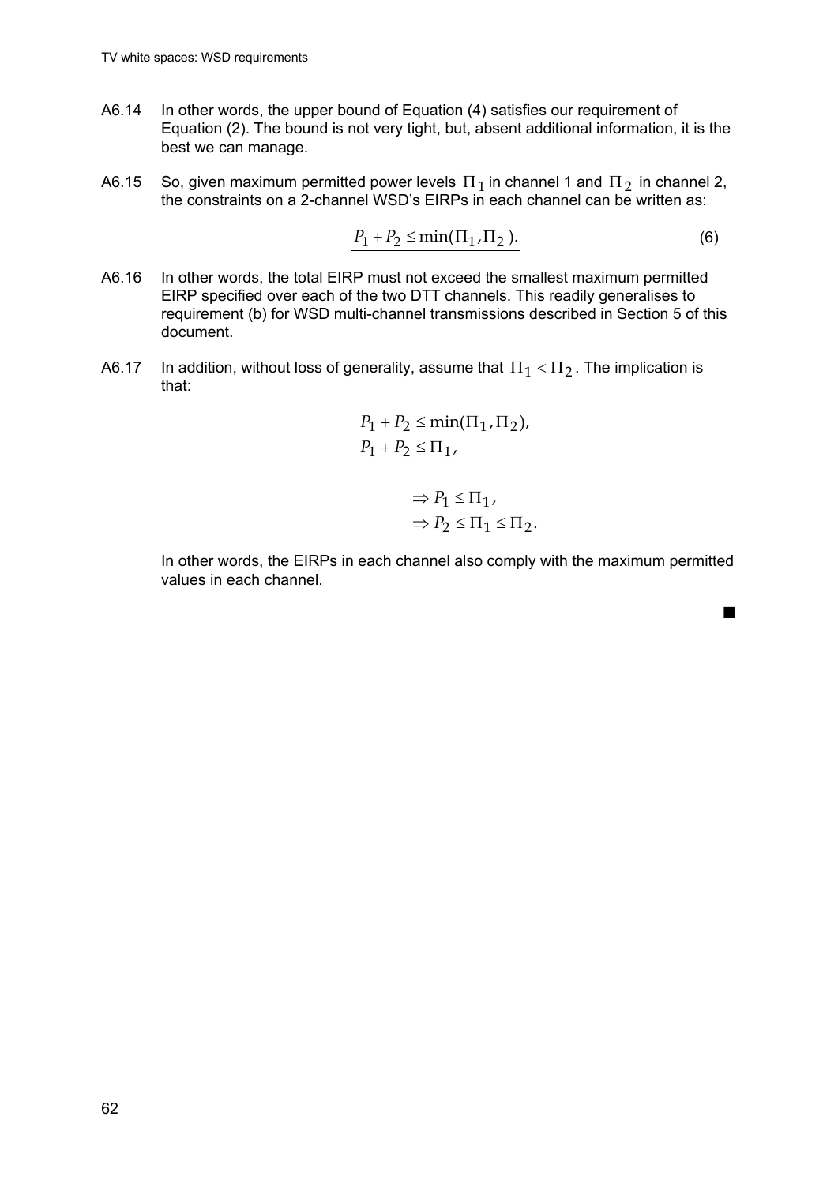A6.14 In other words, the upper bound of Equation (4) satisfies our requirement of Equation (2). The bound is not very tight, but, absent additional information, it is the best we can manage.

A6.15 So, given maximum permitted power levels $\Pi_1$ in channel 1 and $\Pi_2$ in channel 2, the constraints on a 2-channel WSD's EIRPs in each channel can be written as:

$$\boxed{P_1 + P_2 \leq \min(\Pi_1, \Pi_2).} \tag{6}$$

A6.16 In other words, the total EIRP must not exceed the smallest maximum permitted EIRP specified over each of the two DTT channels. This readily generalises to requirement (b) for WSD multi-channel transmissions described in Section 5 of this document.

A6.17 In addition, without loss of generality, assume that $\Pi_1 < \Pi_2$. The implication is that:

$$P_1 + P_2 \leq \min(\Pi_1, \Pi_2),$$
$$P_1 + P_2 \leq \Pi_1,$$

$$\Rightarrow P_1 \leq \Pi_1,$$
$$\Rightarrow P_2 \leq \Pi_1 \leq \Pi_2.$$

In other words, the EIRPs in each channel also comply with the maximum permitted values in each channel.

■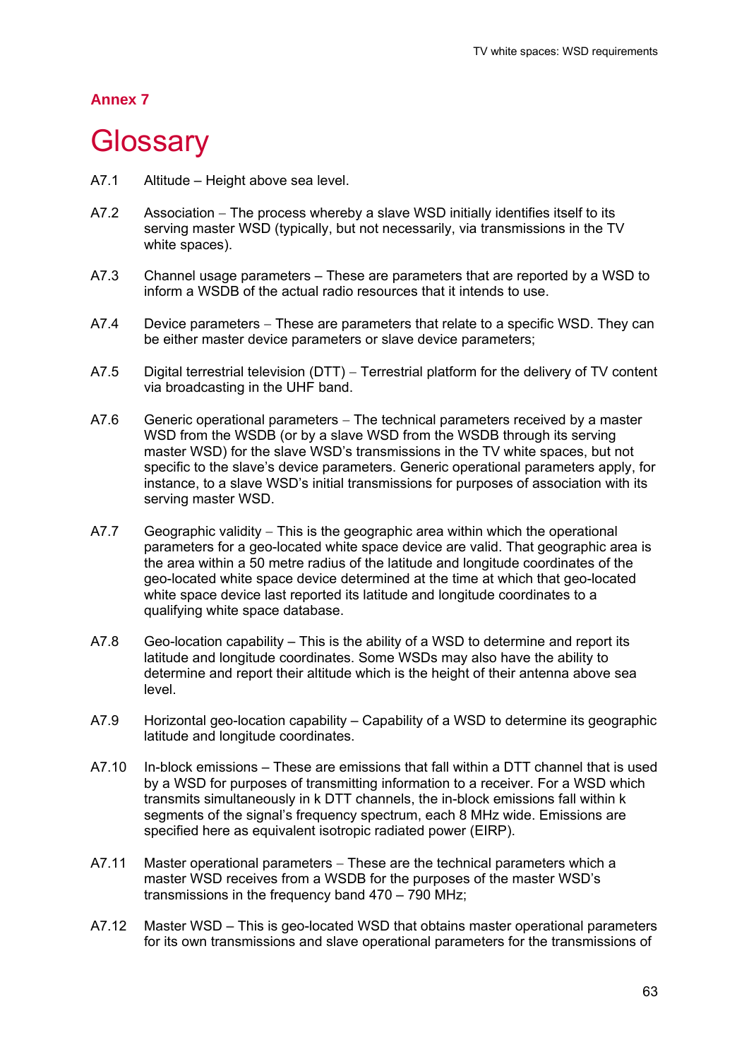## Annex 7

# Glossary

A7.1 Altitude – Height above sea level.

A7.2 Association – The process whereby a slave WSD initially identifies itself to its serving master WSD (typically, but not necessarily, via transmissions in the TV white spaces).

A7.3 Channel usage parameters – These are parameters that are reported by a WSD to inform a WSDB of the actual radio resources that it intends to use.

A7.4 Device parameters – These are parameters that relate to a specific WSD. They can be either master device parameters or slave device parameters;

A7.5 Digital terrestrial television (DTT) – Terrestrial platform for the delivery of TV content via broadcasting in the UHF band.

A7.6 Generic operational parameters – The technical parameters received by a master WSD from the WSDB (or by a slave WSD from the WSDB through its serving master WSD) for the slave WSD's transmissions in the TV white spaces, but not specific to the slave's device parameters. Generic operational parameters apply, for instance, to a slave WSD's initial transmissions for purposes of association with its serving master WSD.

A7.7 Geographic validity – This is the geographic area within which the operational parameters for a geo-located white space device are valid. That geographic area is the area within a 50 metre radius of the latitude and longitude coordinates of the geo-located white space device determined at the time at which that geo-located white space device last reported its latitude and longitude coordinates to a qualifying white space database.

A7.8 Geo-location capability – This is the ability of a WSD to determine and report its latitude and longitude coordinates. Some WSDs may also have the ability to determine and report their altitude which is the height of their antenna above sea level.

A7.9 Horizontal geo-location capability – Capability of a WSD to determine its geographic latitude and longitude coordinates.

A7.10 In-block emissions – These are emissions that fall within a DTT channel that is used by a WSD for purposes of transmitting information to a receiver. For a WSD which transmits simultaneously in k DTT channels, the in-block emissions fall within k segments of the signal's frequency spectrum, each 8 MHz wide. Emissions are specified here as equivalent isotropic radiated power (EIRP).

A7.11 Master operational parameters – These are the technical parameters which a master WSD receives from a WSDB for the purposes of the master WSD's transmissions in the frequency band 470 – 790 MHz;

A7.12 Master WSD – This is geo-located WSD that obtains master operational parameters for its own transmissions and slave operational parameters for the transmissions of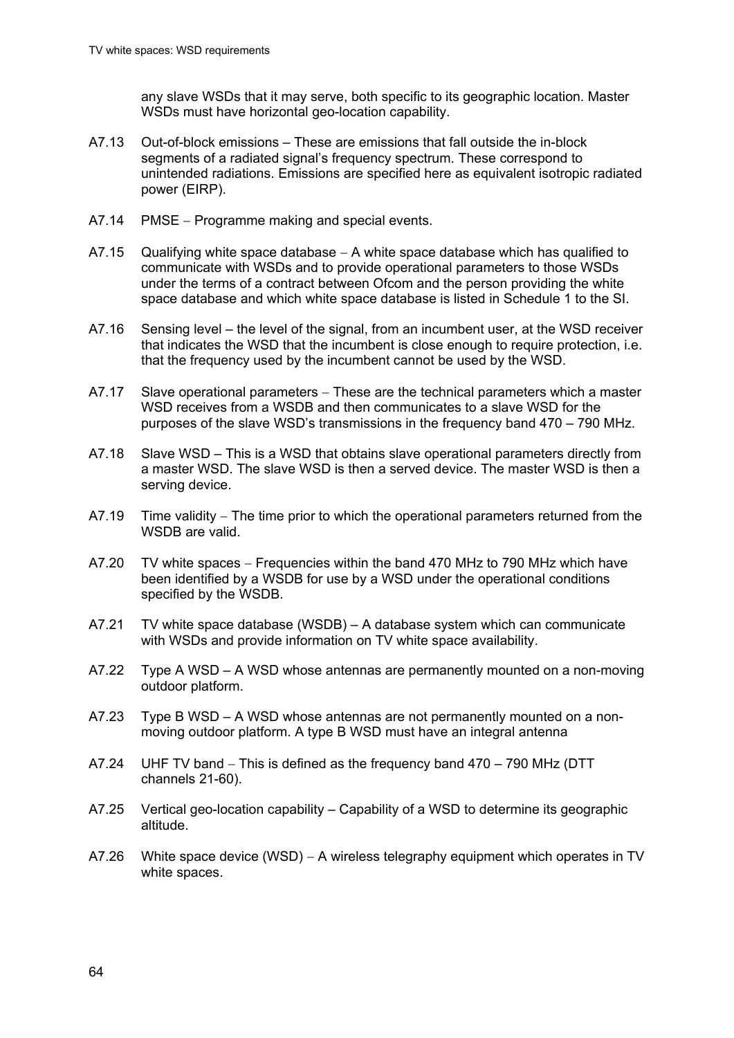any slave WSDs that it may serve, both specific to its geographic location. Master WSDs must have horizontal geo-location capability.

A7.13 Out-of-block emissions – These are emissions that fall outside the in-block segments of a radiated signal's frequency spectrum. These correspond to unintended radiations. Emissions are specified here as equivalent isotropic radiated power (EIRP).

A7.14 PMSE – Programme making and special events.

A7.15 Qualifying white space database – A white space database which has qualified to communicate with WSDs and to provide operational parameters to those WSDs under the terms of a contract between Ofcom and the person providing the white space database and which white space database is listed in Schedule 1 to the SI.

A7.16 Sensing level – the level of the signal, from an incumbent user, at the WSD receiver that indicates the WSD that the incumbent is close enough to require protection, i.e. that the frequency used by the incumbent cannot be used by the WSD.

A7.17 Slave operational parameters – These are the technical parameters which a master WSD receives from a WSDB and then communicates to a slave WSD for the purposes of the slave WSD's transmissions in the frequency band 470 – 790 MHz.

A7.18 Slave WSD – This is a WSD that obtains slave operational parameters directly from a master WSD. The slave WSD is then a served device. The master WSD is then a serving device.

A7.19 Time validity – The time prior to which the operational parameters returned from the WSDB are valid.

A7.20 TV white spaces – Frequencies within the band 470 MHz to 790 MHz which have been identified by a WSDB for use by a WSD under the operational conditions specified by the WSDB.

A7.21 TV white space database (WSDB) – A database system which can communicate with WSDs and provide information on TV white space availability.

A7.22 Type A WSD – A WSD whose antennas are permanently mounted on a non-moving outdoor platform.

A7.23 Type B WSD – A WSD whose antennas are not permanently mounted on a non-moving outdoor platform. A type B WSD must have an integral antenna

A7.24 UHF TV band – This is defined as the frequency band 470 – 790 MHz (DTT channels 21-60).

A7.25 Vertical geo-location capability – Capability of a WSD to determine its geographic altitude.

A7.26 White space device (WSD) – A wireless telegraphy equipment which operates in TV white spaces.